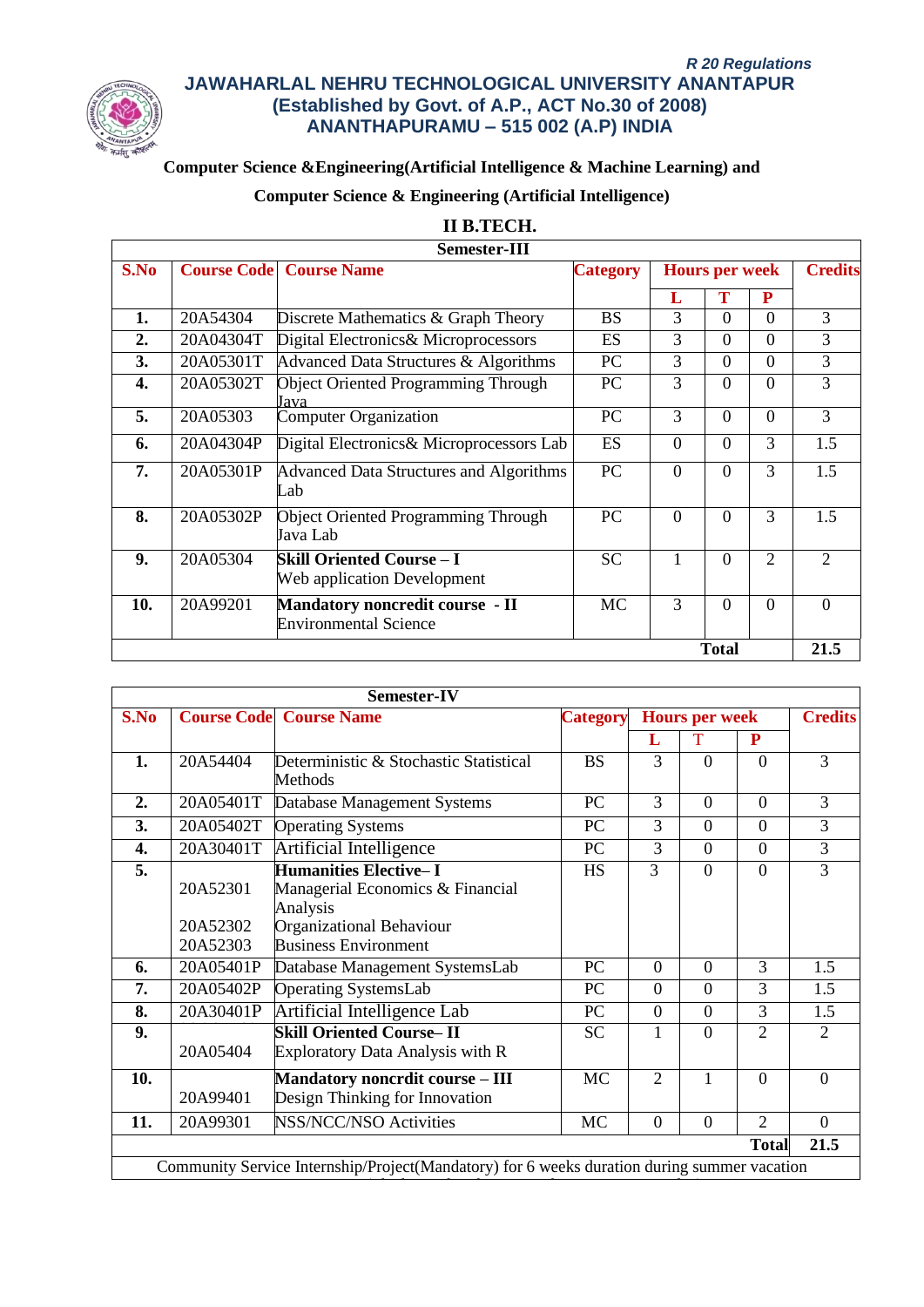*R 20 Regulations*

# JAWAHARLAL NEHRU TECHNOLOGICAL UNIVERSITY ANANTAPUR
## (Established by Govt. of A.P., ACT No.30 of 2008)
## ANANTHAPURAMU – 515 002 (A.P) INDIA

**Computer Science &Engineering(Artificial Intelligence & Machine Learning) and**

**Computer Science & Engineering (Artificial Intelligence)**

### II B.TECH.

**Semester-III**

| S.No | Course Code | Course Name | Category | Hours per week | | | Credits |
|---|---|---|---|---|---|---|---|
| | | | | L | T | P | |
| 1. | 20A54304 | Discrete Mathematics & Graph Theory | BS | 3 | 0 | 0 | 3 |
| 2. | 20A04304T | Digital Electronics& Microprocessors | ES | 3 | 0 | 0 | 3 |
| 3. | 20A05301T | Advanced Data Structures & Algorithms | PC | 3 | 0 | 0 | 3 |
| 4. | 20A05302T | Object Oriented Programming Through Java | PC | 3 | 0 | 0 | 3 |
| 5. | 20A05303 | Computer Organization | PC | 3 | 0 | 0 | 3 |
| 6. | 20A04304P | Digital Electronics& Microprocessors Lab | ES | 0 | 0 | 3 | 1.5 |
| 7. | 20A05301P | Advanced Data Structures and Algorithms Lab | PC | 0 | 0 | 3 | 1.5 |
| 8. | 20A05302P | Object Oriented Programming Through Java Lab | PC | 0 | 0 | 3 | 1.5 |
| 9. | 20A05304 | **Skill Oriented Course – I** Web application Development | SC | 1 | 0 | 2 | 2 |
| 10. | 20A99201 | **Mandatory noncredit course - II** Environmental Science | MC | 3 | 0 | 0 | 0 |
| | | | | | **Total** | | **21.5** |

**Semester-IV**

| S.No | Course Code | Course Name | Category | Hours per week | | | Credits |
|---|---|---|---|---|---|---|---|
| | | | | L | T | P | |
| 1. | 20A54404 | Deterministic & Stochastic Statistical Methods | BS | 3 | 0 | 0 | 3 |
| 2. | 20A05401T | Database Management Systems | PC | 3 | 0 | 0 | 3 |
| 3. | 20A05402T | Operating Systems | PC | 3 | 0 | 0 | 3 |
| 4. | 20A30401T | Artificial Intelligence | PC | 3 | 0 | 0 | 3 |
| 5. | 20A52301<br>20A52302<br>20A52303 | **Humanities Elective– I**<br>Managerial Economics & Financial Analysis<br>Organizational Behaviour<br>Business Environment | HS | 3 | 0 | 0 | 3 |
| 6. | 20A05401P | Database Management SystemsLab | PC | 0 | 0 | 3 | 1.5 |
| 7. | 20A05402P | Operating SystemsLab | PC | 0 | 0 | 3 | 1.5 |
| 8. | 20A30401P | Artificial Intelligence Lab | PC | 0 | 0 | 3 | 1.5 |
| 9. | 20A05404 | **Skill Oriented Course– II** Exploratory Data Analysis with R | SC | 1 | 0 | 2 | 2 |
| 10. | 20A99401 | **Mandatory noncrdit course – III** Design Thinking for Innovation | MC | 2 | 1 | 0 | 0 |
| 11. | 20A99301 | NSS/NCC/NSO Activities | MC | 0 | 0 | 2 | 0 |
| | | | | | | **Total** | **21.5** |
| Community Service Internship/Project(Mandatory) for 6 weeks duration during summer vacation | | | | | | | |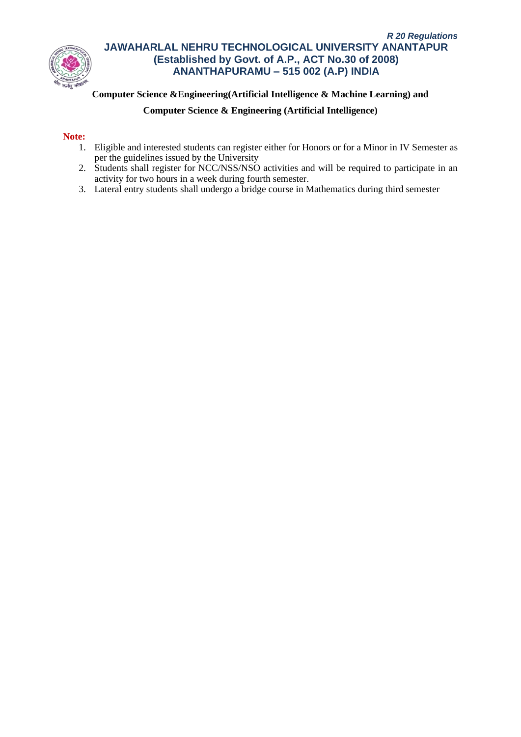**Computer Science &Engineering(Artificial Intelligence & Machine Learning) and**

**Computer Science & Engineering (Artificial Intelligence)**

**Note:**

1. Eligible and interested students can register either for Honors or for a Minor in IV Semester as per the guidelines issued by the University
2. Students shall register for NCC/NSS/NSO activities and will be required to participate in an activity for two hours in a week during fourth semester.
3. Lateral entry students shall undergo a bridge course in Mathematics during third semester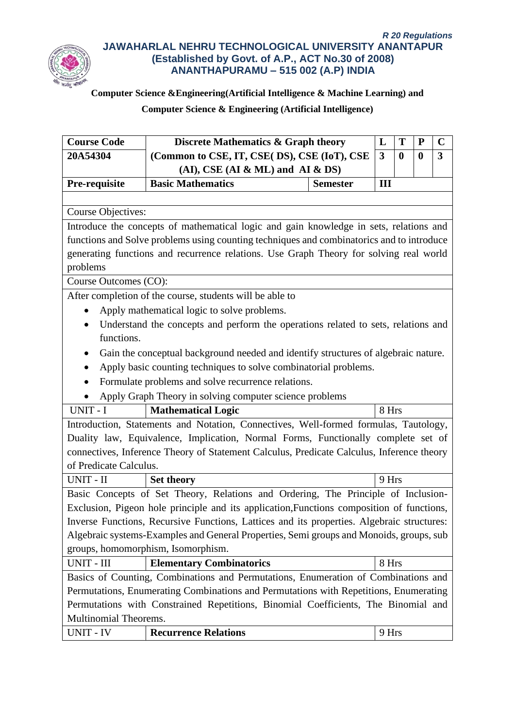*R 20 Regulations*

**JAWAHARLAL NEHRU TECHNOLOGICAL UNIVERSITY ANANTAPUR**
**(Established by Govt. of A.P., ACT No.30 of 2008)**
**ANANTHAPURAMU – 515 002 (A.P) INDIA**

**Computer Science &Engineering(Artificial Intelligence & Machine Learning) and**

**Computer Science & Engineering (Artificial Intelligence)**

| **Course Code** | **Discrete Mathematics & Graph theory** | | **L** | **T** | **P** | **C** |
|---|---|---|---|---|---|---|
| **20A54304** | **(Common to CSE, IT, CSE( DS), CSE (IoT), CSE (AI), CSE (AI & ML) and AI & DS)** | | **3** | **0** | **0** | **3** |
| **Pre-requisite** | **Basic Mathematics** | **Semester** | **III** | | | |

Course Objectives:

Introduce the concepts of mathematical logic and gain knowledge in sets, relations and functions and Solve problems using counting techniques and combinatorics and to introduce generating functions and recurrence relations. Use Graph Theory for solving real world problems

Course Outcomes (CO):

After completion of the course, students will be able to

- Apply mathematical logic to solve problems.
- Understand the concepts and perform the operations related to sets, relations and functions.
- Gain the conceptual background needed and identify structures of algebraic nature.
- Apply basic counting techniques to solve combinatorial problems.
- Formulate problems and solve recurrence relations.
- Apply Graph Theory in solving computer science problems

| UNIT - I | **Mathematical Logic** | 8 Hrs |
|---|---|---|

Introduction, Statements and Notation, Connectives, Well-formed formulas, Tautology, Duality law, Equivalence, Implication, Normal Forms, Functionally complete set of connectives, Inference Theory of Statement Calculus, Predicate Calculus, Inference theory of Predicate Calculus.

| UNIT - II | **Set theory** | 9 Hrs |
|---|---|---|

Basic Concepts of Set Theory, Relations and Ordering, The Principle of Inclusion-Exclusion, Pigeon hole principle and its application,Functions composition of functions, Inverse Functions, Recursive Functions, Lattices and its properties. Algebraic structures: Algebraic systems-Examples and General Properties, Semi groups and Monoids, groups, sub groups, homomorphism, Isomorphism.

| UNIT - III | **Elementary Combinatorics** | 8 Hrs |
|---|---|---|

Basics of Counting, Combinations and Permutations, Enumeration of Combinations and Permutations, Enumerating Combinations and Permutations with Repetitions, Enumerating Permutations with Constrained Repetitions, Binomial Coefficients, The Binomial and Multinomial Theorems.

| UNIT - IV | **Recurrence Relations** | 9 Hrs |
|---|---|---|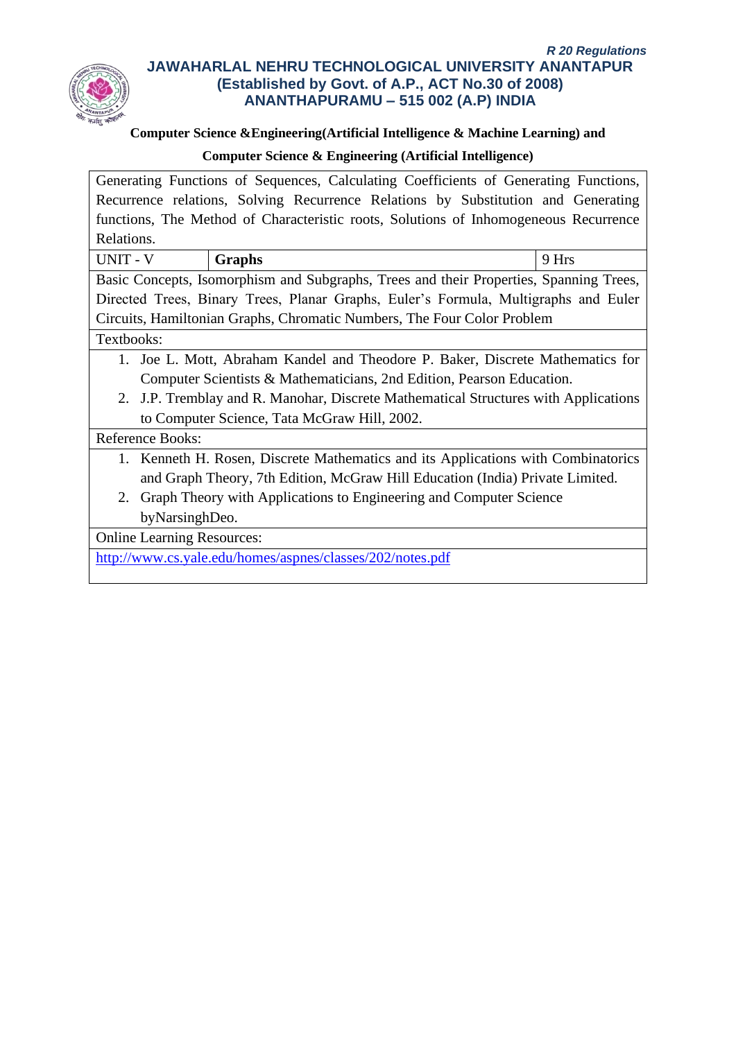**Computer Science &Engineering(Artificial Intelligence & Machine Learning) and**

**Computer Science & Engineering (Artificial Intelligence)**

| | | |
|---|---|---|
| Generating Functions of Sequences, Calculating Coefficients of Generating Functions, Recurrence relations, Solving Recurrence Relations by Substitution and Generating functions, The Method of Characteristic roots, Solutions of Inhomogeneous Recurrence Relations. | | |
| UNIT - V | **Graphs** | 9 Hrs |
| Basic Concepts, Isomorphism and Subgraphs, Trees and their Properties, Spanning Trees, Directed Trees, Binary Trees, Planar Graphs, Euler's Formula, Multigraphs and Euler Circuits, Hamiltonian Graphs, Chromatic Numbers, The Four Color Problem | | |
| Textbooks: | | |
| 1. Joe L. Mott, Abraham Kandel and Theodore P. Baker, Discrete Mathematics for Computer Scientists & Mathematicians, 2nd Edition, Pearson Education.<br>2. J.P. Tremblay and R. Manohar, Discrete Mathematical Structures with Applications to Computer Science, Tata McGraw Hill, 2002. | | |
| Reference Books: | | |
| 1. Kenneth H. Rosen, Discrete Mathematics and its Applications with Combinatorics and Graph Theory, 7th Edition, McGraw Hill Education (India) Private Limited.<br>2. Graph Theory with Applications to Engineering and Computer Science byNarsinghDeo. | | |
| Online Learning Resources: | | |
| http://www.cs.yale.edu/homes/aspnes/classes/202/notes.pdf | | |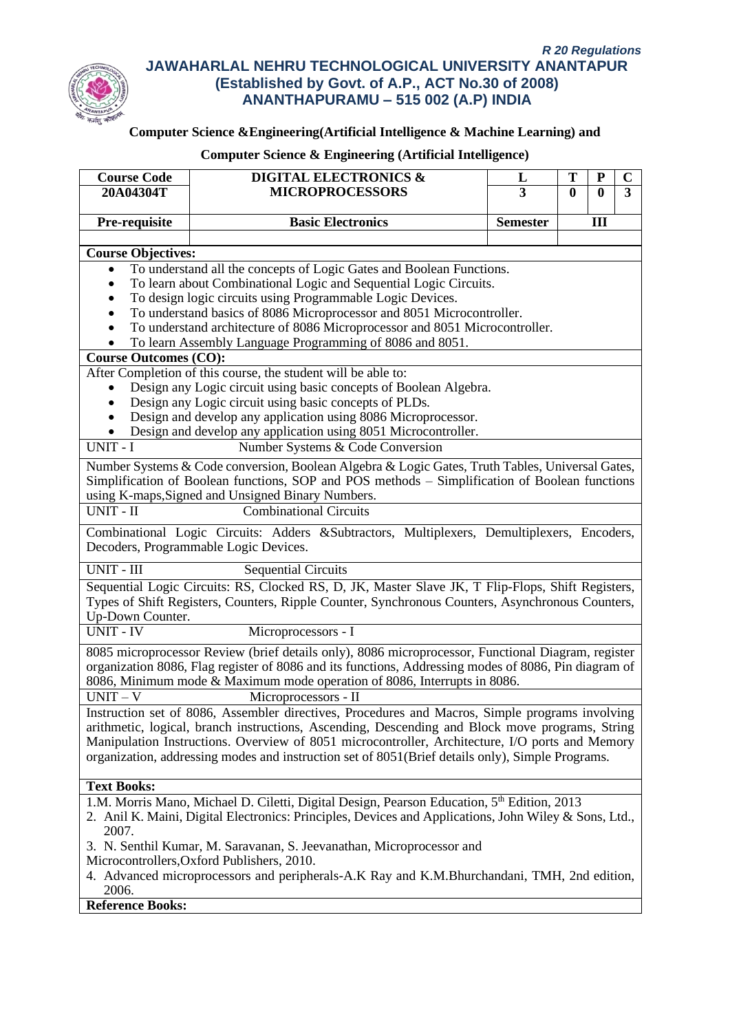*R 20 Regulations*

**JAWAHARLAL NEHRU TECHNOLOGICAL UNIVERSITY ANANTAPUR**
**(Established by Govt. of A.P., ACT No.30 of 2008)**
**ANANTHAPURAMU – 515 002 (A.P) INDIA**

**Computer Science &Engineering(Artificial Intelligence & Machine Learning) and**

**Computer Science & Engineering (Artificial Intelligence)**

| Course Code | DIGITAL ELECTRONICS & MICROPROCESSORS | L | T | P | C |
|---|---|---|---|---|---|
| 20A04304T | | 3 | 0 | 0 | 3 |
| Pre-requisite | Basic Electronics | Semester | III | | |

**Course Objectives:**

- To understand all the concepts of Logic Gates and Boolean Functions.
- To learn about Combinational Logic and Sequential Logic Circuits.
- To design logic circuits using Programmable Logic Devices.
- To understand basics of 8086 Microprocessor and 8051 Microcontroller.
- To understand architecture of 8086 Microprocessor and 8051 Microcontroller.
- To learn Assembly Language Programming of 8086 and 8051.

**Course Outcomes (CO):**

After Completion of this course, the student will be able to:

- Design any Logic circuit using basic concepts of Boolean Algebra.
- Design any Logic circuit using basic concepts of PLDs.
- Design and develop any application using 8086 Microprocessor.
- Design and develop any application using 8051 Microcontroller.

**UNIT - I** Number Systems & Code Conversion

Number Systems & Code conversion, Boolean Algebra & Logic Gates, Truth Tables, Universal Gates, Simplification of Boolean functions, SOP and POS methods – Simplification of Boolean functions using K-maps,Signed and Unsigned Binary Numbers.

**UNIT - II** Combinational Circuits

Combinational Logic Circuits: Adders &Subtractors, Multiplexers, Demultiplexers, Encoders, Decoders, Programmable Logic Devices.

**UNIT - III** Sequential Circuits

Sequential Logic Circuits: RS, Clocked RS, D, JK, Master Slave JK, T Flip-Flops, Shift Registers, Types of Shift Registers, Counters, Ripple Counter, Synchronous Counters, Asynchronous Counters, Up-Down Counter.

**UNIT - IV** Microprocessors - I

8085 microprocessor Review (brief details only), 8086 microprocessor, Functional Diagram, register organization 8086, Flag register of 8086 and its functions, Addressing modes of 8086, Pin diagram of 8086, Minimum mode & Maximum mode operation of 8086, Interrupts in 8086.

**UNIT – V** Microprocessors - II

Instruction set of 8086, Assembler directives, Procedures and Macros, Simple programs involving arithmetic, logical, branch instructions, Ascending, Descending and Block move programs, String Manipulation Instructions. Overview of 8051 microcontroller, Architecture, I/O ports and Memory organization, addressing modes and instruction set of 8051(Brief details only), Simple Programs.

**Text Books:**

1. M. Morris Mano, Michael D. Ciletti, Digital Design, Pearson Education, 5th Edition, 2013
2. Anil K. Maini, Digital Electronics: Principles, Devices and Applications, John Wiley & Sons, Ltd., 2007.
3. N. Senthil Kumar, M. Saravanan, S. Jeevanathan, Microprocessor and Microcontrollers,Oxford Publishers, 2010.
4. Advanced microprocessors and peripherals-A.K Ray and K.M.Bhurchandani, TMH, 2nd edition, 2006.

**Reference Books:**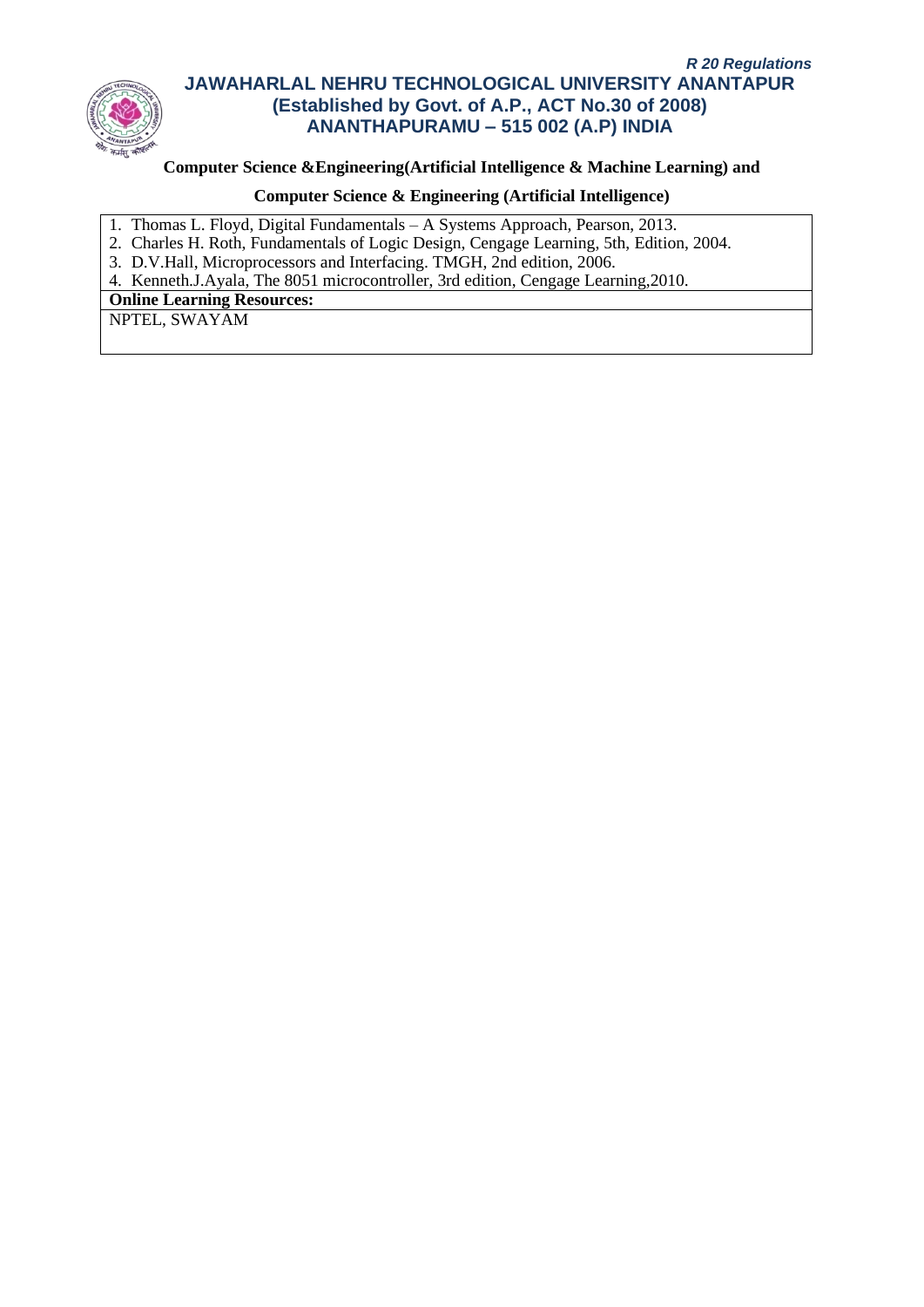**Computer Science &Engineering(Artificial Intelligence & Machine Learning) and**

**Computer Science & Engineering (Artificial Intelligence)**

1. Thomas L. Floyd, Digital Fundamentals – A Systems Approach, Pearson, 2013.
2. Charles H. Roth, Fundamentals of Logic Design, Cengage Learning, 5th, Edition, 2004.
3. D.V.Hall, Microprocessors and Interfacing. TMGH, 2nd edition, 2006.
4. Kenneth.J.Ayala, The 8051 microcontroller, 3rd edition, Cengage Learning,2010.

**Online Learning Resources:**

NPTEL, SWAYAM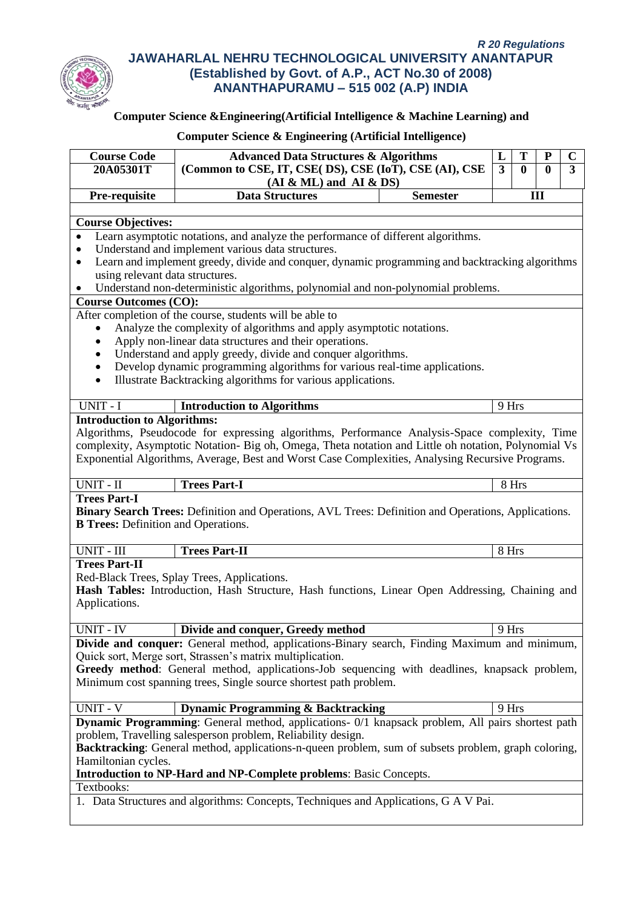*R 20 Regulations*

**JAWAHARLAL NEHRU TECHNOLOGICAL UNIVERSITY ANANTAPUR**
**(Established by Govt. of A.P., ACT No.30 of 2008)**
**ANANTHAPURAMU – 515 002 (A.P) INDIA**

**Computer Science &Engineering(Artificial Intelligence & Machine Learning) and**

**Computer Science & Engineering (Artificial Intelligence)**

| Course Code | Advanced Data Structures & Algorithms | | L | T | P | C |
|---|---|---|---|---|---|---|
| 20A05301T | (Common to CSE, IT, CSE( DS), CSE (IoT), CSE (AI), CSE (AI & ML) and AI & DS) | | 3 | 0 | 0 | 3 |
| Pre-requisite | Data Structures | Semester | III | | | |

**Course Objectives:**

- Learn asymptotic notations, and analyze the performance of different algorithms.
- Understand and implement various data structures.
- Learn and implement greedy, divide and conquer, dynamic programming and backtracking algorithms using relevant data structures.
- Understand non-deterministic algorithms, polynomial and non-polynomial problems.

**Course Outcomes (CO):**

After completion of the course, students will be able to

- Analyze the complexity of algorithms and apply asymptotic notations.
- Apply non-linear data structures and their operations.
- Understand and apply greedy, divide and conquer algorithms.
- Develop dynamic programming algorithms for various real-time applications.
- Illustrate Backtracking algorithms for various applications.

| UNIT - I | Introduction to Algorithms | 9 Hrs |
|---|---|---|

**Introduction to Algorithms:**
Algorithms, Pseudocode for expressing algorithms, Performance Analysis-Space complexity, Time complexity, Asymptotic Notation- Big oh, Omega, Theta notation and Little oh notation, Polynomial Vs Exponential Algorithms, Average, Best and Worst Case Complexities, Analysing Recursive Programs.

| UNIT - II | Trees Part-I | 8 Hrs |
|---|---|---|

**Trees Part-I**
**Binary Search Trees:** Definition and Operations, AVL Trees: Definition and Operations, Applications.
**B Trees:** Definition and Operations.

| UNIT - III | Trees Part-II | 8 Hrs |
|---|---|---|

**Trees Part-II**
Red-Black Trees, Splay Trees, Applications.
**Hash Tables:** Introduction, Hash Structure, Hash functions, Linear Open Addressing, Chaining and Applications.

| UNIT - IV | Divide and conquer, Greedy method | 9 Hrs |
|---|---|---|

**Divide and conquer:** General method, applications-Binary search, Finding Maximum and minimum, Quick sort, Merge sort, Strassen's matrix multiplication.
**Greedy method**: General method, applications-Job sequencing with deadlines, knapsack problem, Minimum cost spanning trees, Single source shortest path problem.

| UNIT - V | Dynamic Programming & Backtracking | 9 Hrs |
|---|---|---|

**Dynamic Programming**: General method, applications- 0/1 knapsack problem, All pairs shortest path problem, Travelling salesperson problem, Reliability design.
**Backtracking**: General method, applications-n-queen problem, sum of subsets problem, graph coloring, Hamiltonian cycles.
**Introduction to NP-Hard and NP-Complete problems**: Basic Concepts.

Textbooks:

1. Data Structures and algorithms: Concepts, Techniques and Applications, G A V Pai.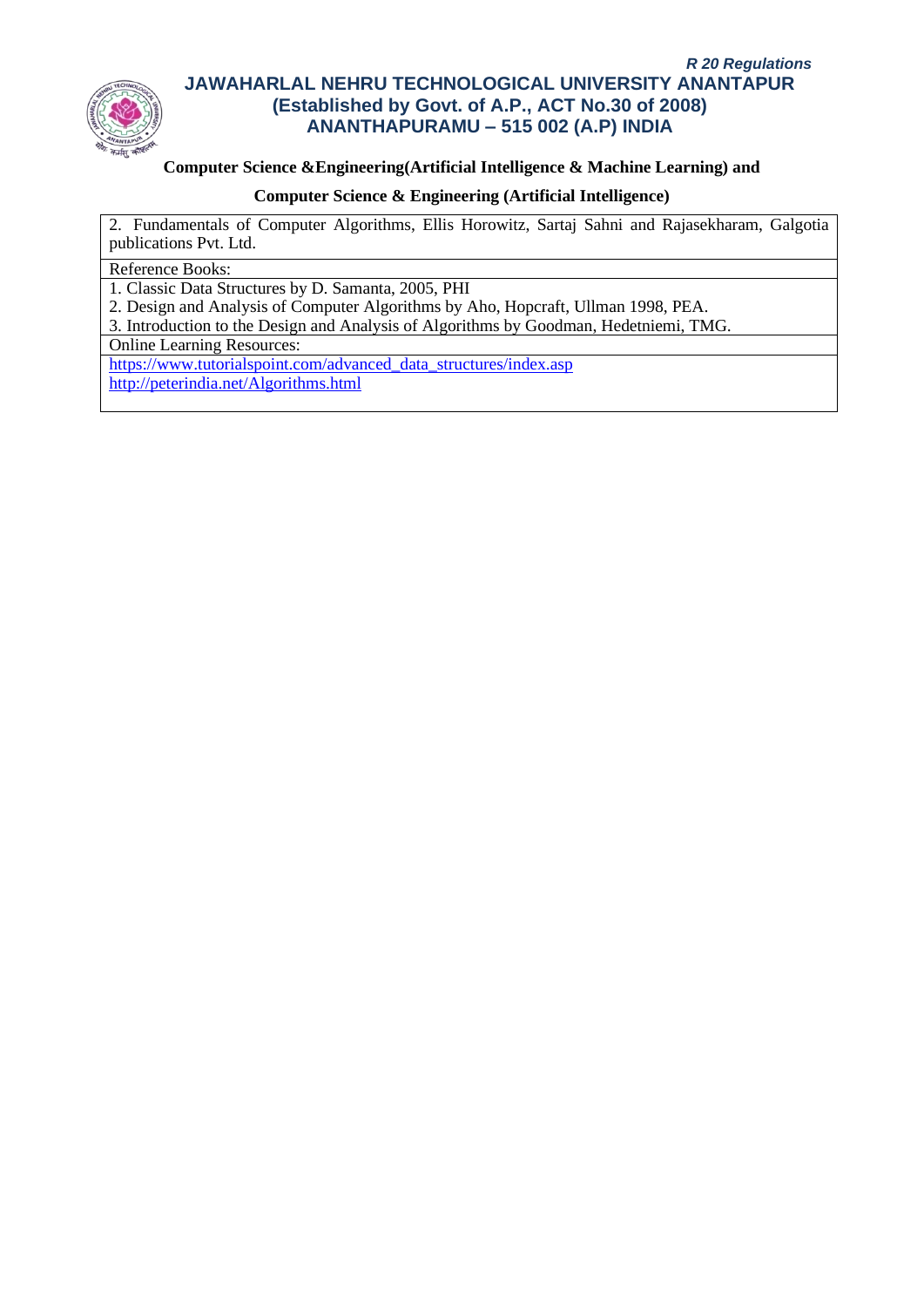**Computer Science &Engineering(Artificial Intelligence & Machine Learning) and**

**Computer Science & Engineering (Artificial Intelligence)**

2. Fundamentals of Computer Algorithms, Ellis Horowitz, Sartaj Sahni and Rajasekharam, Galgotia publications Pvt. Ltd.

Reference Books:

1. Classic Data Structures by D. Samanta, 2005, PHI
2. Design and Analysis of Computer Algorithms by Aho, Hopcraft, Ullman 1998, PEA.
3. Introduction to the Design and Analysis of Algorithms by Goodman, Hedetniemi, TMG.

Online Learning Resources:

https://www.tutorialspoint.com/advanced_data_structures/index.asp
http://peterindia.net/Algorithms.html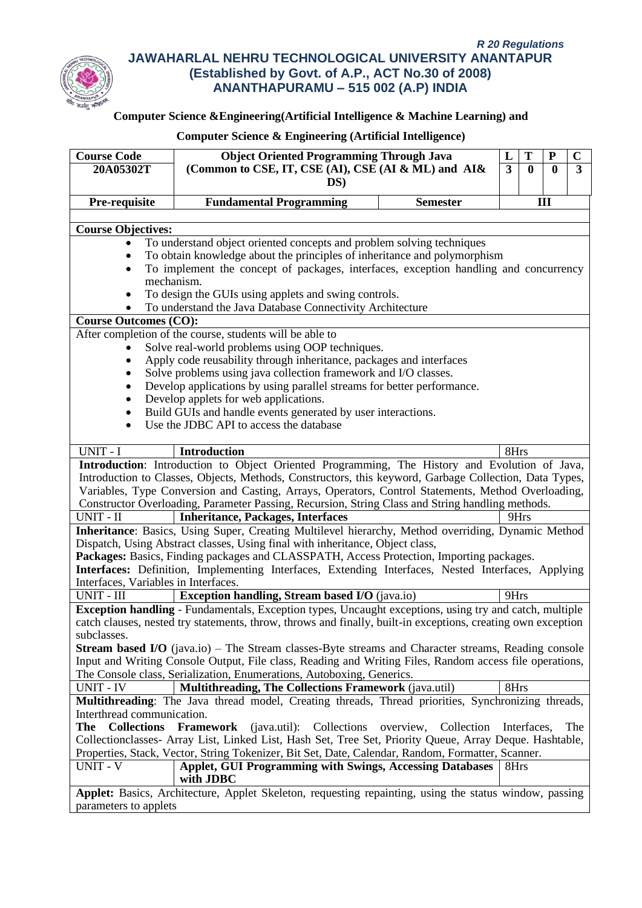*R 20 Regulations*

**JAWAHARLAL NEHRU TECHNOLOGICAL UNIVERSITY ANANTAPUR**
**(Established by Govt. of A.P., ACT No.30 of 2008)**
**ANANTHAPURAMU – 515 002 (A.P) INDIA**

**Computer Science &Engineering(Artificial Intelligence & Machine Learning) and**

**Computer Science & Engineering (Artificial Intelligence)**

| Course Code | Object Oriented Programming Through Java (Common to CSE, IT, CSE (AI), CSE (AI & ML) and AI& DS) | | L | T | P | C |
|---|---|---|---|---|---|---|
| 20A05302T | | | 3 | 0 | 0 | 3 |
| Pre-requisite | Fundamental Programming | Semester | III | | | |

**Course Objectives:**

- To understand object oriented concepts and problem solving techniques
- To obtain knowledge about the principles of inheritance and polymorphism
- To implement the concept of packages, interfaces, exception handling and concurrency mechanism.
- To design the GUIs using applets and swing controls.
- To understand the Java Database Connectivity Architecture

**Course Outcomes (CO):**

After completion of the course, students will be able to

- Solve real-world problems using OOP techniques.
- Apply code reusability through inheritance, packages and interfaces
- Solve problems using java collection framework and I/O classes.
- Develop applications by using parallel streams for better performance.
- Develop applets for web applications.
- Build GUIs and handle events generated by user interactions.
- Use the JDBC API to access the database

| UNIT - I | **Introduction** | 8Hrs |
|---|---|---|

**Introduction**: Introduction to Object Oriented Programming, The History and Evolution of Java, Introduction to Classes, Objects, Methods, Constructors, this keyword, Garbage Collection, Data Types, Variables, Type Conversion and Casting, Arrays, Operators, Control Statements, Method Overloading, Constructor Overloading, Parameter Passing, Recursion, String Class and String handling methods.

| UNIT - II | **Inheritance, Packages, Interfaces** | 9Hrs |
|---|---|---|

**Inheritance**: Basics, Using Super, Creating Multilevel hierarchy, Method overriding, Dynamic Method Dispatch, Using Abstract classes, Using final with inheritance, Object class,
**Packages:** Basics, Finding packages and CLASSPATH, Access Protection, Importing packages.
**Interfaces:** Definition, Implementing Interfaces, Extending Interfaces, Nested Interfaces, Applying Interfaces, Variables in Interfaces.

| UNIT - III | **Exception handling, Stream based I/O** (java.io) | 9Hrs |
|---|---|---|

**Exception handling** - Fundamentals, Exception types, Uncaught exceptions, using try and catch, multiple catch clauses, nested try statements, throw, throws and finally, built-in exceptions, creating own exception subclasses.
**Stream based I/O** (java.io) – The Stream classes-Byte streams and Character streams, Reading console Input and Writing Console Output, File class, Reading and Writing Files, Random access file operations, The Console class, Serialization, Enumerations, Autoboxing, Generics.

| UNIT - IV | **Multithreading, The Collections Framework** (java.util) | 8Hrs |
|---|---|---|

**Multithreading**: The Java thread model, Creating threads, Thread priorities, Synchronizing threads, Interthread communication.
**The Collections Framework** (java.util): Collections overview, Collection Interfaces, The Collectionclasses- Array List, Linked List, Hash Set, Tree Set, Priority Queue, Array Deque. Hashtable, Properties, Stack, Vector, String Tokenizer, Bit Set, Date, Calendar, Random, Formatter, Scanner.

| UNIT - V | **Applet, GUI Programming with Swings, Accessing Databases with JDBC** | 8Hrs |
|---|---|---|

**Applet:** Basics, Architecture, Applet Skeleton, requesting repainting, using the status window, passing parameters to applets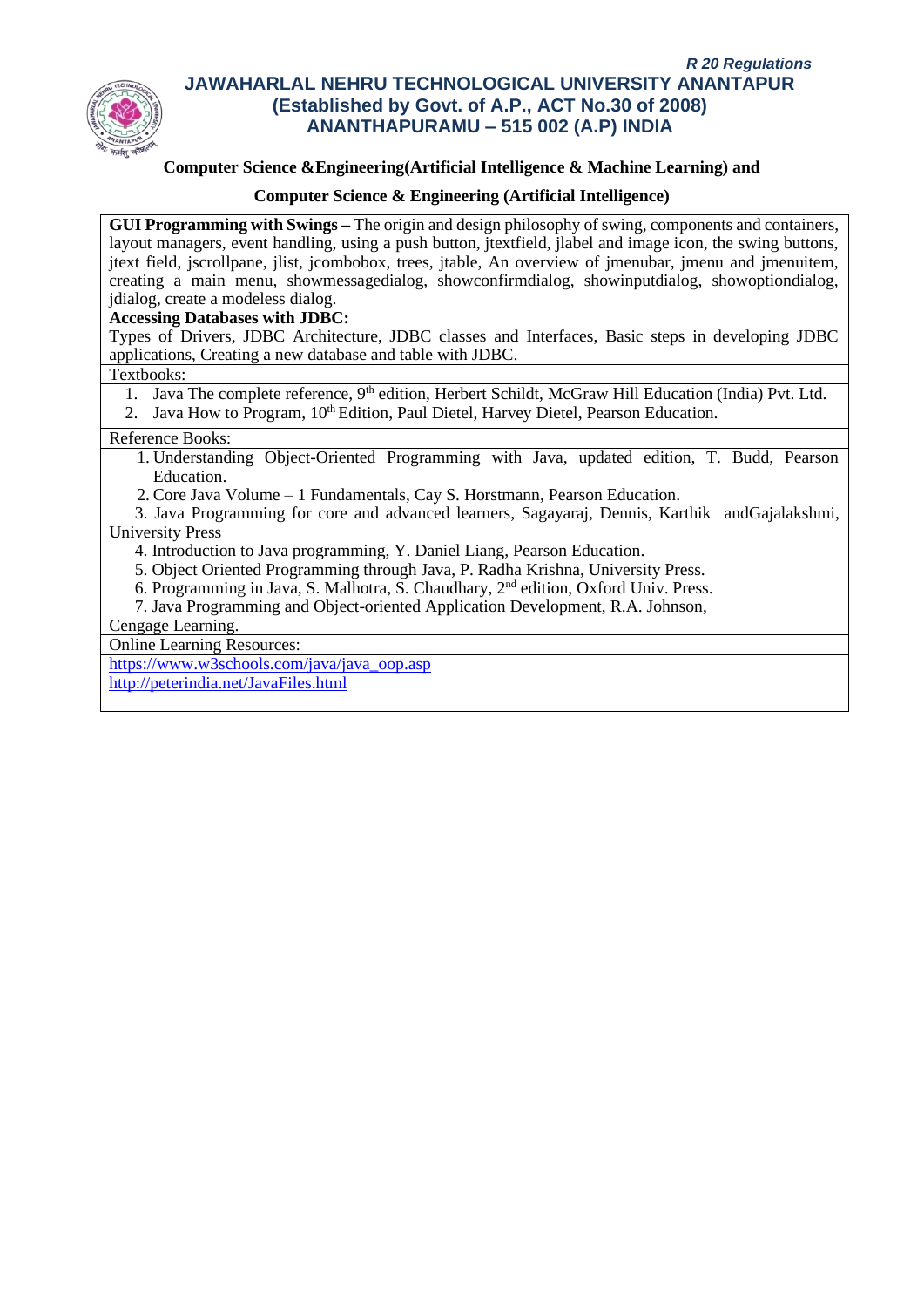**Computer Science &Engineering(Artificial Intelligence & Machine Learning) and**

**Computer Science & Engineering (Artificial Intelligence)**

**GUI Programming with Swings –** The origin and design philosophy of swing, components and containers, layout managers, event handling, using a push button, jtextfield, jlabel and image icon, the swing buttons, jtext field, jscrollpane, jlist, jcombobox, trees, jtable, An overview of jmenubar, jmenu and jmenuitem, creating a main menu, showmessagedialog, showconfirmdialog, showinputdialog, showoptiondialog, jdialog, create a modeless dialog.

**Accessing Databases with JDBC:**

Types of Drivers, JDBC Architecture, JDBC classes and Interfaces, Basic steps in developing JDBC applications, Creating a new database and table with JDBC.

Textbooks:

1. Java The complete reference, 9th edition, Herbert Schildt, McGraw Hill Education (India) Pvt. Ltd.
2. Java How to Program, 10th Edition, Paul Dietel, Harvey Dietel, Pearson Education.

Reference Books:

1. Understanding Object-Oriented Programming with Java, updated edition, T. Budd, Pearson Education.
2. Core Java Volume – 1 Fundamentals, Cay S. Horstmann, Pearson Education.
3. Java Programming for core and advanced learners, Sagayaraj, Dennis, Karthik andGajalakshmi, University Press
4. Introduction to Java programming, Y. Daniel Liang, Pearson Education.
5. Object Oriented Programming through Java, P. Radha Krishna, University Press.
6. Programming in Java, S. Malhotra, S. Chaudhary, 2nd edition, Oxford Univ. Press.
7. Java Programming and Object-oriented Application Development, R.A. Johnson, Cengage Learning.

Online Learning Resources:

https://www.w3schools.com/java/java_oop.asp

http://peterindia.net/JavaFiles.html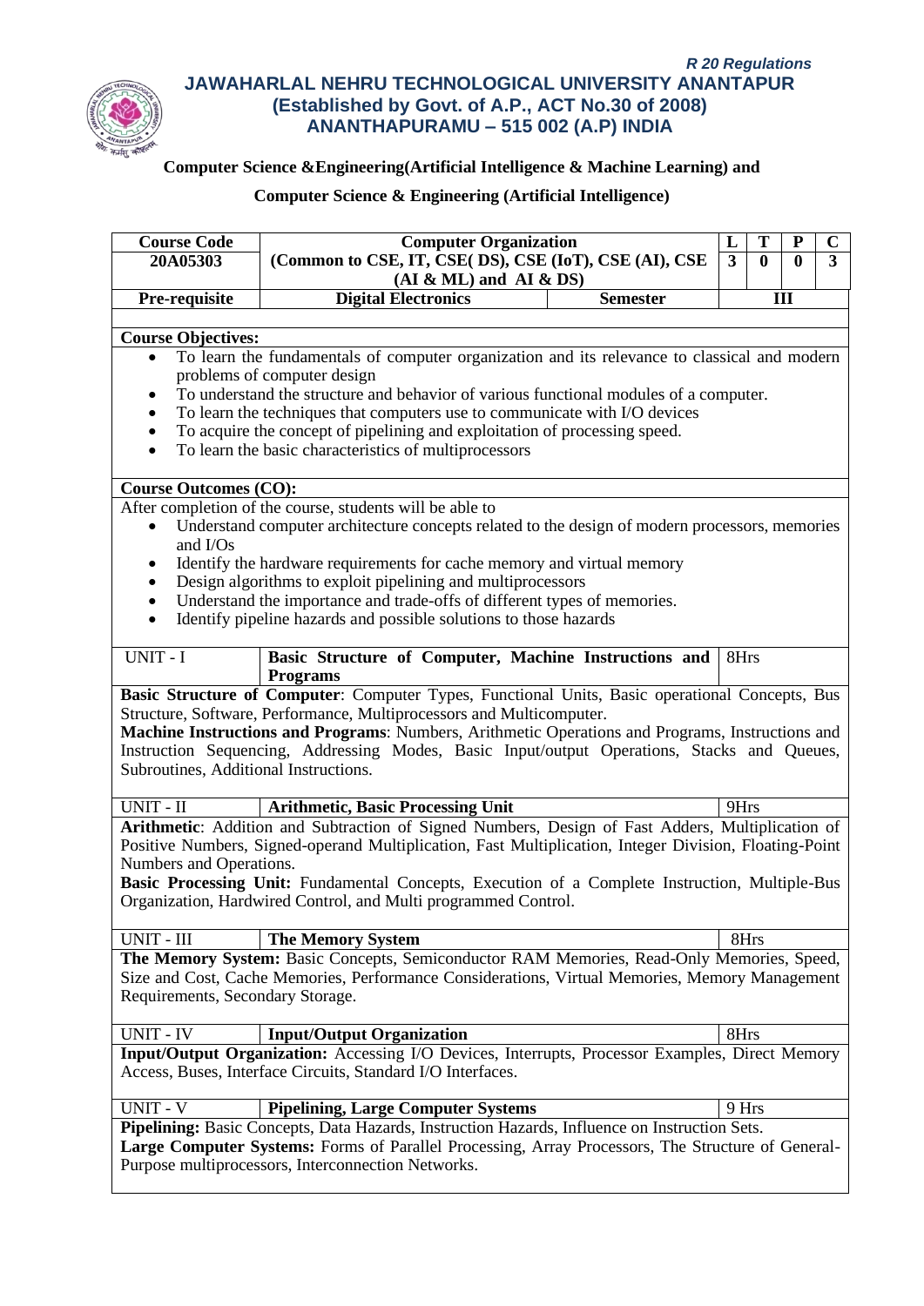*R 20 Regulations*

**JAWAHARLAL NEHRU TECHNOLOGICAL UNIVERSITY ANANTAPUR**
**(Established by Govt. of A.P., ACT No.30 of 2008)**
**ANANTHAPURAMU – 515 002 (A.P) INDIA**

**Computer Science &Engineering(Artificial Intelligence & Machine Learning) and**

**Computer Science & Engineering (Artificial Intelligence)**

| Course Code | Computer Organization (Common to CSE, IT, CSE( DS), CSE (IoT), CSE (AI), CSE (AI & ML) and AI & DS) | | L | T | P | C |
|---|---|---|---|---|---|---|
| 20A05303 | | | 3 | 0 | 0 | 3 |
| **Pre-requisite** | **Digital Electronics** | **Semester** | **III** | | | |

**Course Objectives:**

- To learn the fundamentals of computer organization and its relevance to classical and modern problems of computer design
- To understand the structure and behavior of various functional modules of a computer.
- To learn the techniques that computers use to communicate with I/O devices
- To acquire the concept of pipelining and exploitation of processing speed.
- To learn the basic characteristics of multiprocessors

**Course Outcomes (CO):**

After completion of the course, students will be able to

- Understand computer architecture concepts related to the design of modern processors, memories and I/Os
- Identify the hardware requirements for cache memory and virtual memory
- Design algorithms to exploit pipelining and multiprocessors
- Understand the importance and trade-offs of different types of memories.
- Identify pipeline hazards and possible solutions to those hazards

| UNIT - I | **Basic Structure of Computer, Machine Instructions and Programs** | 8Hrs |
|---|---|---|

**Basic Structure of Computer**: Computer Types, Functional Units, Basic operational Concepts, Bus Structure, Software, Performance, Multiprocessors and Multicomputer.
**Machine Instructions and Programs**: Numbers, Arithmetic Operations and Programs, Instructions and Instruction Sequencing, Addressing Modes, Basic Input/output Operations, Stacks and Queues, Subroutines, Additional Instructions.

| UNIT - II | **Arithmetic, Basic Processing Unit** | 9Hrs |
|---|---|---|

**Arithmetic**: Addition and Subtraction of Signed Numbers, Design of Fast Adders, Multiplication of Positive Numbers, Signed-operand Multiplication, Fast Multiplication, Integer Division, Floating-Point Numbers and Operations.
**Basic Processing Unit:** Fundamental Concepts, Execution of a Complete Instruction, Multiple-Bus Organization, Hardwired Control, and Multi programmed Control.

| UNIT - III | **The Memory System** | 8Hrs |
|---|---|---|

**The Memory System:** Basic Concepts, Semiconductor RAM Memories, Read-Only Memories, Speed, Size and Cost, Cache Memories, Performance Considerations, Virtual Memories, Memory Management Requirements, Secondary Storage.

| UNIT - IV | **Input/Output Organization** | 8Hrs |
|---|---|---|

**Input/Output Organization:** Accessing I/O Devices, Interrupts, Processor Examples, Direct Memory Access, Buses, Interface Circuits, Standard I/O Interfaces.

| UNIT - V | **Pipelining, Large Computer Systems** | 9 Hrs |
|---|---|---|

**Pipelining:** Basic Concepts, Data Hazards, Instruction Hazards, Influence on Instruction Sets.
**Large Computer Systems:** Forms of Parallel Processing, Array Processors, The Structure of General-Purpose multiprocessors, Interconnection Networks.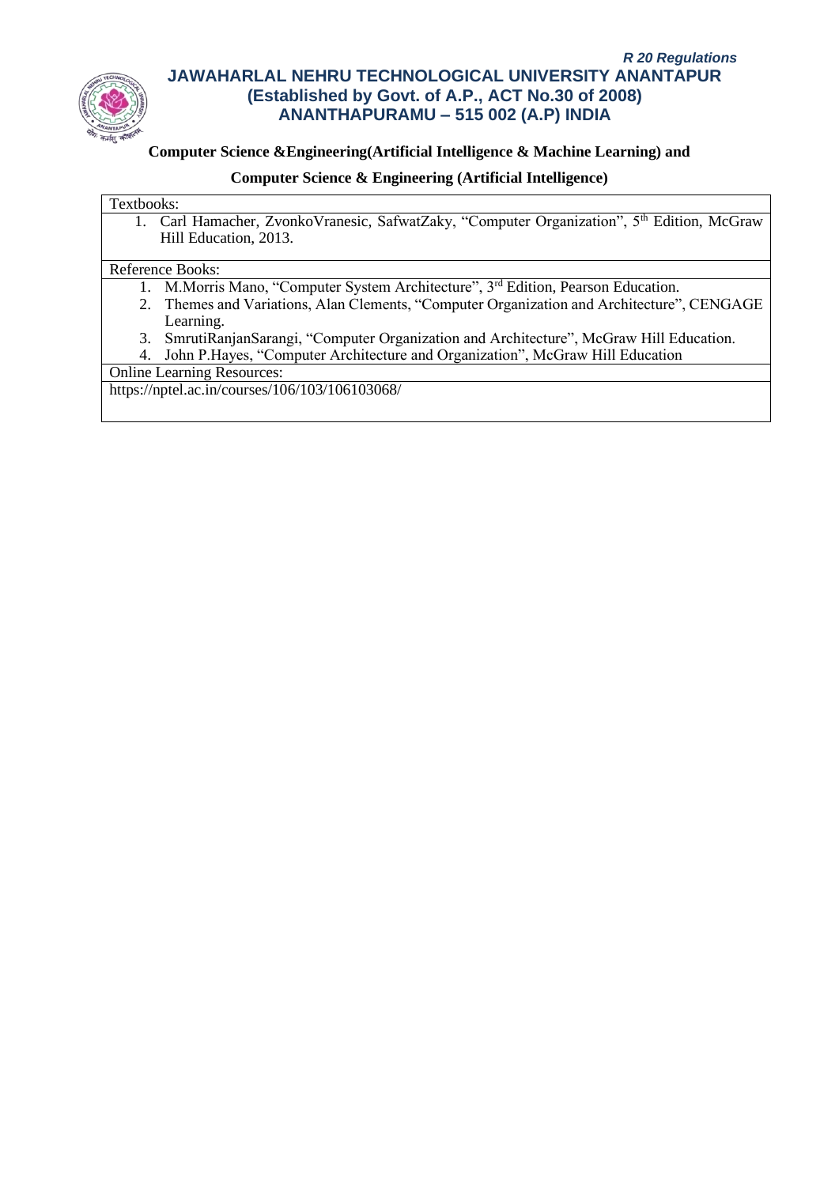Computer Science &Engineering(Artificial Intelligence & Machine Learning) and

Computer Science & Engineering (Artificial Intelligence)

| Textbooks: |
|---|
| 1. Carl Hamacher, ZvonkoVranesic, SafwatZaky, "Computer Organization", 5th Edition, McGraw Hill Education, 2013. |
| Reference Books: |
| 1. M.Morris Mano, "Computer System Architecture", 3rd Edition, Pearson Education.<br>2. Themes and Variations, Alan Clements, "Computer Organization and Architecture", CENGAGE Learning.<br>3. SmrutiRanjanSarangi, "Computer Organization and Architecture", McGraw Hill Education.<br>4. John P.Hayes, "Computer Architecture and Organization", McGraw Hill Education |
| Online Learning Resources: |
| https://nptel.ac.in/courses/106/103/106103068/ |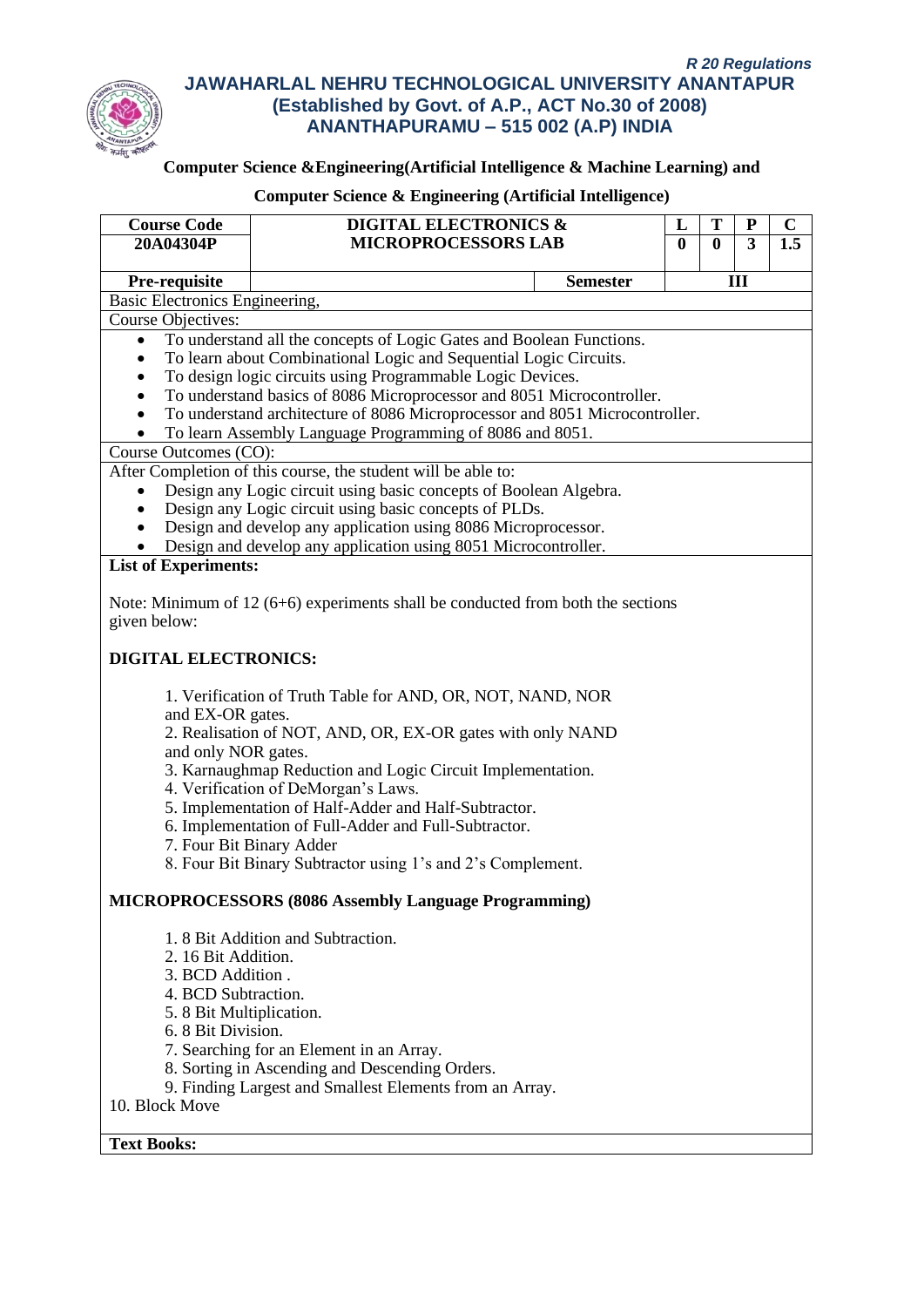R 20 Regulations

# JAWAHARLAL NEHRU TECHNOLOGICAL UNIVERSITY ANANTAPUR
## (Established by Govt. of A.P., ACT No.30 of 2008)
## ANANTHAPURAMU – 515 002 (A.P) INDIA

**Computer Science &Engineering(Artificial Intelligence & Machine Learning) and**

**Computer Science & Engineering (Artificial Intelligence)**

| **Course Code** | **DIGITAL ELECTRONICS & MICROPROCESSORS LAB** | | **L** | **T** | **P** | **C** |
|---|---|---|---|---|---|---|
| **20A04304P** | | | **0** | **0** | **3** | **1.5** |
| **Pre-requisite** | | **Semester** | **III** | | | |

Basic Electronics Engineering,

Course Objectives:

- To understand all the concepts of Logic Gates and Boolean Functions.
- To learn about Combinational Logic and Sequential Logic Circuits.
- To design logic circuits using Programmable Logic Devices.
- To understand basics of 8086 Microprocessor and 8051 Microcontroller.
- To understand architecture of 8086 Microprocessor and 8051 Microcontroller.
- To learn Assembly Language Programming of 8086 and 8051.

Course Outcomes (CO):

After Completion of this course, the student will be able to:

- Design any Logic circuit using basic concepts of Boolean Algebra.
- Design any Logic circuit using basic concepts of PLDs.
- Design and develop any application using 8086 Microprocessor.
- Design and develop any application using 8051 Microcontroller.

**List of Experiments:**

Note: Minimum of 12 (6+6) experiments shall be conducted from both the sections given below:

**DIGITAL ELECTRONICS:**

1. Verification of Truth Table for AND, OR, NOT, NAND, NOR and EX-OR gates.
2. Realisation of NOT, AND, OR, EX-OR gates with only NAND and only NOR gates.
3. Karnaughmap Reduction and Logic Circuit Implementation.
4. Verification of DeMorgan's Laws.
5. Implementation of Half-Adder and Half-Subtractor.
6. Implementation of Full-Adder and Full-Subtractor.
7. Four Bit Binary Adder
8. Four Bit Binary Subtractor using 1's and 2's Complement.

**MICROPROCESSORS (8086 Assembly Language Programming)**

1. 8 Bit Addition and Subtraction.
2. 16 Bit Addition.
3. BCD Addition .
4. BCD Subtraction.
5. 8 Bit Multiplication.
6. 8 Bit Division.
7. Searching for an Element in an Array.
8. Sorting in Ascending and Descending Orders.
9. Finding Largest and Smallest Elements from an Array.
10. Block Move

**Text Books:**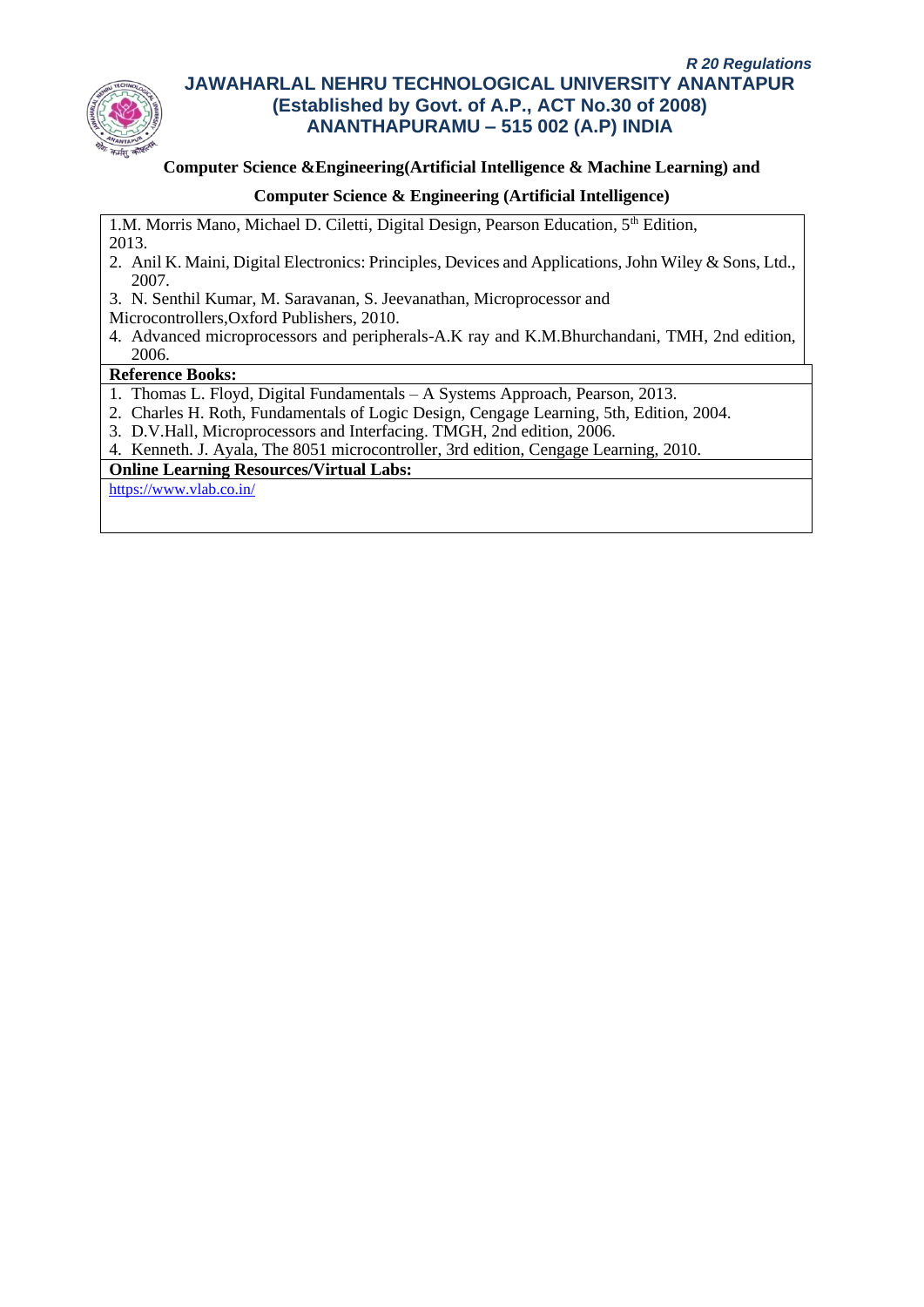**Computer Science &Engineering(Artificial Intelligence & Machine Learning) and**

**Computer Science & Engineering (Artificial Intelligence)**

1. M. Morris Mano, Michael D. Ciletti, Digital Design, Pearson Education, 5th Edition, 2013.
2. Anil K. Maini, Digital Electronics: Principles, Devices and Applications, John Wiley & Sons, Ltd., 2007.
3. N. Senthil Kumar, M. Saravanan, S. Jeevanathan, Microprocessor and Microcontrollers,Oxford Publishers, 2010.
4. Advanced microprocessors and peripherals-A.K ray and K.M.Bhurchandani, TMH, 2nd edition, 2006.

**Reference Books:**

1. Thomas L. Floyd, Digital Fundamentals – A Systems Approach, Pearson, 2013.
2. Charles H. Roth, Fundamentals of Logic Design, Cengage Learning, 5th, Edition, 2004.
3. D.V.Hall, Microprocessors and Interfacing. TMGH, 2nd edition, 2006.
4. Kenneth. J. Ayala, The 8051 microcontroller, 3rd edition, Cengage Learning, 2010.

**Online Learning Resources/Virtual Labs:**

https://www.vlab.co.in/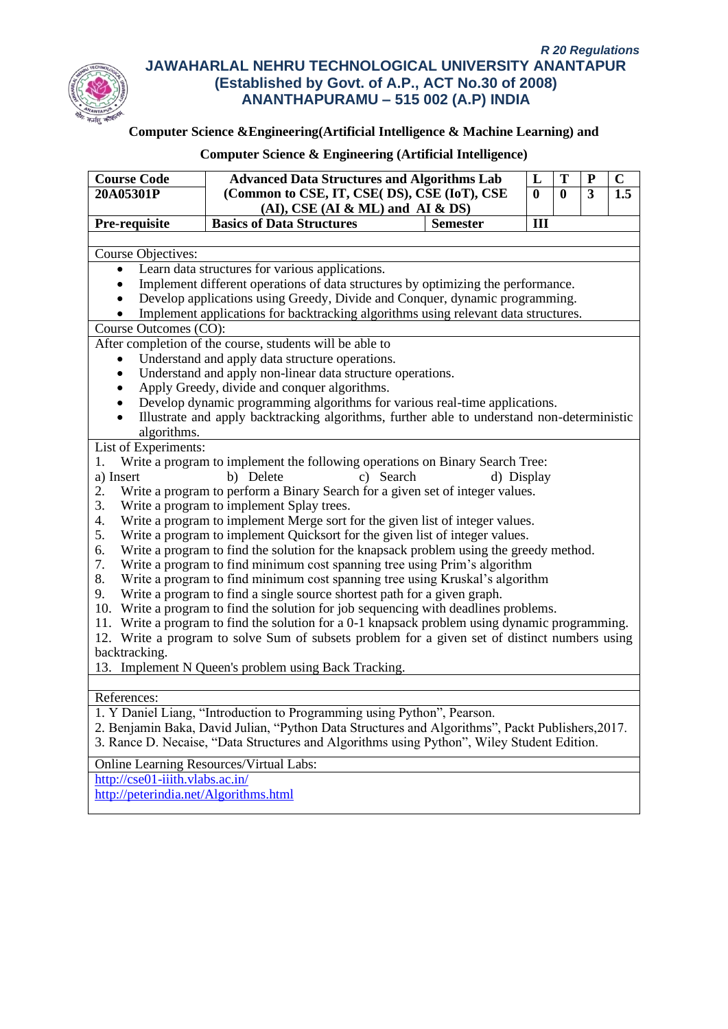*R 20 Regulations*

**JAWAHARLAL NEHRU TECHNOLOGICAL UNIVERSITY ANANTAPUR**
**(Established by Govt. of A.P., ACT No.30 of 2008)**
**ANANTHAPURAMU – 515 002 (A.P) INDIA**

**Computer Science &Engineering(Artificial Intelligence & Machine Learning) and**

**Computer Science & Engineering (Artificial Intelligence)**

| **Course Code** | **Advanced Data Structures and Algorithms Lab** | | **L** | **T** | **P** | **C** |
|---|---|---|---|---|---|---|
| **20A05301P** | **(Common to CSE, IT, CSE( DS), CSE (IoT), CSE (AI), CSE (AI & ML) and AI & DS)** | | **0** | **0** | **3** | **1.5** |
| **Pre-requisite** | **Basics of Data Structures** | **Semester** | **III** | | | |

Course Objectives:

- Learn data structures for various applications.
- Implement different operations of data structures by optimizing the performance.
- Develop applications using Greedy, Divide and Conquer, dynamic programming.
- Implement applications for backtracking algorithms using relevant data structures.

Course Outcomes (CO):

After completion of the course, students will be able to

- Understand and apply data structure operations.
- Understand and apply non-linear data structure operations.
- Apply Greedy, divide and conquer algorithms.
- Develop dynamic programming algorithms for various real-time applications.
- Illustrate and apply backtracking algorithms, further able to understand non-deterministic algorithms.

List of Experiments:

1. Write a program to implement the following operations on Binary Search Tree:
   a) Insert b) Delete c) Search d) Display
2. Write a program to perform a Binary Search for a given set of integer values.
3. Write a program to implement Splay trees.
4. Write a program to implement Merge sort for the given list of integer values.
5. Write a program to implement Quicksort for the given list of integer values.
6. Write a program to find the solution for the knapsack problem using the greedy method.
7. Write a program to find minimum cost spanning tree using Prim's algorithm
8. Write a program to find minimum cost spanning tree using Kruskal's algorithm
9. Write a program to find a single source shortest path for a given graph.
10. Write a program to find the solution for job sequencing with deadlines problems.
11. Write a program to find the solution for a 0-1 knapsack problem using dynamic programming.
12. Write a program to solve Sum of subsets problem for a given set of distinct numbers using backtracking.
13. Implement N Queen's problem using Back Tracking.

References:

1. Y Daniel Liang, "Introduction to Programming using Python", Pearson.
2. Benjamin Baka, David Julian, "Python Data Structures and Algorithms", Packt Publishers,2017.
3. Rance D. Necaise, "Data Structures and Algorithms using Python", Wiley Student Edition.

Online Learning Resources/Virtual Labs:

http://cse01-iiith.vlabs.ac.in/

http://peterindia.net/Algorithms.html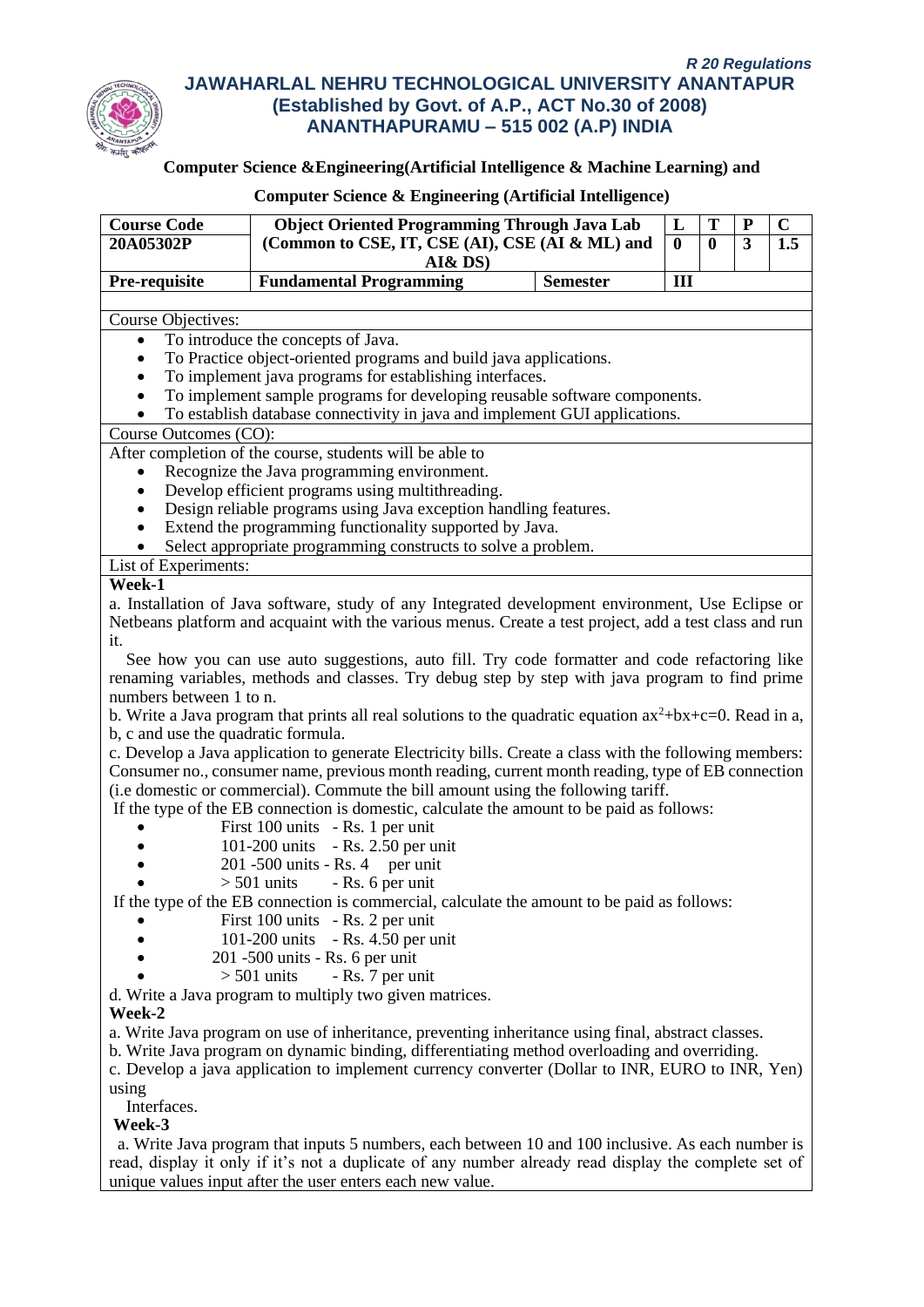*R 20 Regulations*

# JAWAHARLAL NEHRU TECHNOLOGICAL UNIVERSITY ANANTAPUR
## (Established by Govt. of A.P., ACT No.30 of 2008)
## ANANTHAPURAMU – 515 002 (A.P) INDIA

**Computer Science &Engineering(Artificial Intelligence & Machine Learning) and**

**Computer Science & Engineering (Artificial Intelligence)**

| Course Code | Object Oriented Programming Through Java Lab | | L | T | P | C |
|---|---|---|---|---|---|---|
| **20A05302P** | **(Common to CSE, IT, CSE (AI), CSE (AI & ML) and AI& DS)** | | **0** | **0** | **3** | **1.5** |
| **Pre-requisite** | **Fundamental Programming** | **Semester** | **III** | | | |

Course Objectives:

- To introduce the concepts of Java.
- To Practice object-oriented programs and build java applications.
- To implement java programs for establishing interfaces.
- To implement sample programs for developing reusable software components.
- To establish database connectivity in java and implement GUI applications.

Course Outcomes (CO):

After completion of the course, students will be able to

- Recognize the Java programming environment.
- Develop efficient programs using multithreading.
- Design reliable programs using Java exception handling features.
- Extend the programming functionality supported by Java.
- Select appropriate programming constructs to solve a problem.

List of Experiments:

**Week-1**

a. Installation of Java software, study of any Integrated development environment, Use Eclipse or Netbeans platform and acquaint with the various menus. Create a test project, add a test class and run it.

See how you can use auto suggestions, auto fill. Try code formatter and code refactoring like renaming variables, methods and classes. Try debug step by step with java program to find prime numbers between 1 to n.

b. Write a Java program that prints all real solutions to the quadratic equation $ax^2+bx+c=0$. Read in a, b, c and use the quadratic formula.

c. Develop a Java application to generate Electricity bills. Create a class with the following members: Consumer no., consumer name, previous month reading, current month reading, type of EB connection (i.e domestic or commercial). Commute the bill amount using the following tariff.

If the type of the EB connection is domestic, calculate the amount to be paid as follows:

- First 100 units - Rs. 1 per unit
- 101-200 units - Rs. 2.50 per unit
- 201 -500 units - Rs. 4 per unit
- > 501 units - Rs. 6 per unit

If the type of the EB connection is commercial, calculate the amount to be paid as follows:

- First 100 units - Rs. 2 per unit
- 101-200 units - Rs. 4.50 per unit
- 201 -500 units - Rs. 6 per unit
- > 501 units - Rs. 7 per unit

d. Write a Java program to multiply two given matrices.

**Week-2**

a. Write Java program on use of inheritance, preventing inheritance using final, abstract classes.

b. Write Java program on dynamic binding, differentiating method overloading and overriding.

c. Develop a java application to implement currency converter (Dollar to INR, EURO to INR, Yen) using Interfaces.

**Week-3**

a. Write Java program that inputs 5 numbers, each between 10 and 100 inclusive. As each number is read, display it only if it's not a duplicate of any number already read display the complete set of unique values input after the user enters each new value.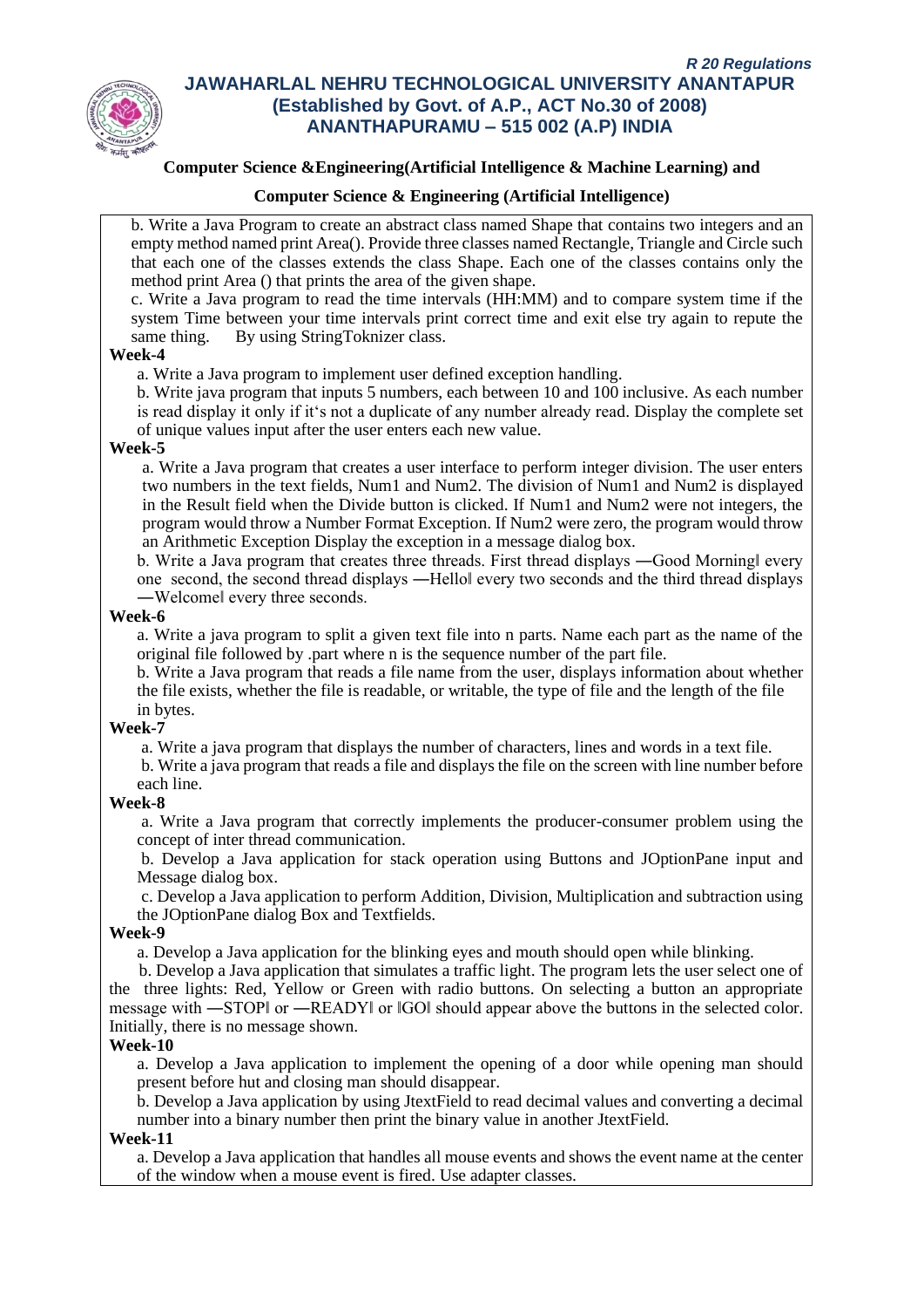**Computer Science &Engineering(Artificial Intelligence & Machine Learning) and**

**Computer Science & Engineering (Artificial Intelligence)**

b. Write a Java Program to create an abstract class named Shape that contains two integers and an empty method named print Area(). Provide three classes named Rectangle, Triangle and Circle such that each one of the classes extends the class Shape. Each one of the classes contains only the method print Area () that prints the area of the given shape.

c. Write a Java program to read the time intervals (HH:MM) and to compare system time if the system Time between your time intervals print correct time and exit else try again to repute the same thing. By using StringToknizer class.

**Week-4**

a. Write a Java program to implement user defined exception handling.

b. Write java program that inputs 5 numbers, each between 10 and 100 inclusive. As each number is read display it only if it‘s not a duplicate of any number already read. Display the complete set of unique values input after the user enters each new value.

**Week-5**

a. Write a Java program that creates a user interface to perform integer division. The user enters two numbers in the text fields, Num1 and Num2. The division of Num1 and Num2 is displayed in the Result field when the Divide button is clicked. If Num1 and Num2 were not integers, the program would throw a Number Format Exception. If Num2 were zero, the program would throw an Arithmetic Exception Display the exception in a message dialog box.

b. Write a Java program that creates three threads. First thread displays ―Good Morning‖ every one second, the second thread displays ―Hello‖ every two seconds and the third thread displays ―Welcome‖ every three seconds.

**Week-6**

a. Write a java program to split a given text file into n parts. Name each part as the name of the original file followed by .part where n is the sequence number of the part file.

b. Write a Java program that reads a file name from the user, displays information about whether the file exists, whether the file is readable, or writable, the type of file and the length of the file in bytes.

**Week-7**

a. Write a java program that displays the number of characters, lines and words in a text file.

b. Write a java program that reads a file and displays the file on the screen with line number before each line.

**Week-8**

a. Write a Java program that correctly implements the producer-consumer problem using the concept of inter thread communication.

b. Develop a Java application for stack operation using Buttons and JOptionPane input and Message dialog box.

c. Develop a Java application to perform Addition, Division, Multiplication and subtraction using the JOptionPane dialog Box and Textfields.

**Week-9**

a. Develop a Java application for the blinking eyes and mouth should open while blinking.

b. Develop a Java application that simulates a traffic light. The program lets the user select one of the three lights: Red, Yellow or Green with radio buttons. On selecting a button an appropriate message with ―STOP‖ or ―READY‖ or ‖GO‖ should appear above the buttons in the selected color. Initially, there is no message shown.

**Week-10**

a. Develop a Java application to implement the opening of a door while opening man should present before hut and closing man should disappear.

b. Develop a Java application by using JtextField to read decimal values and converting a decimal number into a binary number then print the binary value in another JtextField.

**Week-11**

a. Develop a Java application that handles all mouse events and shows the event name at the center of the window when a mouse event is fired. Use adapter classes.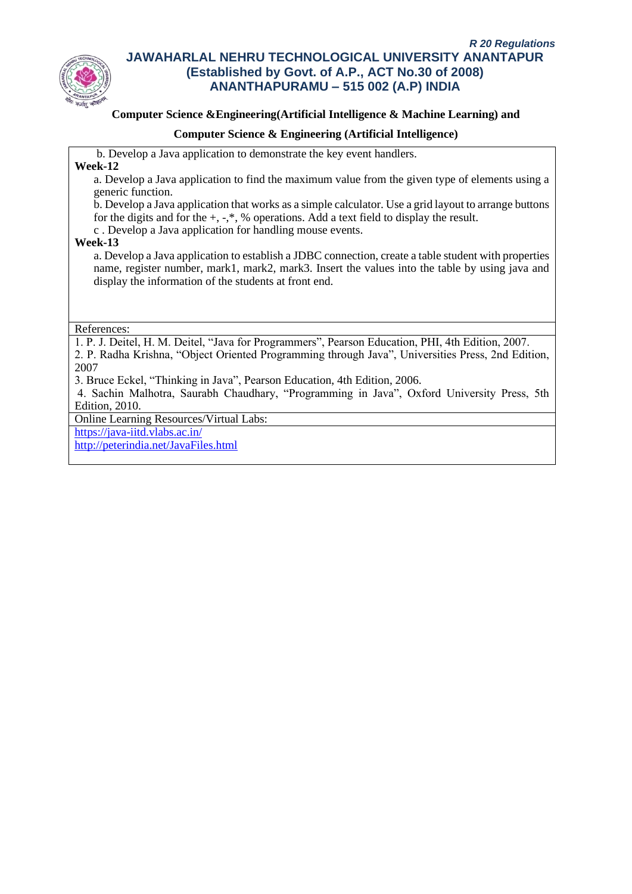**Computer Science &Engineering(Artificial Intelligence & Machine Learning) and**

**Computer Science & Engineering (Artificial Intelligence)**

b. Develop a Java application to demonstrate the key event handlers.

**Week-12**

a. Develop a Java application to find the maximum value from the given type of elements using a generic function.

b. Develop a Java application that works as a simple calculator. Use a grid layout to arrange buttons for the digits and for the +, -,*, % operations. Add a text field to display the result.

c . Develop a Java application for handling mouse events.

**Week-13**

a. Develop a Java application to establish a JDBC connection, create a table student with properties name, register number, mark1, mark2, mark3. Insert the values into the table by using java and display the information of the students at front end.

References:

1. P. J. Deitel, H. M. Deitel, "Java for Programmers", Pearson Education, PHI, 4th Edition, 2007.
2. P. Radha Krishna, "Object Oriented Programming through Java", Universities Press, 2nd Edition, 2007
3. Bruce Eckel, "Thinking in Java", Pearson Education, 4th Edition, 2006.
4. Sachin Malhotra, Saurabh Chaudhary, "Programming in Java", Oxford University Press, 5th Edition, 2010.

Online Learning Resources/Virtual Labs:

https://java-iitd.vlabs.ac.in/

http://peterindia.net/JavaFiles.html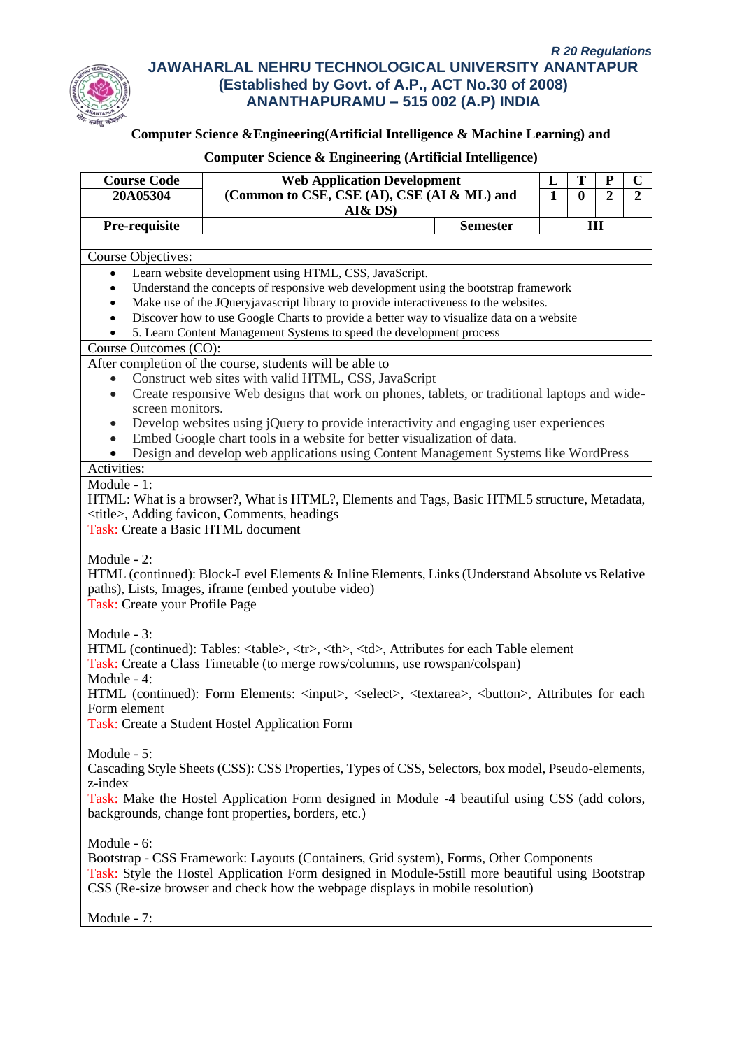R 20 Regulations

# JAWAHARLAL NEHRU TECHNOLOGICAL UNIVERSITY ANANTAPUR
## (Established by Govt. of A.P., ACT No.30 of 2008)
## ANANTHAPURAMU – 515 002 (A.P) INDIA

**Computer Science &Engineering(Artificial Intelligence & Machine Learning) and**

**Computer Science & Engineering (Artificial Intelligence)**

| Course Code | Web Application Development (Common to CSE, CSE (AI), CSE (AI & ML) and AI& DS) | | L | T | P | C |
|---|---|---|---|---|---|---|
| 20A05304 | | | 1 | 0 | 2 | 2 |
| Pre-requisite | | Semester | III | | | |

Course Objectives:

- Learn website development using HTML, CSS, JavaScript.
- Understand the concepts of responsive web development using the bootstrap framework
- Make use of the JQueryjavascript library to provide interactiveness to the websites.
- Discover how to use Google Charts to provide a better way to visualize data on a website
- 5. Learn Content Management Systems to speed the development process

Course Outcomes (CO):

After completion of the course, students will be able to

- Construct web sites with valid HTML, CSS, JavaScript
- Create responsive Web designs that work on phones, tablets, or traditional laptops and wide-screen monitors.
- Develop websites using jQuery to provide interactivity and engaging user experiences
- Embed Google chart tools in a website for better visualization of data.
- Design and develop web applications using Content Management Systems like WordPress

Activities:

Module - 1:
HTML: What is a browser?, What is HTML?, Elements and Tags, Basic HTML5 structure, Metadata, <title>, Adding favicon, Comments, headings
Task: Create a Basic HTML document

Module - 2:
HTML (continued): Block-Level Elements & Inline Elements, Links (Understand Absolute vs Relative paths), Lists, Images, iframe (embed youtube video)
Task: Create your Profile Page

Module - 3:
HTML (continued): Tables: <table>, <tr>, <th>, <td>, Attributes for each Table element
Task: Create a Class Timetable (to merge rows/columns, use rowspan/colspan)

Module - 4:
HTML (continued): Form Elements: <input>, <select>, <textarea>, <button>, Attributes for each Form element
Task: Create a Student Hostel Application Form

Module - 5:
Cascading Style Sheets (CSS): CSS Properties, Types of CSS, Selectors, box model, Pseudo-elements, z-index
Task: Make the Hostel Application Form designed in Module -4 beautiful using CSS (add colors, backgrounds, change font properties, borders, etc.)

Module - 6:
Bootstrap - CSS Framework: Layouts (Containers, Grid system), Forms, Other Components
Task: Style the Hostel Application Form designed in Module-5still more beautiful using Bootstrap CSS (Re-size browser and check how the webpage displays in mobile resolution)

Module - 7: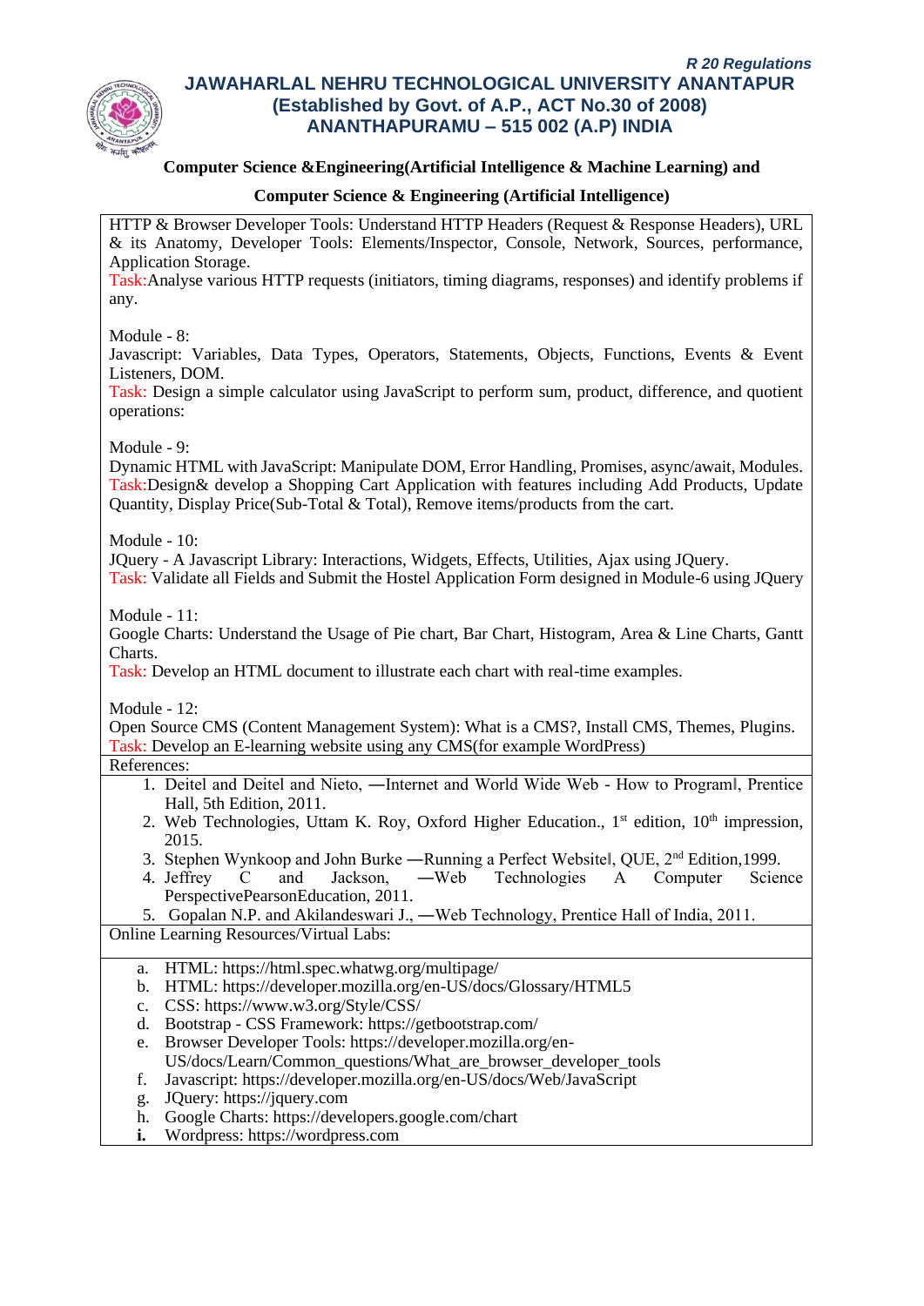**Computer Science &Engineering(Artificial Intelligence & Machine Learning) and**

**Computer Science & Engineering (Artificial Intelligence)**

HTTP & Browser Developer Tools: Understand HTTP Headers (Request & Response Headers), URL & its Anatomy, Developer Tools: Elements/Inspector, Console, Network, Sources, performance, Application Storage.
Task:Analyse various HTTP requests (initiators, timing diagrams, responses) and identify problems if any.

Module - 8:
Javascript: Variables, Data Types, Operators, Statements, Objects, Functions, Events & Event Listeners, DOM.
Task: Design a simple calculator using JavaScript to perform sum, product, difference, and quotient operations:

Module - 9:
Dynamic HTML with JavaScript: Manipulate DOM, Error Handling, Promises, async/await, Modules.
Task:Design& develop a Shopping Cart Application with features including Add Products, Update Quantity, Display Price(Sub-Total & Total), Remove items/products from the cart.

Module - 10:
JQuery - A Javascript Library: Interactions, Widgets, Effects, Utilities, Ajax using JQuery.
Task: Validate all Fields and Submit the Hostel Application Form designed in Module-6 using JQuery

Module - 11:
Google Charts: Understand the Usage of Pie chart, Bar Chart, Histogram, Area & Line Charts, Gantt Charts.
Task: Develop an HTML document to illustrate each chart with real-time examples.

Module - 12:
Open Source CMS (Content Management System): What is a CMS?, Install CMS, Themes, Plugins.
Task: Develop an E-learning website using any CMS(for example WordPress)

References:

1. Deitel and Deitel and Nieto, ―Internet and World Wide Web - How to Program‖, Prentice Hall, 5th Edition, 2011.
2. Web Technologies, Uttam K. Roy, Oxford Higher Education., 1st edition, 10th impression, 2015.
3. Stephen Wynkoop and John Burke ―Running a Perfect Website‖, QUE, 2nd Edition,1999.
4. Jeffrey C and Jackson, ―Web Technologies A Computer Science PerspectivePearsonEducation, 2011.
5. Gopalan N.P. and Akilandeswari J., ―Web Technology, Prentice Hall of India, 2011.

Online Learning Resources/Virtual Labs:

a. HTML: https://html.spec.whatwg.org/multipage/
b. HTML: https://developer.mozilla.org/en-US/docs/Glossary/HTML5
c. CSS: https://www.w3.org/Style/CSS/
d. Bootstrap - CSS Framework: https://getbootstrap.com/
e. Browser Developer Tools: https://developer.mozilla.org/en-US/docs/Learn/Common_questions/What_are_browser_developer_tools
f. Javascript: https://developer.mozilla.org/en-US/docs/Web/JavaScript
g. JQuery: https://jquery.com
h. Google Charts: https://developers.google.com/chart
i. Wordpress: https://wordpress.com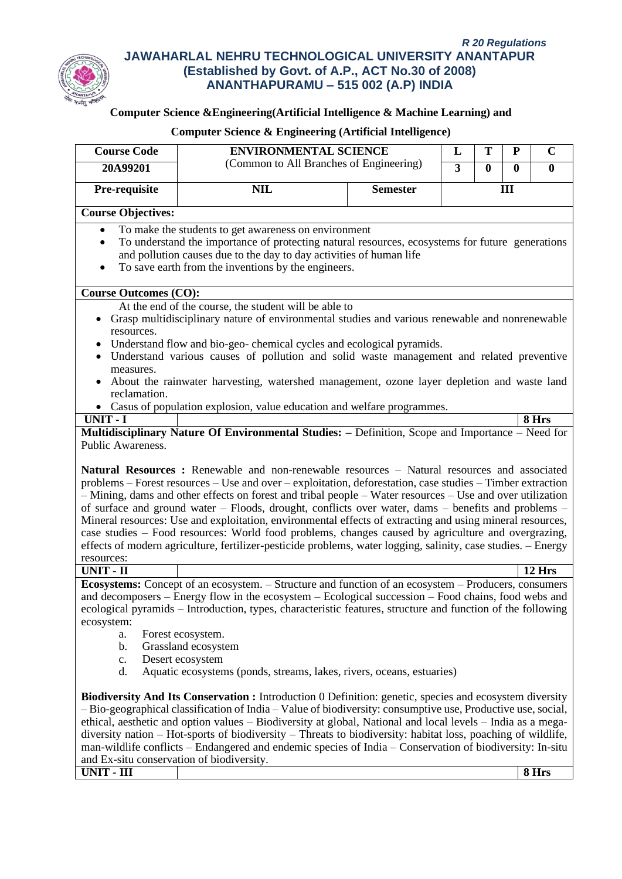R 20 Regulations

# JAWAHARLAL NEHRU TECHNOLOGICAL UNIVERSITY ANANTAPUR
## (Established by Govt. of A.P., ACT No.30 of 2008)
## ANANTHAPURAMU – 515 002 (A.P) INDIA

**Computer Science &Engineering(Artificial Intelligence & Machine Learning) and**

**Computer Science & Engineering (Artificial Intelligence)**

| Course Code | ENVIRONMENTAL SCIENCE (Common to All Branches of Engineering) | | L | T | P | C |
|---|---|---|---|---|---|---|
| 20A99201 | | | 3 | 0 | 0 | 0 |
| Pre-requisite | NIL | Semester | III | | | |

**Course Objectives:**

- To make the students to get awareness on environment
- To understand the importance of protecting natural resources, ecosystems for future generations and pollution causes due to the day to day activities of human life
- To save earth from the inventions by the engineers.

**Course Outcomes (CO):**

At the end of the course, the student will be able to

- Grasp multidisciplinary nature of environmental studies and various renewable and nonrenewable resources.
- Understand flow and bio-geo- chemical cycles and ecological pyramids.
- Understand various causes of pollution and solid waste management and related preventive measures.
- About the rainwater harvesting, watershed management, ozone layer depletion and waste land reclamation.
- Casus of population explosion, value education and welfare programmes.

| UNIT - I | | 8 Hrs |
|---|---|---|

**Multidisciplinary Nature Of Environmental Studies: –** Definition, Scope and Importance – Need for Public Awareness.

**Natural Resources :** Renewable and non-renewable resources – Natural resources and associated problems – Forest resources – Use and over – exploitation, deforestation, case studies – Timber extraction – Mining, dams and other effects on forest and tribal people – Water resources – Use and over utilization of surface and ground water – Floods, drought, conflicts over water, dams – benefits and problems – Mineral resources: Use and exploitation, environmental effects of extracting and using mineral resources, case studies – Food resources: World food problems, changes caused by agriculture and overgrazing, effects of modern agriculture, fertilizer-pesticide problems, water logging, salinity, case studies. – Energy resources:

| UNIT - II | | 12 Hrs |
|---|---|---|

**Ecosystems:** Concept of an ecosystem. – Structure and function of an ecosystem – Producers, consumers and decomposers – Energy flow in the ecosystem – Ecological succession – Food chains, food webs and ecological pyramids – Introduction, types, characteristic features, structure and function of the following ecosystem:

a. Forest ecosystem.
b. Grassland ecosystem
c. Desert ecosystem
d. Aquatic ecosystems (ponds, streams, lakes, rivers, oceans, estuaries)

**Biodiversity And Its Conservation :** Introduction 0 Definition: genetic, species and ecosystem diversity – Bio-geographical classification of India – Value of biodiversity: consumptive use, Productive use, social, ethical, aesthetic and option values – Biodiversity at global, National and local levels – India as a mega-diversity nation – Hot-sports of biodiversity – Threats to biodiversity: habitat loss, poaching of wildlife, man-wildlife conflicts – Endangered and endemic species of India – Conservation of biodiversity: In-situ and Ex-situ conservation of biodiversity.

| UNIT - III | | 8 Hrs |
|---|---|---|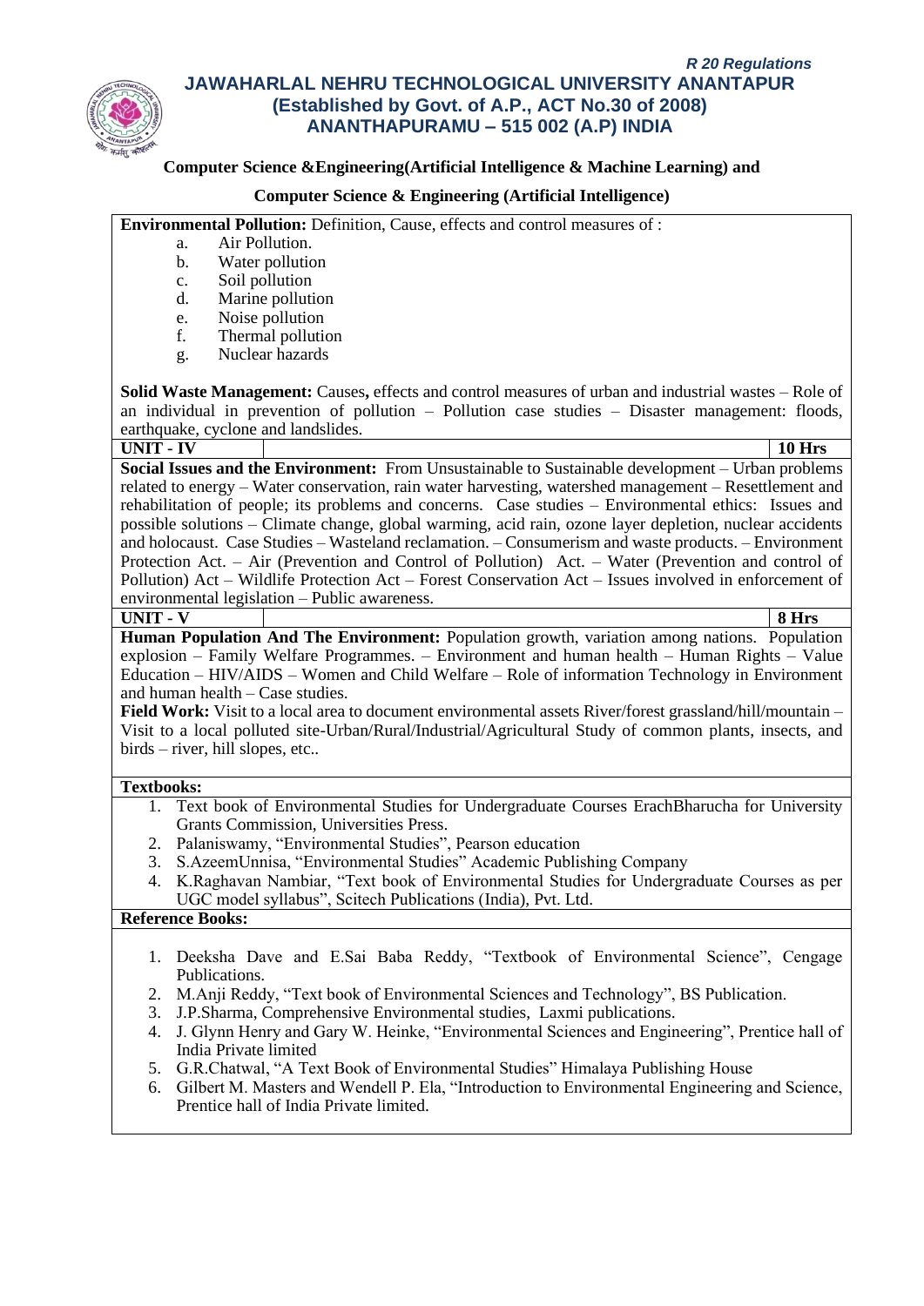**Computer Science &Engineering(Artificial Intelligence & Machine Learning) and**

**Computer Science & Engineering (Artificial Intelligence)**

**Environmental Pollution:** Definition, Cause, effects and control measures of :

a. Air Pollution.
b. Water pollution
c. Soil pollution
d. Marine pollution
e. Noise pollution
f. Thermal pollution
g. Nuclear hazards

**Solid Waste Management:** Causes**,** effects and control measures of urban and industrial wastes – Role of an individual in prevention of pollution – Pollution case studies – Disaster management: floods, earthquake, cyclone and landslides.

| **UNIT - IV** | | **10 Hrs** |
|---|---|---|

**Social Issues and the Environment:** From Unsustainable to Sustainable development – Urban problems related to energy – Water conservation, rain water harvesting, watershed management – Resettlement and rehabilitation of people; its problems and concerns. Case studies – Environmental ethics: Issues and possible solutions – Climate change, global warming, acid rain, ozone layer depletion, nuclear accidents and holocaust. Case Studies – Wasteland reclamation. – Consumerism and waste products. – Environment Protection Act. – Air (Prevention and Control of Pollution) Act. – Water (Prevention and control of Pollution) Act – Wildlife Protection Act – Forest Conservation Act – Issues involved in enforcement of environmental legislation – Public awareness.

| **UNIT - V** | | **8 Hrs** |
|---|---|---|

**Human Population And The Environment:** Population growth, variation among nations. Population explosion – Family Welfare Programmes. – Environment and human health – Human Rights – Value Education – HIV/AIDS – Women and Child Welfare – Role of information Technology in Environment and human health – Case studies.

**Field Work:** Visit to a local area to document environmental assets River/forest grassland/hill/mountain – Visit to a local polluted site-Urban/Rural/Industrial/Agricultural Study of common plants, insects, and birds – river, hill slopes, etc..

**Textbooks:**

1. Text book of Environmental Studies for Undergraduate Courses ErachBharucha for University Grants Commission, Universities Press.
2. Palaniswamy, "Environmental Studies", Pearson education
3. S.AzeemUnnisa, "Environmental Studies" Academic Publishing Company
4. K.Raghavan Nambiar, "Text book of Environmental Studies for Undergraduate Courses as per UGC model syllabus", Scitech Publications (India), Pvt. Ltd.

**Reference Books:**

1. Deeksha Dave and E.Sai Baba Reddy, "Textbook of Environmental Science", Cengage Publications.
2. M.Anji Reddy, "Text book of Environmental Sciences and Technology", BS Publication.
3. J.P.Sharma, Comprehensive Environmental studies, Laxmi publications.
4. J. Glynn Henry and Gary W. Heinke, "Environmental Sciences and Engineering", Prentice hall of India Private limited
5. G.R.Chatwal, "A Text Book of Environmental Studies" Himalaya Publishing House
6. Gilbert M. Masters and Wendell P. Ela, "Introduction to Environmental Engineering and Science, Prentice hall of India Private limited.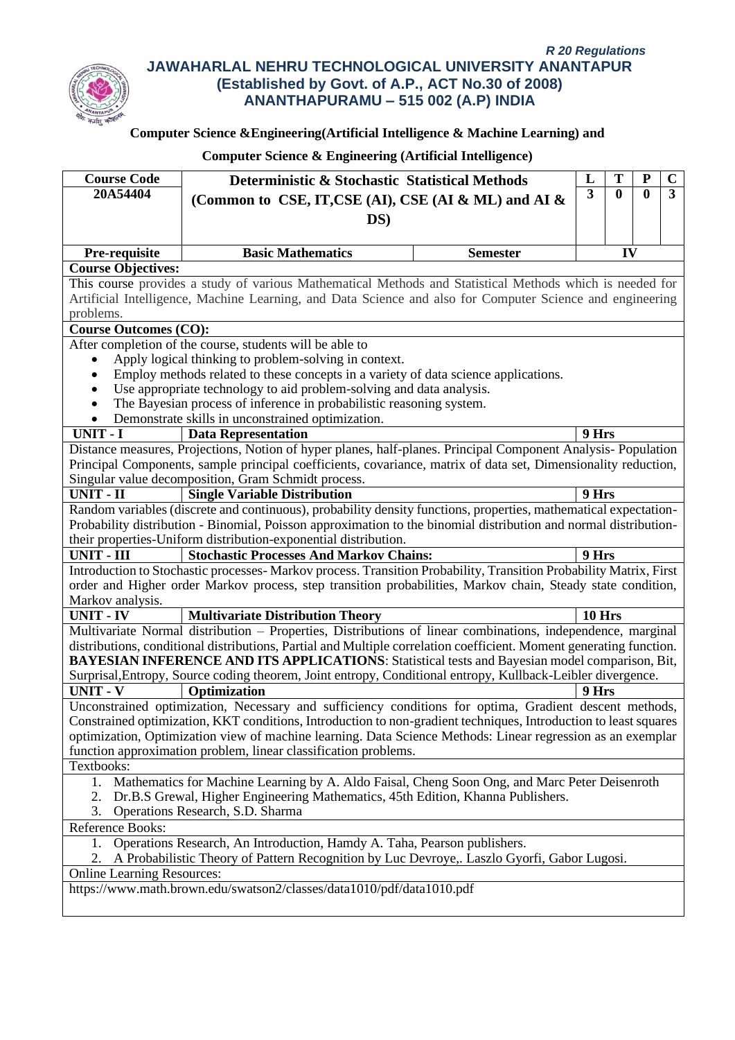*R 20 Regulations*

**JAWAHARLAL NEHRU TECHNOLOGICAL UNIVERSITY ANANTAPUR**
**(Established by Govt. of A.P., ACT No.30 of 2008)**
**ANANTHAPURAMU – 515 002 (A.P) INDIA**

**Computer Science &Engineering(Artificial Intelligence & Machine Learning) and**

**Computer Science & Engineering (Artificial Intelligence)**

| Course Code | Deterministic & Stochastic Statistical Methods (Common to CSE, IT,CSE (AI), CSE (AI & ML) and AI & DS) | | L | T | P | C |
|---|---|---|---|---|---|---|
| 20A54404 | | | 3 | 0 | 0 | 3 |
| Pre-requisite | Basic Mathematics | Semester | IV | | | |

**Course Objectives:**

This course provides a study of various Mathematical Methods and Statistical Methods which is needed for Artificial Intelligence, Machine Learning, and Data Science and also for Computer Science and engineering problems.

**Course Outcomes (CO):**

After completion of the course, students will be able to

- Apply logical thinking to problem-solving in context.
- Employ methods related to these concepts in a variety of data science applications.
- Use appropriate technology to aid problem-solving and data analysis.
- The Bayesian process of inference in probabilistic reasoning system.
- Demonstrate skills in unconstrained optimization.

**UNIT - I — Data Representation — 9 Hrs**

Distance measures, Projections, Notion of hyper planes, half-planes. Principal Component Analysis- Population Principal Components, sample principal coefficients, covariance, matrix of data set, Dimensionality reduction, Singular value decomposition, Gram Schmidt process.

**UNIT - II — Single Variable Distribution — 9 Hrs**

Random variables (discrete and continuous), probability density functions, properties, mathematical expectation-Probability distribution - Binomial, Poisson approximation to the binomial distribution and normal distribution-their properties-Uniform distribution-exponential distribution.

**UNIT - III — Stochastic Processes And Markov Chains: — 9 Hrs**

Introduction to Stochastic processes- Markov process. Transition Probability, Transition Probability Matrix, First order and Higher order Markov process, step transition probabilities, Markov chain, Steady state condition, Markov analysis.

**UNIT - IV — Multivariate Distribution Theory — 10 Hrs**

Multivariate Normal distribution – Properties, Distributions of linear combinations, independence, marginal distributions, conditional distributions, Partial and Multiple correlation coefficient. Moment generating function.
**BAYESIAN INFERENCE AND ITS APPLICATIONS**: Statistical tests and Bayesian model comparison, Bit, Surprisal,Entropy, Source coding theorem, Joint entropy, Conditional entropy, Kullback-Leibler divergence.

**UNIT - V — Optimization — 9 Hrs**

Unconstrained optimization, Necessary and sufficiency conditions for optima, Gradient descent methods, Constrained optimization, KKT conditions, Introduction to non-gradient techniques, Introduction to least squares optimization, Optimization view of machine learning. Data Science Methods: Linear regression as an exemplar function approximation problem, linear classification problems.

Textbooks:

1. Mathematics for Machine Learning by A. Aldo Faisal, Cheng Soon Ong, and Marc Peter Deisenroth
2. Dr.B.S Grewal, Higher Engineering Mathematics, 45th Edition, Khanna Publishers.
3. Operations Research, S.D. Sharma

Reference Books:

1. Operations Research, An Introduction, Hamdy A. Taha, Pearson publishers.
2. A Probabilistic Theory of Pattern Recognition by Luc Devroye,. Laszlo Gyorfi, Gabor Lugosi.

Online Learning Resources:

https://www.math.brown.edu/swatson2/classes/data1010/pdf/data1010.pdf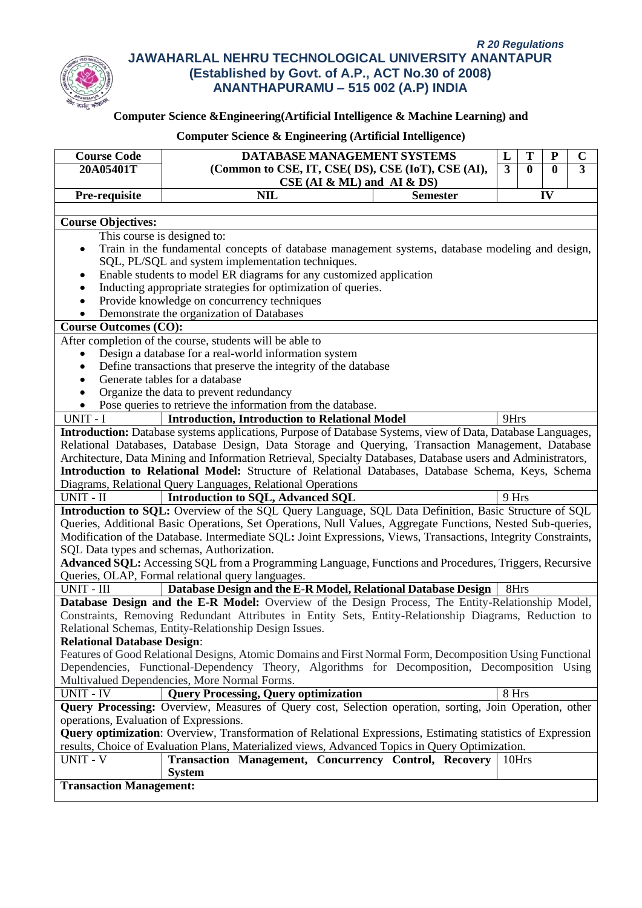*R 20 Regulations*

# JAWAHARLAL NEHRU TECHNOLOGICAL UNIVERSITY ANANTAPUR
## (Established by Govt. of A.P., ACT No.30 of 2008)
## ANANTHAPURAMU – 515 002 (A.P) INDIA

**Computer Science &Engineering(Artificial Intelligence & Machine Learning) and**

**Computer Science & Engineering (Artificial Intelligence)**

| Course Code | DATABASE MANAGEMENT SYSTEMS | | L | T | P | C |
|---|---|---|---|---|---|---|
| 20A05401T | (Common to CSE, IT, CSE( DS), CSE (IoT), CSE (AI), CSE (AI & ML) and AI & DS) | | 3 | 0 | 0 | 3 |
| Pre-requisite | NIL | Semester | IV | | | |

**Course Objectives:**

This course is designed to:

- Train in the fundamental concepts of database management systems, database modeling and design, SQL, PL/SQL and system implementation techniques.
- Enable students to model ER diagrams for any customized application
- Inducting appropriate strategies for optimization of queries.
- Provide knowledge on concurrency techniques
- Demonstrate the organization of Databases

**Course Outcomes (CO):**

After completion of the course, students will be able to

- Design a database for a real-world information system
- Define transactions that preserve the integrity of the database
- Generate tables for a database
- Organize the data to prevent redundancy
- Pose queries to retrieve the information from the database.

| UNIT - I | **Introduction, Introduction to Relational Model** | 9Hrs |
|---|---|---|

**Introduction:** Database systems applications, Purpose of Database Systems, view of Data, Database Languages, Relational Databases, Database Design, Data Storage and Querying, Transaction Management, Database Architecture, Data Mining and Information Retrieval, Specialty Databases, Database users and Administrators,
**Introduction to Relational Model:** Structure of Relational Databases, Database Schema, Keys, Schema Diagrams, Relational Query Languages, Relational Operations

| UNIT - II | **Introduction to SQL, Advanced SQL** | 9 Hrs |
|---|---|---|

**Introduction to SQL:** Overview of the SQL Query Language, SQL Data Definition, Basic Structure of SQL Queries, Additional Basic Operations, Set Operations, Null Values, Aggregate Functions, Nested Sub-queries, Modification of the Database. Intermediate SQL**:** Joint Expressions, Views, Transactions, Integrity Constraints, SQL Data types and schemas, Authorization.
**Advanced SQL:** Accessing SQL from a Programming Language, Functions and Procedures, Triggers, Recursive Queries, OLAP, Formal relational query languages.

| UNIT - III | **Database Design and the E-R Model, Relational Database Design** | 8Hrs |
|---|---|---|

**Database Design and the E-R Model:** Overview of the Design Process, The Entity-Relationship Model, Constraints, Removing Redundant Attributes in Entity Sets, Entity-Relationship Diagrams, Reduction to Relational Schemas, Entity-Relationship Design Issues.
**Relational Database Design**:
Features of Good Relational Designs, Atomic Domains and First Normal Form, Decomposition Using Functional Dependencies, Functional-Dependency Theory, Algorithms for Decomposition, Decomposition Using Multivalued Dependencies, More Normal Forms.

| UNIT - IV | **Query Processing, Query optimization** | 8 Hrs |
|---|---|---|

**Query Processing:** Overview, Measures of Query cost, Selection operation, sorting, Join Operation, other operations, Evaluation of Expressions.
**Query optimization**: Overview, Transformation of Relational Expressions, Estimating statistics of Expression results, Choice of Evaluation Plans, Materialized views, Advanced Topics in Query Optimization.

| UNIT - V | **Transaction Management, Concurrency Control, Recovery System** | 10Hrs |
|---|---|---|

**Transaction Management:**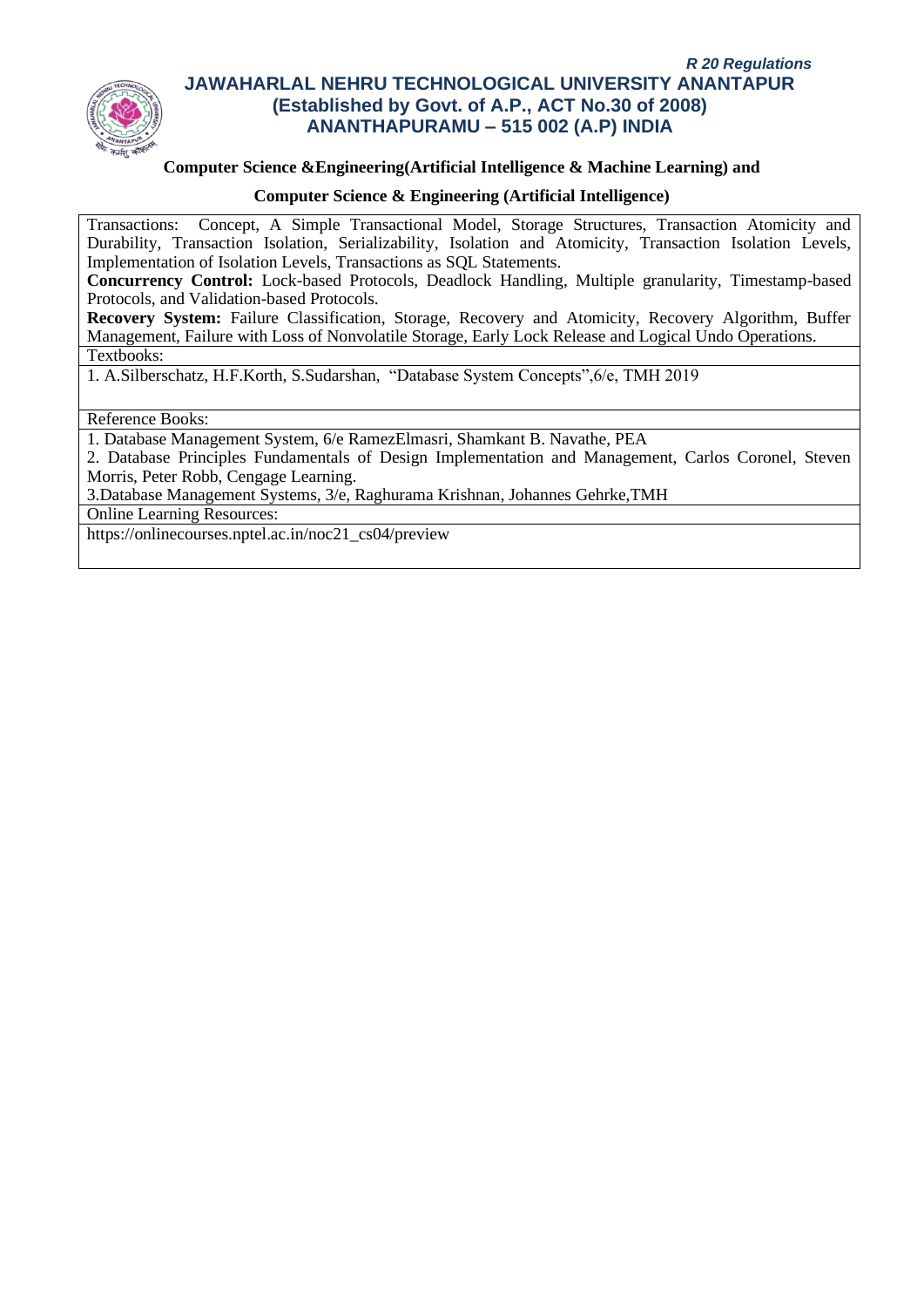**Computer Science &Engineering(Artificial Intelligence & Machine Learning) and**

**Computer Science & Engineering (Artificial Intelligence)**

Transactions: Concept, A Simple Transactional Model, Storage Structures, Transaction Atomicity and Durability, Transaction Isolation, Serializability, Isolation and Atomicity, Transaction Isolation Levels, Implementation of Isolation Levels, Transactions as SQL Statements.

**Concurrency Control:** Lock-based Protocols, Deadlock Handling, Multiple granularity, Timestamp-based Protocols, and Validation-based Protocols.

**Recovery System:** Failure Classification, Storage, Recovery and Atomicity, Recovery Algorithm, Buffer Management, Failure with Loss of Nonvolatile Storage, Early Lock Release and Logical Undo Operations.

Textbooks:

1. A.Silberschatz, H.F.Korth, S.Sudarshan, "Database System Concepts",6/e, TMH 2019

Reference Books:

1. Database Management System, 6/e RamezElmasri, Shamkant B. Navathe, PEA
2. Database Principles Fundamentals of Design Implementation and Management, Carlos Coronel, Steven Morris, Peter Robb, Cengage Learning.
3. Database Management Systems, 3/e, Raghurama Krishnan, Johannes Gehrke,TMH

Online Learning Resources:

https://onlinecourses.nptel.ac.in/noc21_cs04/preview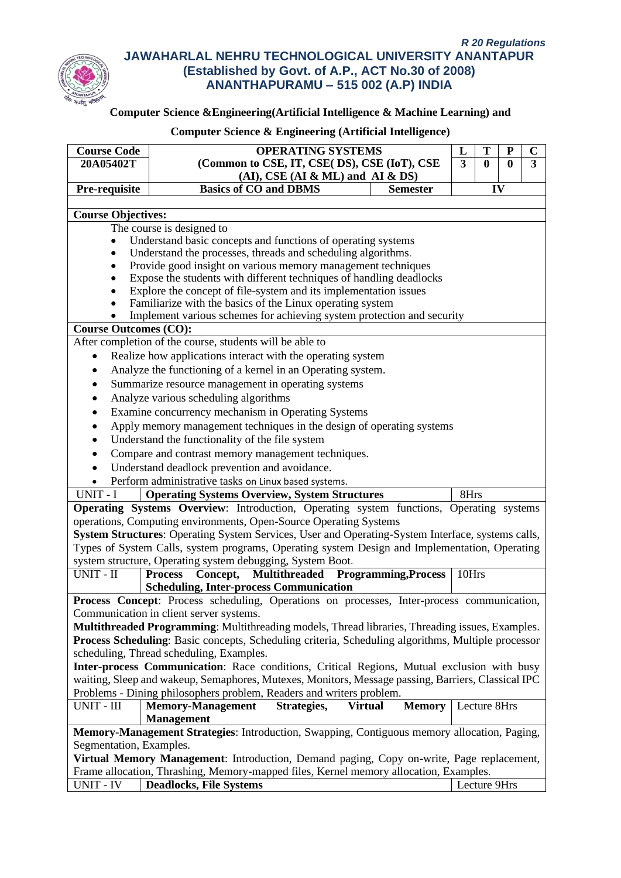*R 20 Regulations*

**JAWAHARLAL NEHRU TECHNOLOGICAL UNIVERSITY ANANTAPUR**
**(Established by Govt. of A.P., ACT No.30 of 2008)**
**ANANTHAPURAMU – 515 002 (A.P) INDIA**

**Computer Science &Engineering(Artificial Intelligence & Machine Learning) and**

**Computer Science & Engineering (Artificial Intelligence)**

| Course Code | OPERATING SYSTEMS (Common to CSE, IT, CSE( DS), CSE (IoT), CSE (AI), CSE (AI & ML) and AI & DS) | | L | T | P | C |
|---|---|---|---|---|---|---|
| 20A05402T | | | 3 | 0 | 0 | 3 |
| Pre-requisite | Basics of CO and DBMS | Semester | IV | | | |

**Course Objectives:**

The course is designed to

- Understand basic concepts and functions of operating systems
- Understand the processes, threads and scheduling algorithms.
- Provide good insight on various memory management techniques
- Expose the students with different techniques of handling deadlocks
- Explore the concept of file-system and its implementation issues
- Familiarize with the basics of the Linux operating system
- Implement various schemes for achieving system protection and security

**Course Outcomes (CO):**

After completion of the course, students will be able to

- Realize how applications interact with the operating system
- Analyze the functioning of a kernel in an Operating system.
- Summarize resource management in operating systems
- Analyze various scheduling algorithms
- Examine concurrency mechanism in Operating Systems
- Apply memory management techniques in the design of operating systems
- Understand the functionality of the file system
- Compare and contrast memory management techniques.
- Understand deadlock prevention and avoidance.
- Perform administrative tasks on Linux based systems.

| UNIT - I | Operating Systems Overview, System Structures | 8Hrs |
|---|---|---|

**Operating Systems Overview**: Introduction, Operating system functions, Operating systems operations, Computing environments, Open-Source Operating Systems

**System Structures**: Operating System Services, User and Operating-System Interface, systems calls, Types of System Calls, system programs, Operating system Design and Implementation, Operating system structure, Operating system debugging, System Boot.

| UNIT - II | Process Concept, Multithreaded Programming,Process Scheduling, Inter-process Communication | 10Hrs |
|---|---|---|

**Process Concept**: Process scheduling, Operations on processes, Inter-process communication, Communication in client server systems.

**Multithreaded Programming**: Multithreading models, Thread libraries, Threading issues, Examples.

**Process Scheduling**: Basic concepts, Scheduling criteria, Scheduling algorithms, Multiple processor scheduling, Thread scheduling, Examples.

**Inter-process Communication**: Race conditions, Critical Regions, Mutual exclusion with busy waiting, Sleep and wakeup, Semaphores, Mutexes, Monitors, Message passing, Barriers, Classical IPC Problems - Dining philosophers problem, Readers and writers problem.

| UNIT - III | Memory-Management Strategies, Virtual Memory Management | Lecture 8Hrs |
|---|---|---|

**Memory-Management Strategies**: Introduction, Swapping, Contiguous memory allocation, Paging, Segmentation, Examples.

**Virtual Memory Management**: Introduction, Demand paging, Copy on-write, Page replacement, Frame allocation, Thrashing, Memory-mapped files, Kernel memory allocation, Examples.

| UNIT - IV | Deadlocks, File Systems | Lecture 9Hrs |
|---|---|---|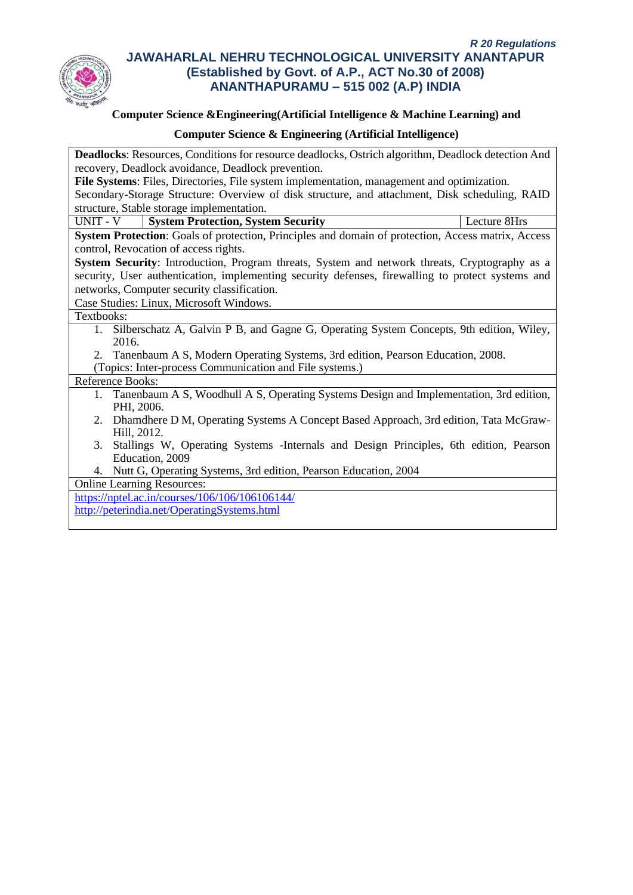**Computer Science &Engineering(Artificial Intelligence & Machine Learning) and**

**Computer Science & Engineering (Artificial Intelligence)**

**Deadlocks**: Resources, Conditions for resource deadlocks, Ostrich algorithm, Deadlock detection And recovery, Deadlock avoidance, Deadlock prevention.

**File Systems**: Files, Directories, File system implementation, management and optimization.

Secondary-Storage Structure: Overview of disk structure, and attachment, Disk scheduling, RAID structure, Stable storage implementation.

| UNIT - V | **System Protection, System Security** | Lecture 8Hrs |
|---|---|---|

**System Protection**: Goals of protection, Principles and domain of protection, Access matrix, Access control, Revocation of access rights.

**System Security**: Introduction, Program threats, System and network threats, Cryptography as a security, User authentication, implementing security defenses, firewalling to protect systems and networks, Computer security classification.

Case Studies: Linux, Microsoft Windows.

Textbooks:

1. Silberschatz A, Galvin P B, and Gagne G, Operating System Concepts, 9th edition, Wiley, 2016.
2. Tanenbaum A S, Modern Operating Systems, 3rd edition, Pearson Education, 2008.

(Topics: Inter-process Communication and File systems.)

Reference Books:

1. Tanenbaum A S, Woodhull A S, Operating Systems Design and Implementation, 3rd edition, PHI, 2006.
2. Dhamdhere D M, Operating Systems A Concept Based Approach, 3rd edition, Tata McGraw-Hill, 2012.
3. Stallings W, Operating Systems -Internals and Design Principles, 6th edition, Pearson Education, 2009
4. Nutt G, Operating Systems, 3rd edition, Pearson Education, 2004

Online Learning Resources:

https://nptel.ac.in/courses/106/106/106106144/

http://peterindia.net/OperatingSystems.html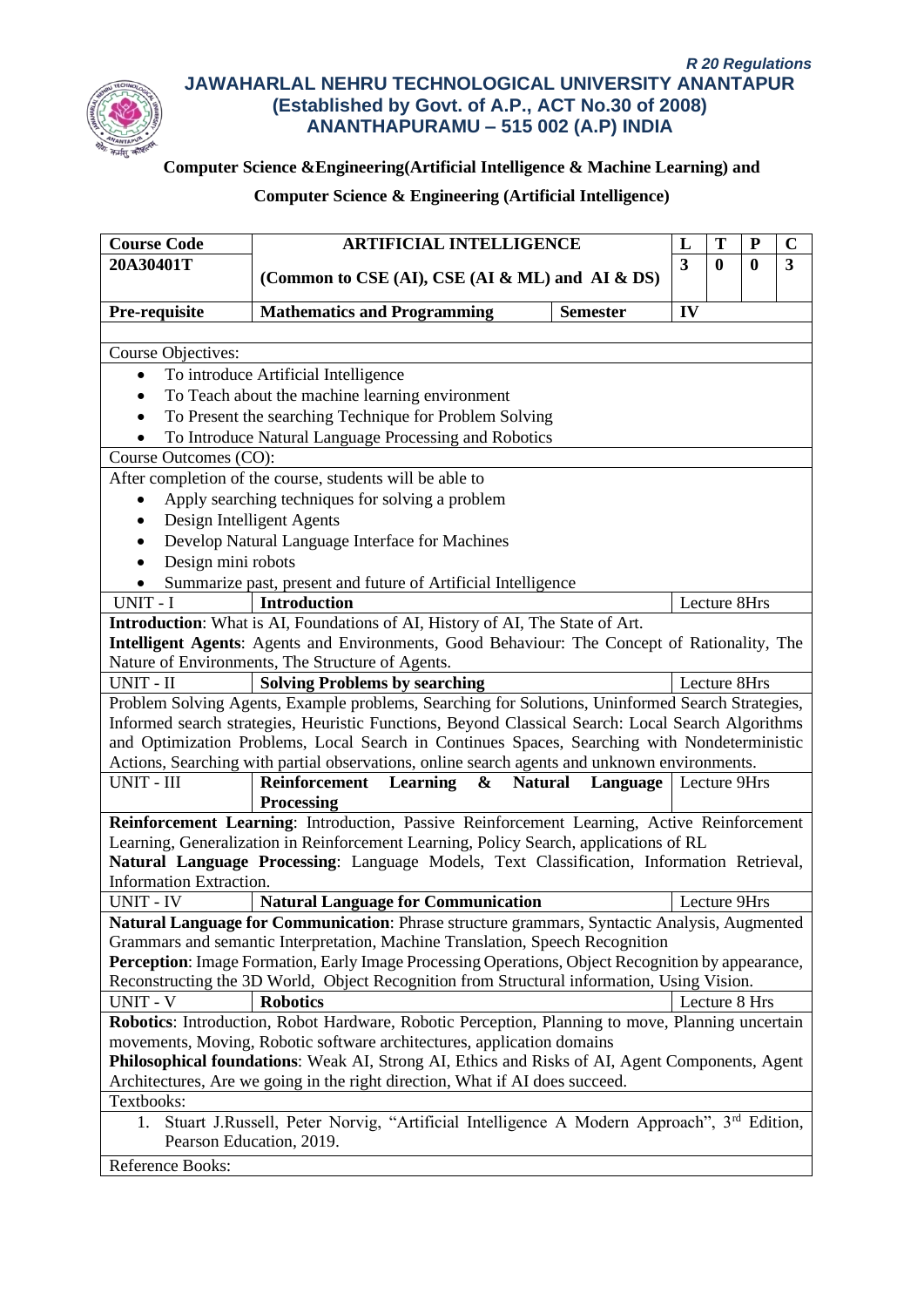*R 20 Regulations*

**JAWAHARLAL NEHRU TECHNOLOGICAL UNIVERSITY ANANTAPUR**
**(Established by Govt. of A.P., ACT No.30 of 2008)**
**ANANTHAPURAMU – 515 002 (A.P) INDIA**

**Computer Science &Engineering(Artificial Intelligence & Machine Learning) and**

**Computer Science & Engineering (Artificial Intelligence)**

| Course Code | ARTIFICIAL INTELLIGENCE | | L | T | P | C |
|---|---|---|---|---|---|---|
| 20A30401T | (Common to CSE (AI), CSE (AI & ML) and AI & DS) | | 3 | 0 | 0 | 3 |
| Pre-requisite | Mathematics and Programming | Semester | IV | | | |

Course Objectives:

- To introduce Artificial Intelligence
- To Teach about the machine learning environment
- To Present the searching Technique for Problem Solving
- To Introduce Natural Language Processing and Robotics

Course Outcomes (CO):

After completion of the course, students will be able to

- Apply searching techniques for solving a problem
- Design Intelligent Agents
- Develop Natural Language Interface for Machines
- Design mini robots
- Summarize past, present and future of Artificial Intelligence

| UNIT - I | **Introduction** | Lecture 8Hrs |
|---|---|---|

**Introduction**: What is AI, Foundations of AI, History of AI, The State of Art.
**Intelligent Agents**: Agents and Environments, Good Behaviour: The Concept of Rationality, The Nature of Environments, The Structure of Agents.

| UNIT - II | **Solving Problems by searching** | Lecture 8Hrs |
|---|---|---|

Problem Solving Agents, Example problems, Searching for Solutions, Uninformed Search Strategies, Informed search strategies, Heuristic Functions, Beyond Classical Search: Local Search Algorithms and Optimization Problems, Local Search in Continues Spaces, Searching with Nondeterministic Actions, Searching with partial observations, online search agents and unknown environments.

| UNIT - III | **Reinforcement Learning & Natural Language Processing** | Lecture 9Hrs |
|---|---|---|

**Reinforcement Learning**: Introduction, Passive Reinforcement Learning, Active Reinforcement Learning, Generalization in Reinforcement Learning, Policy Search, applications of RL
**Natural Language Processing**: Language Models, Text Classification, Information Retrieval, Information Extraction.

| UNIT - IV | **Natural Language for Communication** | Lecture 9Hrs |
|---|---|---|

**Natural Language for Communication**: Phrase structure grammars, Syntactic Analysis, Augmented Grammars and semantic Interpretation, Machine Translation, Speech Recognition
**Perception**: Image Formation, Early Image Processing Operations, Object Recognition by appearance, Reconstructing the 3D World, Object Recognition from Structural information, Using Vision.

| UNIT - V | **Robotics** | Lecture 8 Hrs |
|---|---|---|

**Robotics**: Introduction, Robot Hardware, Robotic Perception, Planning to move, Planning uncertain movements, Moving, Robotic software architectures, application domains
**Philosophical foundations**: Weak AI, Strong AI, Ethics and Risks of AI, Agent Components, Agent Architectures, Are we going in the right direction, What if AI does succeed.

Textbooks:

1. Stuart J.Russell, Peter Norvig, "Artificial Intelligence A Modern Approach", 3rd Edition, Pearson Education, 2019.

Reference Books: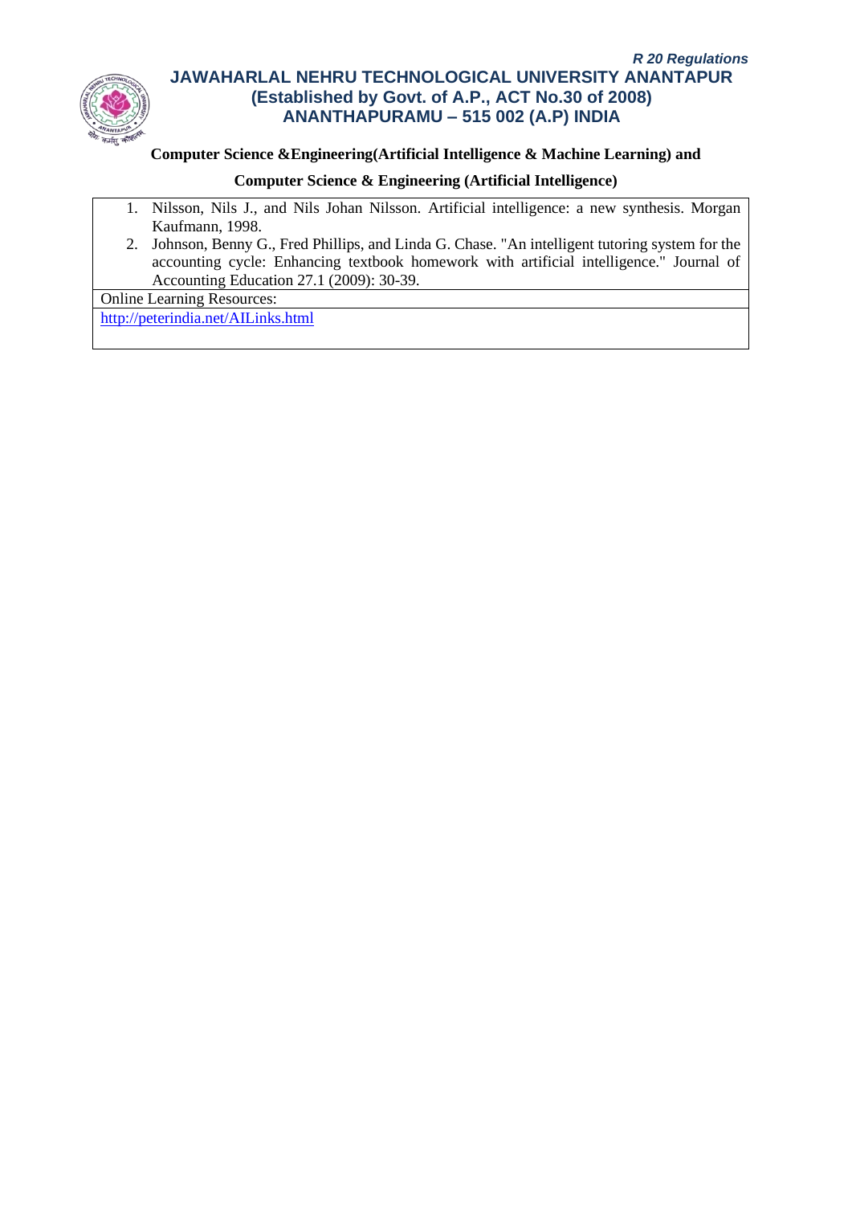**Computer Science &Engineering(Artificial Intelligence & Machine Learning) and**

**Computer Science & Engineering (Artificial Intelligence)**

1. Nilsson, Nils J., and Nils Johan Nilsson. Artificial intelligence: a new synthesis. Morgan Kaufmann, 1998.
2. Johnson, Benny G., Fred Phillips, and Linda G. Chase. "An intelligent tutoring system for the accounting cycle: Enhancing textbook homework with artificial intelligence." Journal of Accounting Education 27.1 (2009): 30-39.

Online Learning Resources:

http://peterindia.net/AILinks.html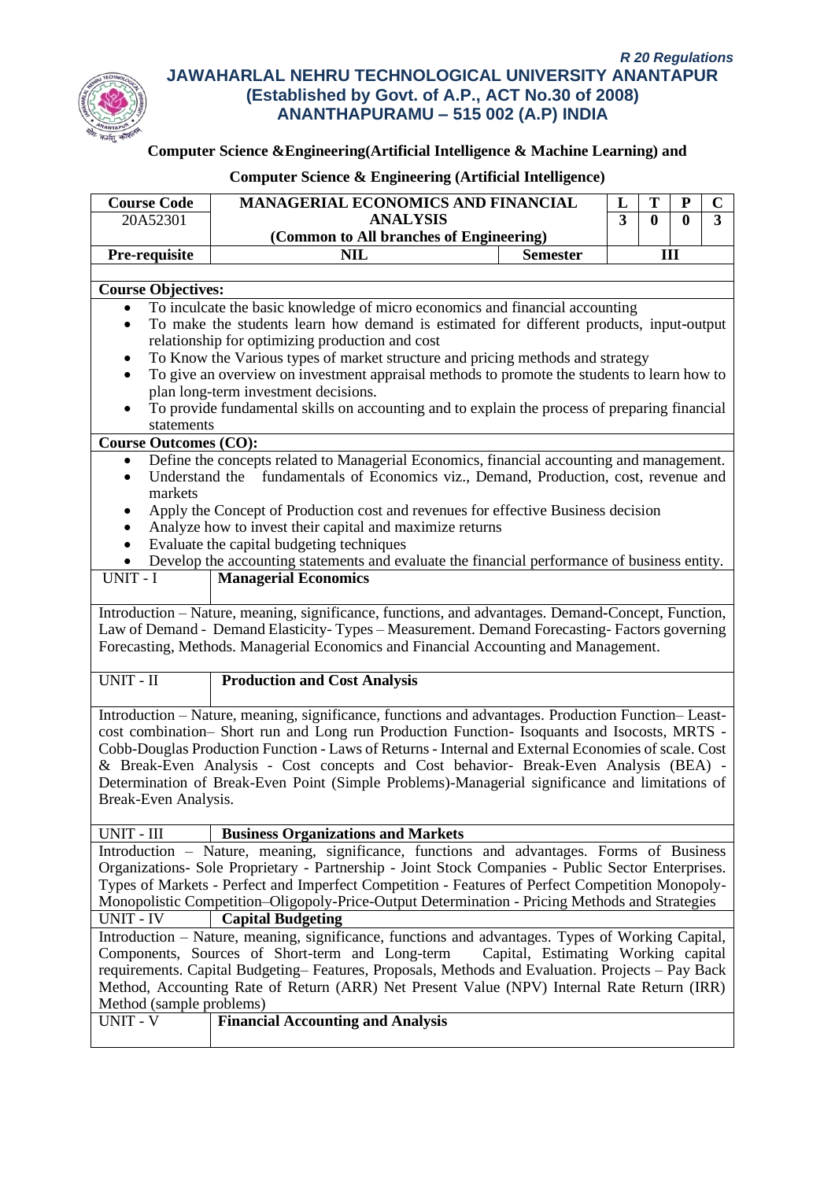*R 20 Regulations*

# JAWAHARLAL NEHRU TECHNOLOGICAL UNIVERSITY ANANTAPUR
## (Established by Govt. of A.P., ACT No.30 of 2008)
## ANANTHAPURAMU – 515 002 (A.P) INDIA

**Computer Science &Engineering(Artificial Intelligence & Machine Learning) and**

**Computer Science & Engineering (Artificial Intelligence)**

| Course Code | MANAGERIAL ECONOMICS AND FINANCIAL ANALYSIS (Common to All branches of Engineering) | | L | T | P | C |
|---|---|---|---|---|---|---|
| 20A52301 | | | 3 | 0 | 0 | 3 |
| **Pre-requisite** | **NIL** | **Semester** | **III** | | | |

**Course Objectives:**

- To inculcate the basic knowledge of micro economics and financial accounting
- To make the students learn how demand is estimated for different products, input-output relationship for optimizing production and cost
- To Know the Various types of market structure and pricing methods and strategy
- To give an overview on investment appraisal methods to promote the students to learn how to plan long-term investment decisions.
- To provide fundamental skills on accounting and to explain the process of preparing financial statements

**Course Outcomes (CO):**

- Define the concepts related to Managerial Economics, financial accounting and management.
- Understand the fundamentals of Economics viz., Demand, Production, cost, revenue and markets
- Apply the Concept of Production cost and revenues for effective Business decision
- Analyze how to invest their capital and maximize returns
- Evaluate the capital budgeting techniques
- Develop the accounting statements and evaluate the financial performance of business entity.

**UNIT - I — Managerial Economics**

Introduction – Nature, meaning, significance, functions, and advantages. Demand-Concept, Function, Law of Demand - Demand Elasticity- Types – Measurement. Demand Forecasting- Factors governing Forecasting, Methods. Managerial Economics and Financial Accounting and Management.

**UNIT - II — Production and Cost Analysis**

Introduction – Nature, meaning, significance, functions and advantages. Production Function– Least-cost combination– Short run and Long run Production Function- Isoquants and Isocosts, MRTS - Cobb-Douglas Production Function - Laws of Returns - Internal and External Economies of scale. Cost & Break-Even Analysis - Cost concepts and Cost behavior- Break-Even Analysis (BEA) - Determination of Break-Even Point (Simple Problems)-Managerial significance and limitations of Break-Even Analysis.

**UNIT - III — Business Organizations and Markets**

Introduction – Nature, meaning, significance, functions and advantages. Forms of Business Organizations- Sole Proprietary - Partnership - Joint Stock Companies - Public Sector Enterprises. Types of Markets - Perfect and Imperfect Competition - Features of Perfect Competition Monopoly-Monopolistic Competition–Oligopoly-Price-Output Determination - Pricing Methods and Strategies

**UNIT - IV — Capital Budgeting**

Introduction – Nature, meaning, significance, functions and advantages. Types of Working Capital, Components, Sources of Short-term and Long-term Capital, Estimating Working capital requirements. Capital Budgeting– Features, Proposals, Methods and Evaluation. Projects – Pay Back Method, Accounting Rate of Return (ARR) Net Present Value (NPV) Internal Rate Return (IRR) Method (sample problems)

**UNIT - V — Financial Accounting and Analysis**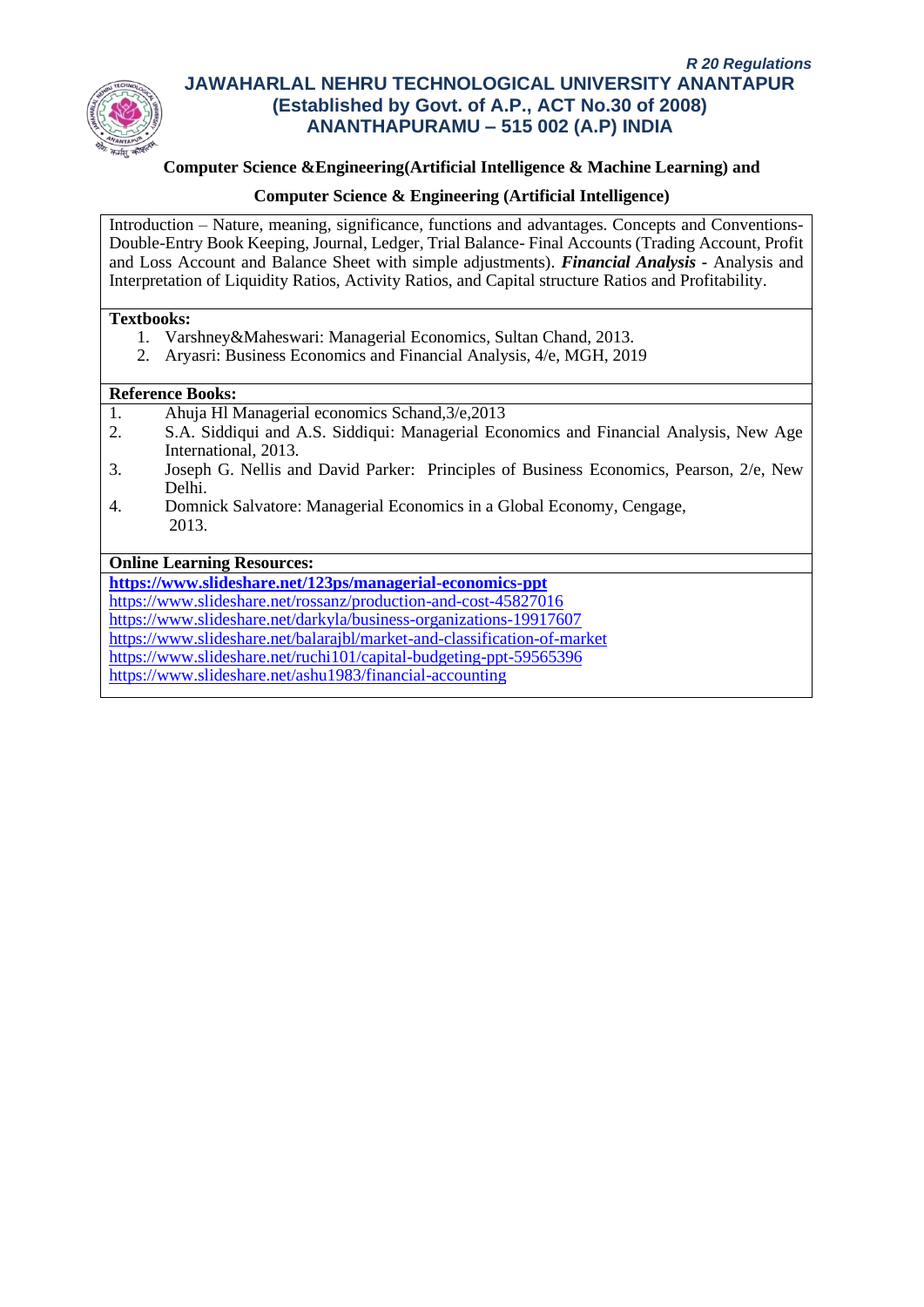**Computer Science &Engineering(Artificial Intelligence & Machine Learning) and**

**Computer Science & Engineering (Artificial Intelligence)**

Introduction – Nature, meaning, significance, functions and advantages. Concepts and Conventions- Double-Entry Book Keeping, Journal, Ledger, Trial Balance- Final Accounts (Trading Account, Profit and Loss Account and Balance Sheet with simple adjustments). ***Financial Analysis* -** Analysis and Interpretation of Liquidity Ratios, Activity Ratios, and Capital structure Ratios and Profitability.

**Textbooks:**

1. Varshney&Maheswari: Managerial Economics, Sultan Chand, 2013.
2. Aryasri: Business Economics and Financial Analysis, 4/e, MGH, 2019

**Reference Books:**

1. Ahuja Hl Managerial economics Schand,3/e,2013
2. S.A. Siddiqui and A.S. Siddiqui: Managerial Economics and Financial Analysis, New Age International, 2013.
3. Joseph G. Nellis and David Parker: Principles of Business Economics, Pearson, 2/e, New Delhi.
4. Domnick Salvatore: Managerial Economics in a Global Economy, Cengage, 2013.

**Online Learning Resources:**

**https://www.slideshare.net/123ps/managerial-economics-ppt**
https://www.slideshare.net/rossanz/production-and-cost-45827016
https://www.slideshare.net/darkyla/business-organizations-19917607
https://www.slideshare.net/balarajbl/market-and-classification-of-market
https://www.slideshare.net/ruchi101/capital-budgeting-ppt-59565396
https://www.slideshare.net/ashu1983/financial-accounting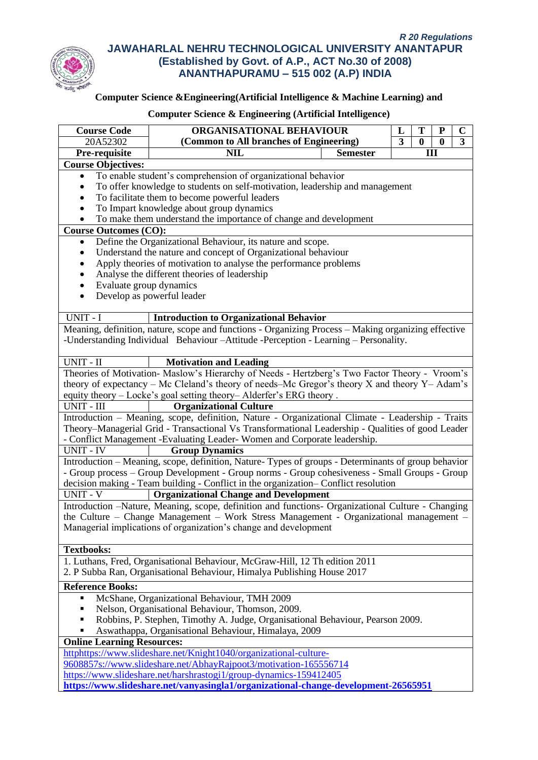*R 20 Regulations*

**JAWAHARLAL NEHRU TECHNOLOGICAL UNIVERSITY ANANTAPUR**
**(Established by Govt. of A.P., ACT No.30 of 2008)**
**ANANTHAPURAMU – 515 002 (A.P) INDIA**

**Computer Science &Engineering(Artificial Intelligence & Machine Learning) and**

**Computer Science & Engineering (Artificial Intelligence)**

| Course Code | ORGANISATIONAL BEHAVIOUR | | L | T | P | C |
|---|---|---|---|---|---|---|
| 20A52302 | (Common to All branches of Engineering) | | 3 | 0 | 0 | 3 |
| Pre-requisite | NIL | Semester | III | | | |

**Course Objectives:**

- To enable student's comprehension of organizational behavior
- To offer knowledge to students on self-motivation, leadership and management
- To facilitate them to become powerful leaders
- To Impart knowledge about group dynamics
- To make them understand the importance of change and development

**Course Outcomes (CO):**

- Define the Organizational Behaviour, its nature and scope.
- Understand the nature and concept of Organizational behaviour
- Apply theories of motivation to analyse the performance problems
- Analyse the different theories of leadership
- Evaluate group dynamics
- Develop as powerful leader

**UNIT - I — Introduction to Organizational Behavior**

Meaning, definition, nature, scope and functions - Organizing Process – Making organizing effective -Understanding Individual Behaviour –Attitude -Perception - Learning – Personality.

**UNIT - II — Motivation and Leading**

Theories of Motivation- Maslow's Hierarchy of Needs - Hertzberg's Two Factor Theory - Vroom's theory of expectancy – Mc Cleland's theory of needs–Mc Gregor's theory X and theory Y– Adam's equity theory – Locke's goal setting theory– Alderfer's ERG theory .

**UNIT - III — Organizational Culture**

Introduction – Meaning, scope, definition, Nature - Organizational Climate - Leadership - Traits Theory–Managerial Grid - Transactional Vs Transformational Leadership - Qualities of good Leader - Conflict Management -Evaluating Leader- Women and Corporate leadership.

**UNIT - IV — Group Dynamics**

Introduction – Meaning, scope, definition, Nature- Types of groups - Determinants of group behavior - Group process – Group Development - Group norms - Group cohesiveness - Small Groups - Group decision making - Team building - Conflict in the organization– Conflict resolution

**UNIT - V — Organizational Change and Development**

Introduction –Nature, Meaning, scope, definition and functions- Organizational Culture - Changing the Culture – Change Management – Work Stress Management - Organizational management – Managerial implications of organization's change and development

**Textbooks:**

1. Luthans, Fred, Organisational Behaviour, McGraw-Hill, 12 Th edition 2011
2. P Subba Ran, Organisational Behaviour, Himalya Publishing House 2017

**Reference Books:**

- McShane, Organizational Behaviour, TMH 2009
- Nelson, Organisational Behaviour, Thomson, 2009.
- Robbins, P. Stephen, Timothy A. Judge, Organisational Behaviour, Pearson 2009.
- Aswathappa, Organisational Behaviour, Himalaya, 2009

**Online Learning Resources:**

httphttps://www.slideshare.net/Knight1040/organizational-culture-9608857s://www.slideshare.net/AbhayRajpoot3/motivation-165556714
https://www.slideshare.net/harshrastogi1/group-dynamics-159412405
**https://www.slideshare.net/vanyasingla1/organizational-change-development-26565951**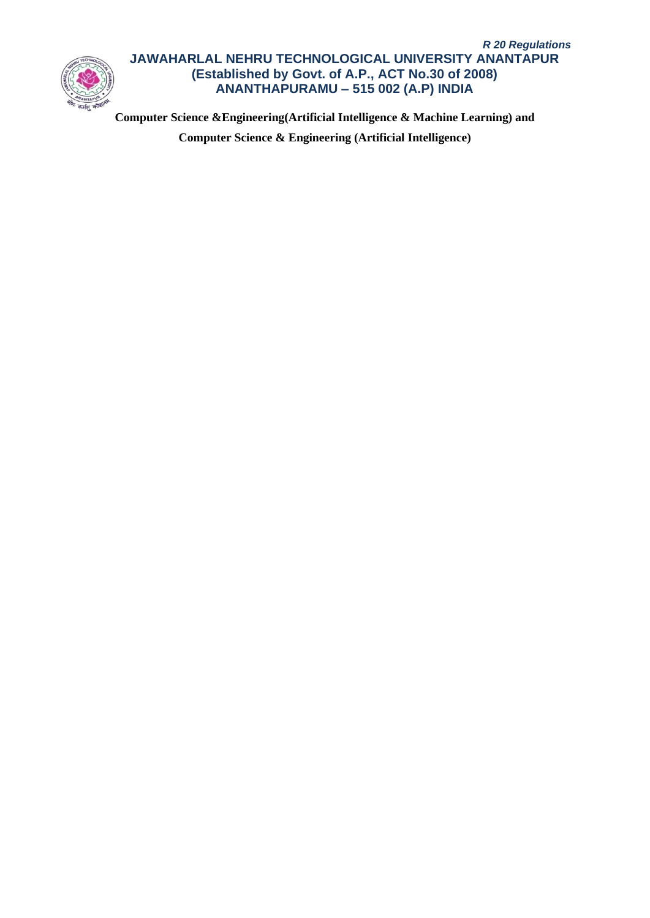Computer Science &Engineering(Artificial Intelligence & Machine Learning) and

Computer Science & Engineering (Artificial Intelligence)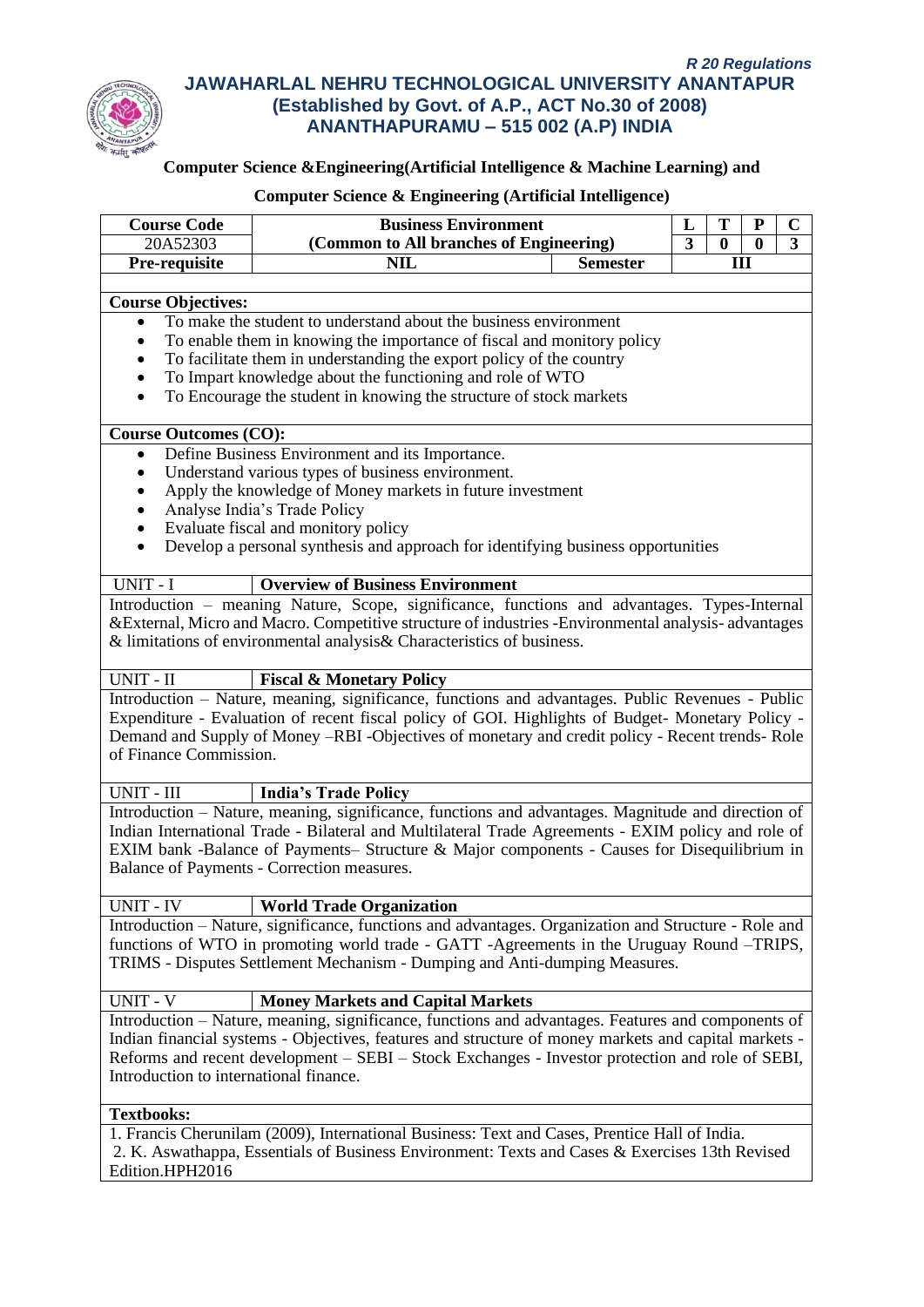*R 20 Regulations*

**JAWAHARLAL NEHRU TECHNOLOGICAL UNIVERSITY ANANTAPUR**
**(Established by Govt. of A.P., ACT No.30 of 2008)**
**ANANTHAPURAMU – 515 002 (A.P) INDIA**

**Computer Science &Engineering(Artificial Intelligence & Machine Learning) and**

**Computer Science & Engineering (Artificial Intelligence)**

| Course Code | Business Environment | | L | T | P | C |
|---|---|---|---|---|---|---|
| 20A52303 | (Common to All branches of Engineering) | | 3 | 0 | 0 | 3 |
| Pre-requisite | NIL | Semester | III | | | |

**Course Objectives:**

- To make the student to understand about the business environment
- To enable them in knowing the importance of fiscal and monitory policy
- To facilitate them in understanding the export policy of the country
- To Impart knowledge about the functioning and role of WTO
- To Encourage the student in knowing the structure of stock markets

**Course Outcomes (CO):**

- Define Business Environment and its Importance.
- Understand various types of business environment.
- Apply the knowledge of Money markets in future investment
- Analyse India's Trade Policy
- Evaluate fiscal and monitory policy
- Develop a personal synthesis and approach for identifying business opportunities

**UNIT - I — Overview of Business Environment**

Introduction – meaning Nature, Scope, significance, functions and advantages. Types-Internal &External, Micro and Macro. Competitive structure of industries -Environmental analysis- advantages & limitations of environmental analysis& Characteristics of business.

**UNIT - II — Fiscal & Monetary Policy**

Introduction – Nature, meaning, significance, functions and advantages. Public Revenues - Public Expenditure - Evaluation of recent fiscal policy of GOI. Highlights of Budget- Monetary Policy - Demand and Supply of Money –RBI -Objectives of monetary and credit policy - Recent trends- Role of Finance Commission.

**UNIT - III — India's Trade Policy**

Introduction – Nature, meaning, significance, functions and advantages. Magnitude and direction of Indian International Trade - Bilateral and Multilateral Trade Agreements - EXIM policy and role of EXIM bank -Balance of Payments– Structure & Major components - Causes for Disequilibrium in Balance of Payments - Correction measures.

**UNIT - IV — World Trade Organization**

Introduction – Nature, significance, functions and advantages. Organization and Structure - Role and functions of WTO in promoting world trade - GATT -Agreements in the Uruguay Round –TRIPS, TRIMS - Disputes Settlement Mechanism - Dumping and Anti-dumping Measures.

**UNIT - V — Money Markets and Capital Markets**

Introduction – Nature, meaning, significance, functions and advantages. Features and components of Indian financial systems - Objectives, features and structure of money markets and capital markets - Reforms and recent development – SEBI – Stock Exchanges - Investor protection and role of SEBI, Introduction to international finance.

**Textbooks:**

1. Francis Cherunilam (2009), International Business: Text and Cases, Prentice Hall of India.
2. K. Aswathappa, Essentials of Business Environment: Texts and Cases & Exercises 13th Revised Edition.HPH2016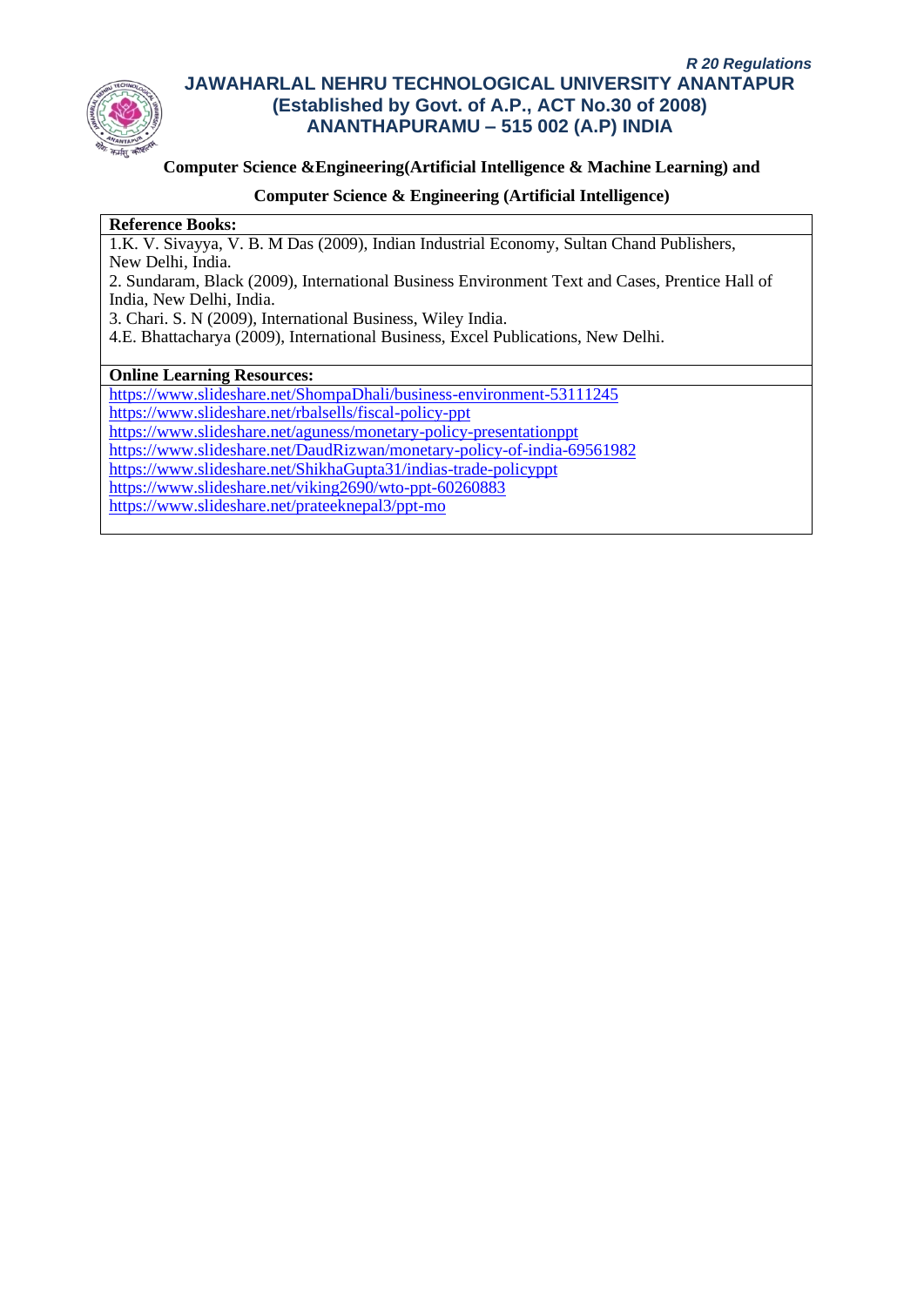**Computer Science &Engineering(Artificial Intelligence & Machine Learning) and**

**Computer Science & Engineering (Artificial Intelligence)**

**Reference Books:**

1.K. V. Sivayya, V. B. M Das (2009), Indian Industrial Economy, Sultan Chand Publishers, New Delhi, India.

2. Sundaram, Black (2009), International Business Environment Text and Cases, Prentice Hall of India, New Delhi, India.

3. Chari. S. N (2009), International Business, Wiley India.

4.E. Bhattacharya (2009), International Business, Excel Publications, New Delhi.

**Online Learning Resources:**

https://www.slideshare.net/ShompaDhali/business-environment-53111245
https://www.slideshare.net/rbalsells/fiscal-policy-ppt
https://www.slideshare.net/aguness/monetary-policy-presentationppt
https://www.slideshare.net/DaudRizwan/monetary-policy-of-india-69561982
https://www.slideshare.net/ShikhaGupta31/indias-trade-policyppt
https://www.slideshare.net/viking2690/wto-ppt-60260883
https://www.slideshare.net/prateeknepal3/ppt-mo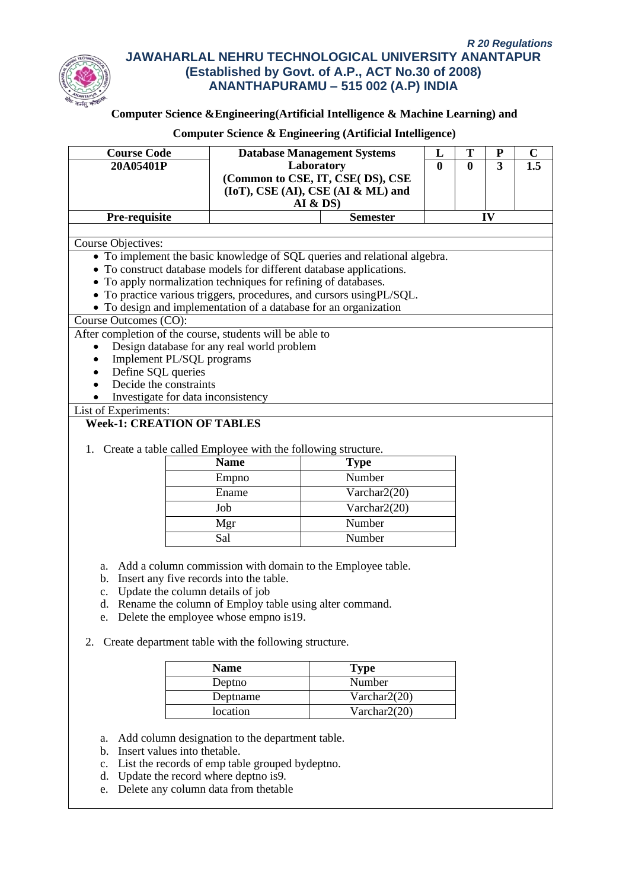*R 20 Regulations*

**JAWAHARLAL NEHRU TECHNOLOGICAL UNIVERSITY ANANTAPUR**
**(Established by Govt. of A.P., ACT No.30 of 2008)**
**ANANTHAPURAMU – 515 002 (A.P) INDIA**

**Computer Science &Engineering(Artificial Intelligence & Machine Learning) and**

**Computer Science & Engineering (Artificial Intelligence)**

| Course Code | Database Management Systems Laboratory (Common to CSE, IT, CSE( DS), CSE (IoT), CSE (AI), CSE (AI & ML) and AI & DS) | | L | T | P | C |
|---|---|---|---|---|---|---|
| 20A05401P | | | 0 | 0 | 3 | 1.5 |
| Pre-requisite | | Semester | IV | | | |

Course Objectives:

- To implement the basic knowledge of SQL queries and relational algebra.
- To construct database models for different database applications.
- To apply normalization techniques for refining of databases.
- To practice various triggers, procedures, and cursors usingPL/SQL.
- To design and implementation of a database for an organization

Course Outcomes (CO):

After completion of the course, students will be able to

- Design database for any real world problem
- Implement PL/SQL programs
- Define SQL queries
- Decide the constraints
- Investigate for data inconsistency

List of Experiments:

**Week-1: CREATION OF TABLES**

1. Create a table called Employee with the following structure.

| Name | Type |
|---|---|
| Empno | Number |
| Ename | Varchar2(20) |
| Job | Varchar2(20) |
| Mgr | Number |
| Sal | Number |

   a. Add a column commission with domain to the Employee table.
   b. Insert any five records into the table.
   c. Update the column details of job
   d. Rename the column of Employ table using alter command.
   e. Delete the employee whose empno is19.

2. Create department table with the following structure.

| Name | Type |
|---|---|
| Deptno | Number |
| Deptname | Varchar2(20) |
| location | Varchar2(20) |

   a. Add column designation to the department table.
   b. Insert values into thetable.
   c. List the records of emp table grouped bydeptno.
   d. Update the record where deptno is9.
   e. Delete any column data from thetable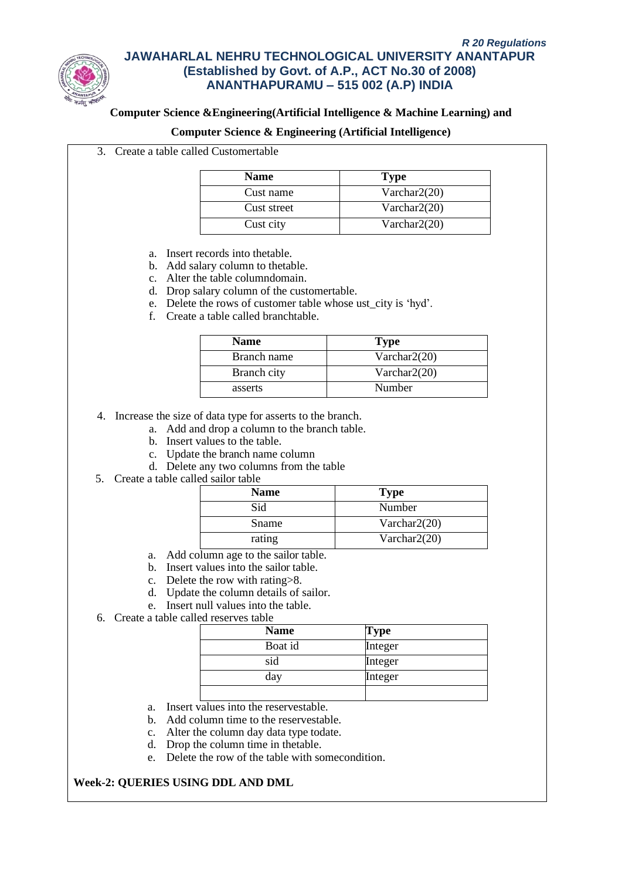3. Create a table called Customertable

| Name | Type |
|---|---|
| Cust name | Varchar2(20) |
| Cust street | Varchar2(20) |
| Cust city | Varchar2(20) |

   a. Insert records into thetable.
   b. Add salary column to thetable.
   c. Alter the table columndomain.
   d. Drop salary column of the customertable.
   e. Delete the rows of customer table whose ust_city is 'hyd'.
   f. Create a table called branchtable.

| Name | Type |
|---|---|
| Branch name | Varchar2(20) |
| Branch city | Varchar2(20) |
| asserts | Number |

4. Increase the size of data type for asserts to the branch.
   a. Add and drop a column to the branch table.
   b. Insert values to the table.
   c. Update the branch name column
   d. Delete any two columns from the table
5. Create a table called sailor table

| Name | Type |
|---|---|
| Sid | Number |
| Sname | Varchar2(20) |
| rating | Varchar2(20) |

   a. Add column age to the sailor table.
   b. Insert values into the sailor table.
   c. Delete the row with rating>8.
   d. Update the column details of sailor.
   e. Insert null values into the table.
6. Create a table called reserves table

| Name | Type |
|---|---|
| Boat id | Integer |
| sid | Integer |
| day | Integer |
| | |

   a. Insert values into the reservestable.
   b. Add column time to the reservestable.
   c. Alter the column day data type todate.
   d. Drop the column time in thetable.
   e. Delete the row of the table with somecondition.

**Week-2: QUERIES USING DDL AND DML**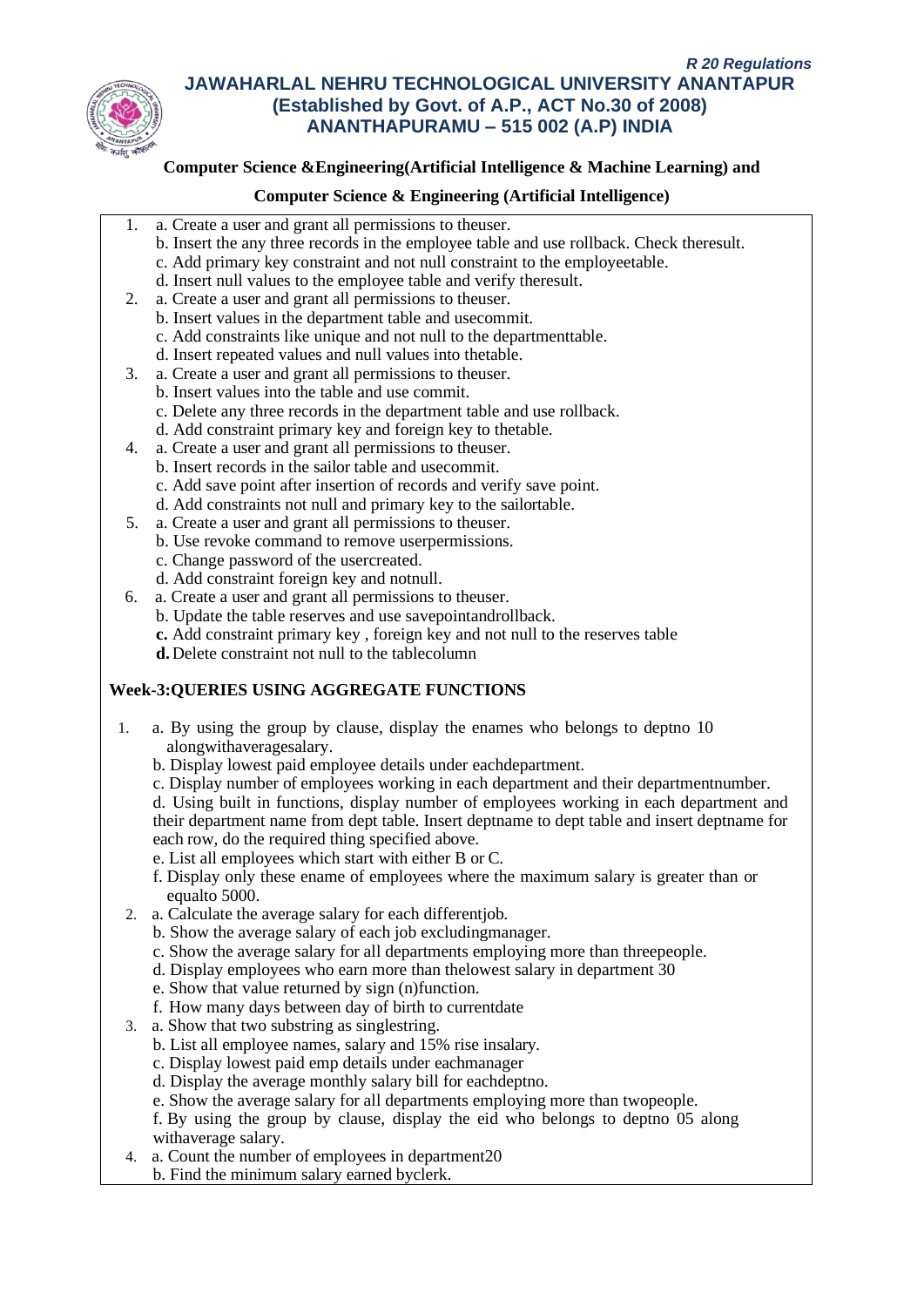**Computer Science &Engineering(Artificial Intelligence & Machine Learning) and**

**Computer Science & Engineering (Artificial Intelligence)**

1. a. Create a user and grant all permissions to theuser.
   b. Insert the any three records in the employee table and use rollback. Check theresult.
   c. Add primary key constraint and not null constraint to the employeetable.
   d. Insert null values to the employee table and verify theresult.
2. a. Create a user and grant all permissions to theuser.
   b. Insert values in the department table and usecommit.
   c. Add constraints like unique and not null to the departmenttable.
   d. Insert repeated values and null values into thetable.
3. a. Create a user and grant all permissions to theuser.
   b. Insert values into the table and use commit.
   c. Delete any three records in the department table and use rollback.
   d. Add constraint primary key and foreign key to thetable.
4. a. Create a user and grant all permissions to theuser.
   b. Insert records in the sailor table and usecommit.
   c. Add save point after insertion of records and verify save point.
   d. Add constraints not null and primary key to the sailortable.
5. a. Create a user and grant all permissions to theuser.
   b. Use revoke command to remove userpermissions.
   c. Change password of the usercreated.
   d. Add constraint foreign key and notnull.
6. a. Create a user and grant all permissions to theuser.
   b. Update the table reserves and use savepointandrollback.
   **c.** Add constraint primary key , foreign key and not null to the reserves table
   **d.** Delete constraint not null to the tablecolumn

**Week-3:QUERIES USING AGGREGATE FUNCTIONS**

1. a. By using the group by clause, display the enames who belongs to deptno 10 alongwithaveragesalary.
   b. Display lowest paid employee details under eachdepartment.
   c. Display number of employees working in each department and their departmentnumber.
   d. Using built in functions, display number of employees working in each department and their department name from dept table. Insert deptname to dept table and insert deptname for each row, do the required thing specified above.
   e. List all employees which start with either B or C.
   f. Display only these ename of employees where the maximum salary is greater than or equalto 5000.
2. a. Calculate the average salary for each differentjob.
   b. Show the average salary of each job excludingmanager.
   c. Show the average salary for all departments employing more than threepeople.
   d. Display employees who earn more than thelowest salary in department 30
   e. Show that value returned by sign (n)function.
   f. How many days between day of birth to currentdate
3. a. Show that two substring as singlestring.
   b. List all employee names, salary and 15% rise insalary.
   c. Display lowest paid emp details under eachmanager
   d. Display the average monthly salary bill for eachdeptno.
   e. Show the average salary for all departments employing more than twopeople.
   f. By using the group by clause, display the eid who belongs to deptno 05 along withaverage salary.
4. a. Count the number of employees in department20
   b. Find the minimum salary earned byclerk.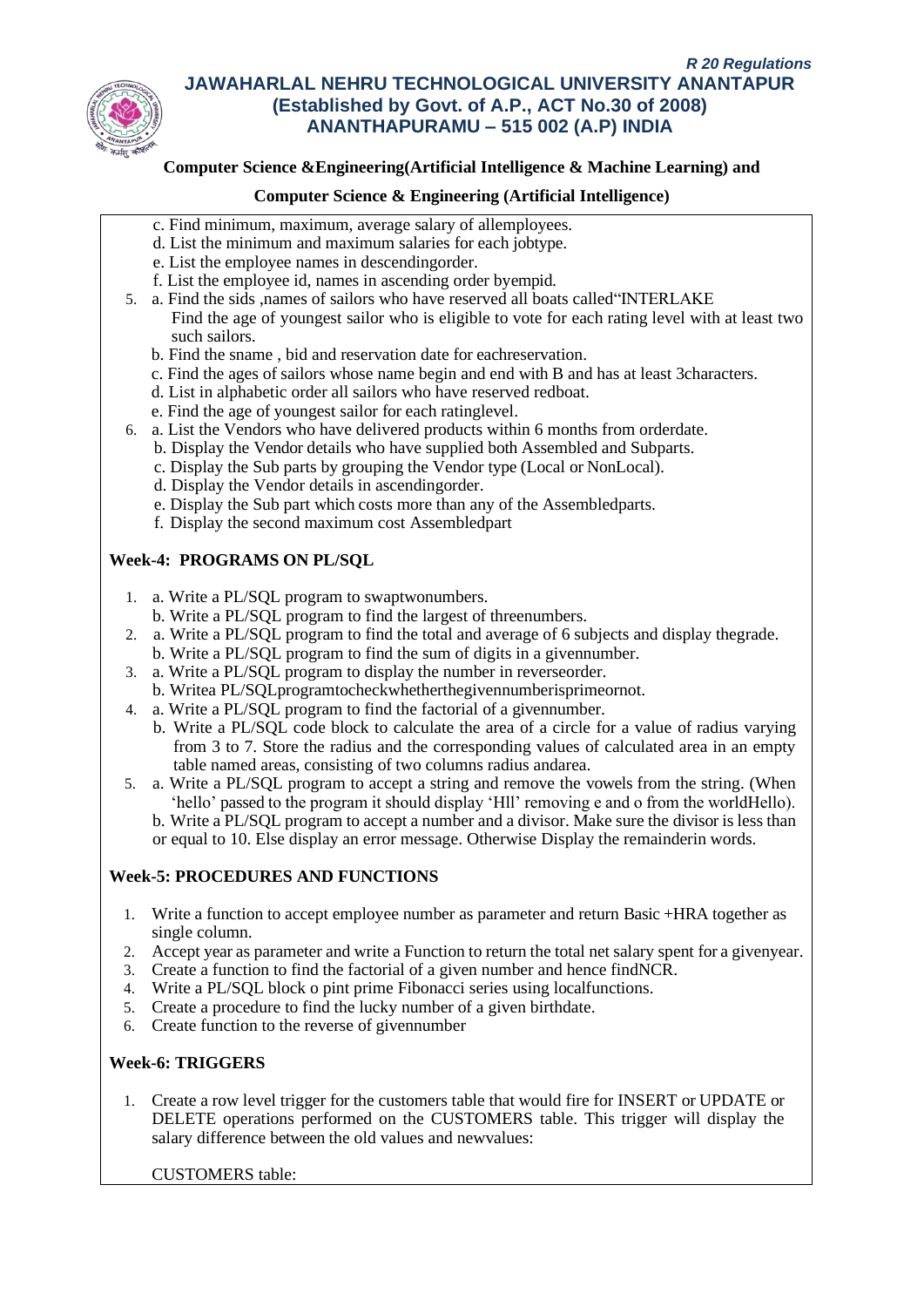c. Find minimum, maximum, average salary of allemployees.
d. List the minimum and maximum salaries for each jobtype.
e. List the employee names in descendingorder.
f. List the employee id, names in ascending order byempid.

5. a. Find the sids ,names of sailors who have reserved all boats called"INTERLAKE
   Find the age of youngest sailor who is eligible to vote for each rating level with at least two such sailors.
   b. Find the sname , bid and reservation date for eachreservation.
   c. Find the ages of sailors whose name begin and end with B and has at least 3characters.
   d. List in alphabetic order all sailors who have reserved redboat.
   e. Find the age of youngest sailor for each ratinglevel.
6. a. List the Vendors who have delivered products within 6 months from orderdate.
   b. Display the Vendor details who have supplied both Assembled and Subparts.
   c. Display the Sub parts by grouping the Vendor type (Local or NonLocal).
   d. Display the Vendor details in ascendingorder.
   e. Display the Sub part which costs more than any of the Assembledparts.
   f. Display the second maximum cost Assembledpart

## Week-4: PROGRAMS ON PL/SQL

1. a. Write a PL/SQL program to swaptwonumbers.
   b. Write a PL/SQL program to find the largest of threenumbers.
2. a. Write a PL/SQL program to find the total and average of 6 subjects and display thegrade.
   b. Write a PL/SQL program to find the sum of digits in a givennumber.
3. a. Write a PL/SQL program to display the number in reverseorder.
   b. Writea PL/SQLprogramtocheckwhetherthegivennumberisprimeornot.
4. a. Write a PL/SQL program to find the factorial of a givennumber.
   b. Write a PL/SQL code block to calculate the area of a circle for a value of radius varying from 3 to 7. Store the radius and the corresponding values of calculated area in an empty table named areas, consisting of two columns radius andarea.
5. a. Write a PL/SQL program to accept a string and remove the vowels from the string. (When 'hello' passed to the program it should display 'Hll' removing e and o from the worldHello).
   b. Write a PL/SQL program to accept a number and a divisor. Make sure the divisor is less than or equal to 10. Else display an error message. Otherwise Display the remainderin words.

## Week-5: PROCEDURES AND FUNCTIONS

1. Write a function to accept employee number as parameter and return Basic +HRA together as single column.
2. Accept year as parameter and write a Function to return the total net salary spent for a givenyear.
3. Create a function to find the factorial of a given number and hence findNCR.
4. Write a PL/SQL block o pint prime Fibonacci series using localfunctions.
5. Create a procedure to find the lucky number of a given birthdate.
6. Create function to the reverse of givennumber

## Week-6: TRIGGERS

1. Create a row level trigger for the customers table that would fire for INSERT or UPDATE or DELETE operations performed on the CUSTOMERS table. This trigger will display the salary difference between the old values and newvalues:

   CUSTOMERS table: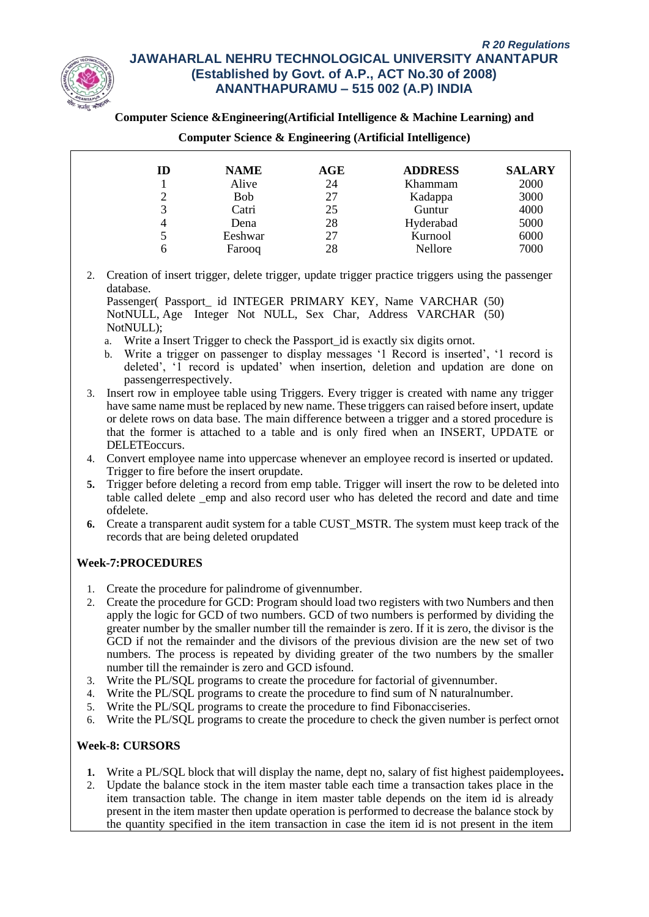| ID | NAME | AGE | ADDRESS | SALARY |
|---|---|---|---|---|
| 1 | Alive | 24 | Khammam | 2000 |
| 2 | Bob | 27 | Kadappa | 3000 |
| 3 | Catri | 25 | Guntur | 4000 |
| 4 | Dena | 28 | Hyderabad | 5000 |
| 5 | Eeshwar | 27 | Kurnool | 6000 |
| 6 | Farooq | 28 | Nellore | 7000 |

2. Creation of insert trigger, delete trigger, update trigger practice triggers using the passenger database.
   Passenger( Passport_ id INTEGER PRIMARY KEY, Name VARCHAR (50) NotNULL, Age Integer Not NULL, Sex Char, Address VARCHAR (50) NotNULL);
   a. Write a Insert Trigger to check the Passport_id is exactly six digits ornot.
   b. Write a trigger on passenger to display messages '1 Record is inserted', '1 record is deleted', '1 record is updated' when insertion, deletion and updation are done on passengerrespectively.
3. Insert row in employee table using Triggers. Every trigger is created with name any trigger have same name must be replaced by new name. These triggers can raised before insert, update or delete rows on data base. The main difference between a trigger and a stored procedure is that the former is attached to a table and is only fired when an INSERT, UPDATE or DELETEoccurs.
4. Convert employee name into uppercase whenever an employee record is inserted or updated. Trigger to fire before the insert orupdate.
5. Trigger before deleting a record from emp table. Trigger will insert the row to be deleted into table called delete _emp and also record user who has deleted the record and date and time ofdelete.
6. Create a transparent audit system for a table CUST_MSTR. The system must keep track of the records that are being deleted orupdated

**Week-7:PROCEDURES**

1. Create the procedure for palindrome of givennumber.
2. Create the procedure for GCD: Program should load two registers with two Numbers and then apply the logic for GCD of two numbers. GCD of two numbers is performed by dividing the greater number by the smaller number till the remainder is zero. If it is zero, the divisor is the GCD if not the remainder and the divisors of the previous division are the new set of two numbers. The process is repeated by dividing greater of the two numbers by the smaller number till the remainder is zero and GCD isfound.
3. Write the PL/SQL programs to create the procedure for factorial of givennumber.
4. Write the PL/SQL programs to create the procedure to find sum of N naturalnumber.
5. Write the PL/SQL programs to create the procedure to find Fibonacciseries.
6. Write the PL/SQL programs to create the procedure to check the given number is perfect ornot

**Week-8: CURSORS**

1. Write a PL/SQL block that will display the name, dept no, salary of fist highest paidemployees**.**
2. Update the balance stock in the item master table each time a transaction takes place in the item transaction table. The change in item master table depends on the item id is already present in the item master then update operation is performed to decrease the balance stock by the quantity specified in the item transaction in case the item id is not present in the item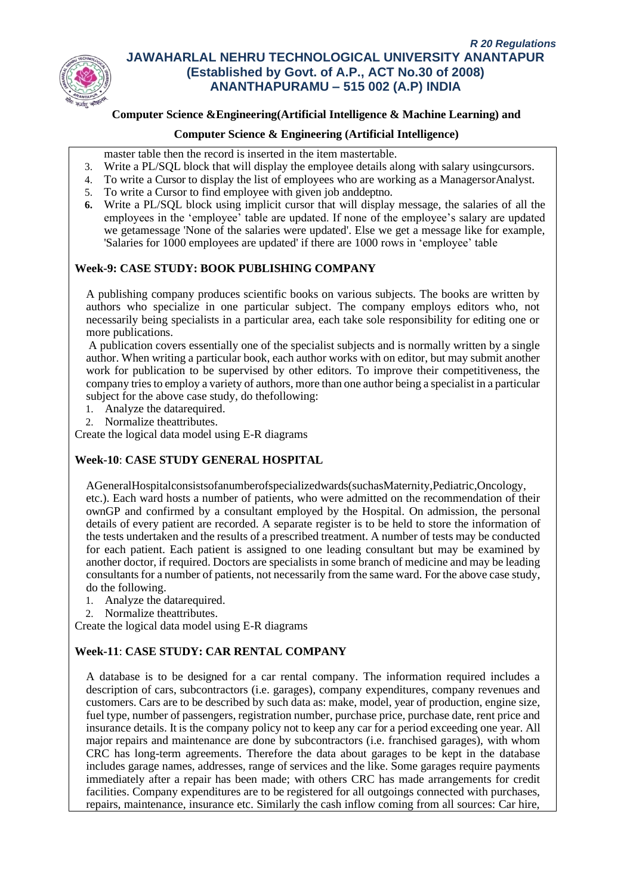master table then the record is inserted in the item mastertable.

3. Write a PL/SQL block that will display the employee details along with salary usingcursors.
4. To write a Cursor to display the list of employees who are working as a ManagersorAnalyst.
5. To write a Cursor to find employee with given job anddeptno.
6. Write a PL/SQL block using implicit cursor that will display message, the salaries of all the employees in the 'employee' table are updated. If none of the employee's salary are updated we getamessage 'None of the salaries were updated'. Else we get a message like for example, 'Salaries for 1000 employees are updated' if there are 1000 rows in 'employee' table

**Week-9: CASE STUDY: BOOK PUBLISHING COMPANY**

A publishing company produces scientific books on various subjects. The books are written by authors who specialize in one particular subject. The company employs editors who, not necessarily being specialists in a particular area, each take sole responsibility for editing one or more publications.

A publication covers essentially one of the specialist subjects and is normally written by a single author. When writing a particular book, each author works with on editor, but may submit another work for publication to be supervised by other editors. To improve their competitiveness, the company tries to employ a variety of authors, more than one author being a specialist in a particular subject for the above case study, do thefollowing:

1. Analyze the datarequired.
2. Normalize theattributes.

Create the logical data model using E-R diagrams

**Week-10**: **CASE STUDY GENERAL HOSPITAL**

AGeneralHospitalconsistsofanumberofspecializedwards(suchasMaternity,Pediatric,Oncology, etc.). Each ward hosts a number of patients, who were admitted on the recommendation of their ownGP and confirmed by a consultant employed by the Hospital. On admission, the personal details of every patient are recorded. A separate register is to be held to store the information of the tests undertaken and the results of a prescribed treatment. A number of tests may be conducted for each patient. Each patient is assigned to one leading consultant but may be examined by another doctor, if required. Doctors are specialists in some branch of medicine and may be leading consultants for a number of patients, not necessarily from the same ward. For the above case study, do the following.

1. Analyze the datarequired.
2. Normalize theattributes.

Create the logical data model using E-R diagrams

**Week-11**: **CASE STUDY: CAR RENTAL COMPANY**

A database is to be designed for a car rental company. The information required includes a description of cars, subcontractors (i.e. garages), company expenditures, company revenues and customers. Cars are to be described by such data as: make, model, year of production, engine size, fuel type, number of passengers, registration number, purchase price, purchase date, rent price and insurance details. It is the company policy not to keep any car for a period exceeding one year. All major repairs and maintenance are done by subcontractors (i.e. franchised garages), with whom CRC has long-term agreements. Therefore the data about garages to be kept in the database includes garage names, addresses, range of services and the like. Some garages require payments immediately after a repair has been made; with others CRC has made arrangements for credit facilities. Company expenditures are to be registered for all outgoings connected with purchases, repairs, maintenance, insurance etc. Similarly the cash inflow coming from all sources: Car hire,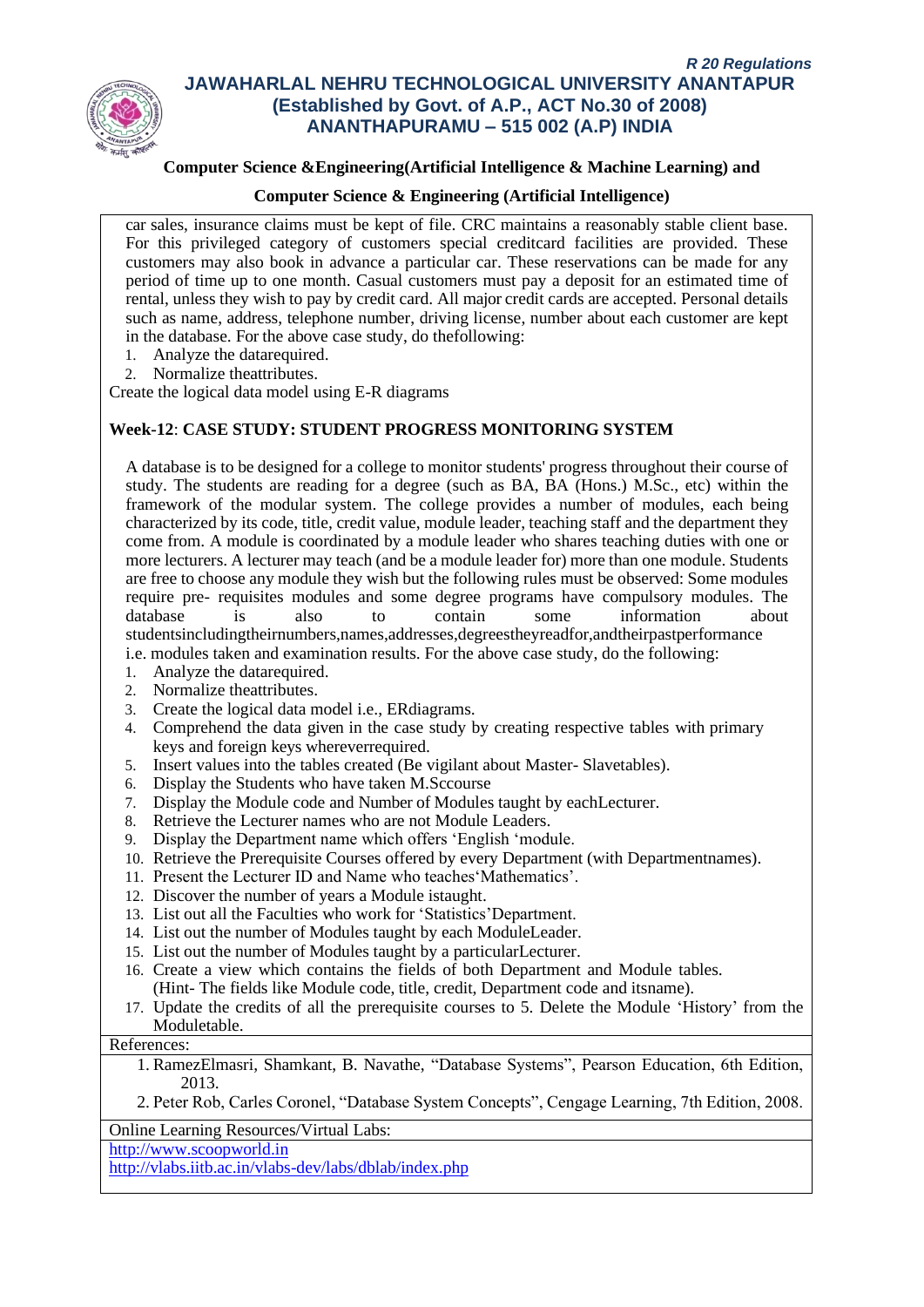car sales, insurance claims must be kept of file. CRC maintains a reasonably stable client base. For this privileged category of customers special creditcard facilities are provided. These customers may also book in advance a particular car. These reservations can be made for any period of time up to one month. Casual customers must pay a deposit for an estimated time of rental, unless they wish to pay by credit card. All major credit cards are accepted. Personal details such as name, address, telephone number, driving license, number about each customer are kept in the database. For the above case study, do thefollowing:

1. Analyze the datarequired.
2. Normalize theattributes.

Create the logical data model using E-R diagrams

**Week-12**: **CASE STUDY: STUDENT PROGRESS MONITORING SYSTEM**

A database is to be designed for a college to monitor students' progress throughout their course of study. The students are reading for a degree (such as BA, BA (Hons.) M.Sc., etc) within the framework of the modular system. The college provides a number of modules, each being characterized by its code, title, credit value, module leader, teaching staff and the department they come from. A module is coordinated by a module leader who shares teaching duties with one or more lecturers. A lecturer may teach (and be a module leader for) more than one module. Students are free to choose any module they wish but the following rules must be observed: Some modules require pre- requisites modules and some degree programs have compulsory modules. The database is also to contain some information about studentsincludingtheirnumbers,names,addresses,degreestheyreadfor,andtheirpastperformance i.e. modules taken and examination results. For the above case study, do the following:

1. Analyze the datarequired.
2. Normalize theattributes.
3. Create the logical data model i.e., ERdiagrams.
4. Comprehend the data given in the case study by creating respective tables with primary keys and foreign keys whereverrequired.
5. Insert values into the tables created (Be vigilant about Master- Slavetables).
6. Display the Students who have taken M.Sccourse
7. Display the Module code and Number of Modules taught by eachLecturer.
8. Retrieve the Lecturer names who are not Module Leaders.
9. Display the Department name which offers 'English 'module.
10. Retrieve the Prerequisite Courses offered by every Department (with Departmentnames).
11. Present the Lecturer ID and Name who teaches'Mathematics'.
12. Discover the number of years a Module istaught.
13. List out all the Faculties who work for 'Statistics'Department.
14. List out the number of Modules taught by each ModuleLeader.
15. List out the number of Modules taught by a particularLecturer.
16. Create a view which contains the fields of both Department and Module tables. (Hint- The fields like Module code, title, credit, Department code and itsname).
17. Update the credits of all the prerequisite courses to 5. Delete the Module 'History' from the Moduletable.

References:

1. RamezElmasri, Shamkant, B. Navathe, "Database Systems", Pearson Education, 6th Edition, 2013.
2. Peter Rob, Carles Coronel, "Database System Concepts", Cengage Learning, 7th Edition, 2008.

Online Learning Resources/Virtual Labs:

http://www.scoopworld.in

http://vlabs.iitb.ac.in/vlabs-dev/labs/dblab/index.php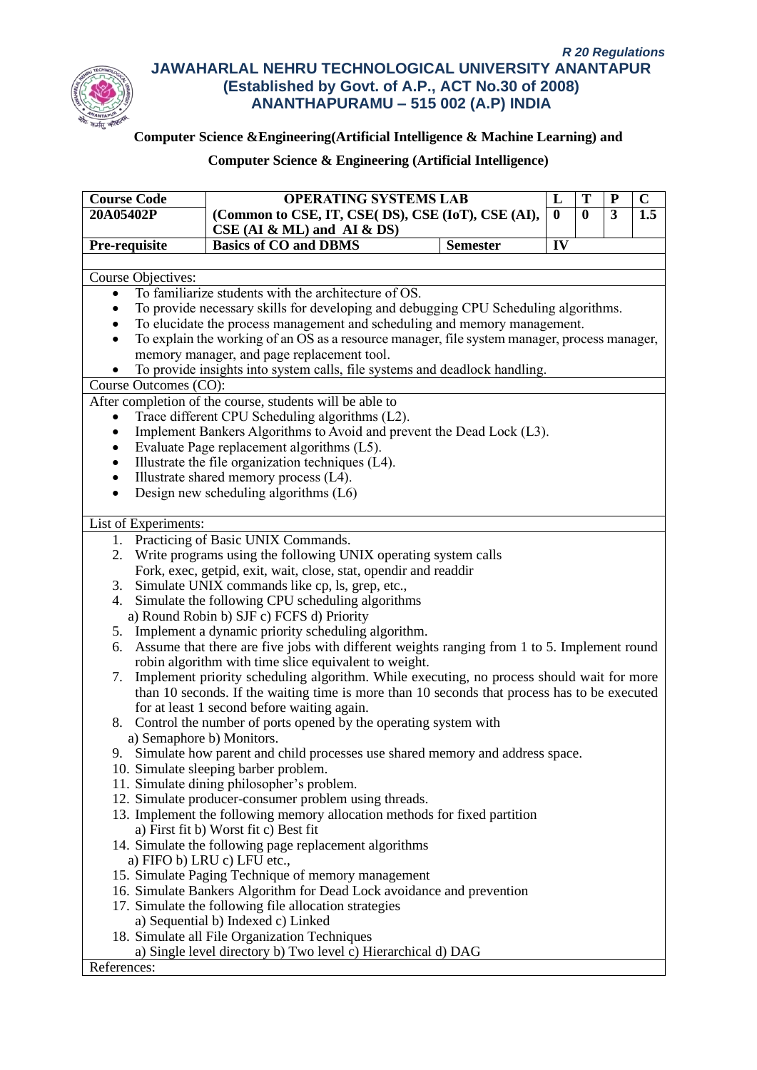*R 20 Regulations*

**JAWAHARLAL NEHRU TECHNOLOGICAL UNIVERSITY ANANTAPUR**
**(Established by Govt. of A.P., ACT No.30 of 2008)**
**ANANTHAPURAMU – 515 002 (A.P) INDIA**

**Computer Science &Engineering(Artificial Intelligence & Machine Learning) and**

**Computer Science & Engineering (Artificial Intelligence)**

| Course Code | OPERATING SYSTEMS LAB | | L | T | P | C |
|---|---|---|---|---|---|---|
| 20A05402P | (Common to CSE, IT, CSE( DS), CSE (IoT), CSE (AI), CSE (AI & ML) and AI & DS) | | 0 | 0 | 3 | 1.5 |
| Pre-requisite | Basics of CO and DBMS | Semester | IV | | | |

Course Objectives:

- To familiarize students with the architecture of OS.
- To provide necessary skills for developing and debugging CPU Scheduling algorithms.
- To elucidate the process management and scheduling and memory management.
- To explain the working of an OS as a resource manager, file system manager, process manager, memory manager, and page replacement tool.
- To provide insights into system calls, file systems and deadlock handling.

Course Outcomes (CO):

After completion of the course, students will be able to

- Trace different CPU Scheduling algorithms (L2).
- Implement Bankers Algorithms to Avoid and prevent the Dead Lock (L3).
- Evaluate Page replacement algorithms (L5).
- Illustrate the file organization techniques (L4).
- Illustrate shared memory process (L4).
- Design new scheduling algorithms (L6)

List of Experiments:

1. Practicing of Basic UNIX Commands.
2. Write programs using the following UNIX operating system calls
   Fork, exec, getpid, exit, wait, close, stat, opendir and readdir
3. Simulate UNIX commands like cp, ls, grep, etc.,
4. Simulate the following CPU scheduling algorithms
   a) Round Robin b) SJF c) FCFS d) Priority
5. Implement a dynamic priority scheduling algorithm.
6. Assume that there are five jobs with different weights ranging from 1 to 5. Implement round robin algorithm with time slice equivalent to weight.
7. Implement priority scheduling algorithm. While executing, no process should wait for more than 10 seconds. If the waiting time is more than 10 seconds that process has to be executed for at least 1 second before waiting again.
8. Control the number of ports opened by the operating system with
   a) Semaphore b) Monitors.
9. Simulate how parent and child processes use shared memory and address space.
10. Simulate sleeping barber problem.
11. Simulate dining philosopher's problem.
12. Simulate producer-consumer problem using threads.
13. Implement the following memory allocation methods for fixed partition
    a) First fit b) Worst fit c) Best fit
14. Simulate the following page replacement algorithms
    a) FIFO b) LRU c) LFU etc.,
15. Simulate Paging Technique of memory management
16. Simulate Bankers Algorithm for Dead Lock avoidance and prevention
17. Simulate the following file allocation strategies
    a) Sequential b) Indexed c) Linked
18. Simulate all File Organization Techniques
    a) Single level directory b) Two level c) Hierarchical d) DAG

References: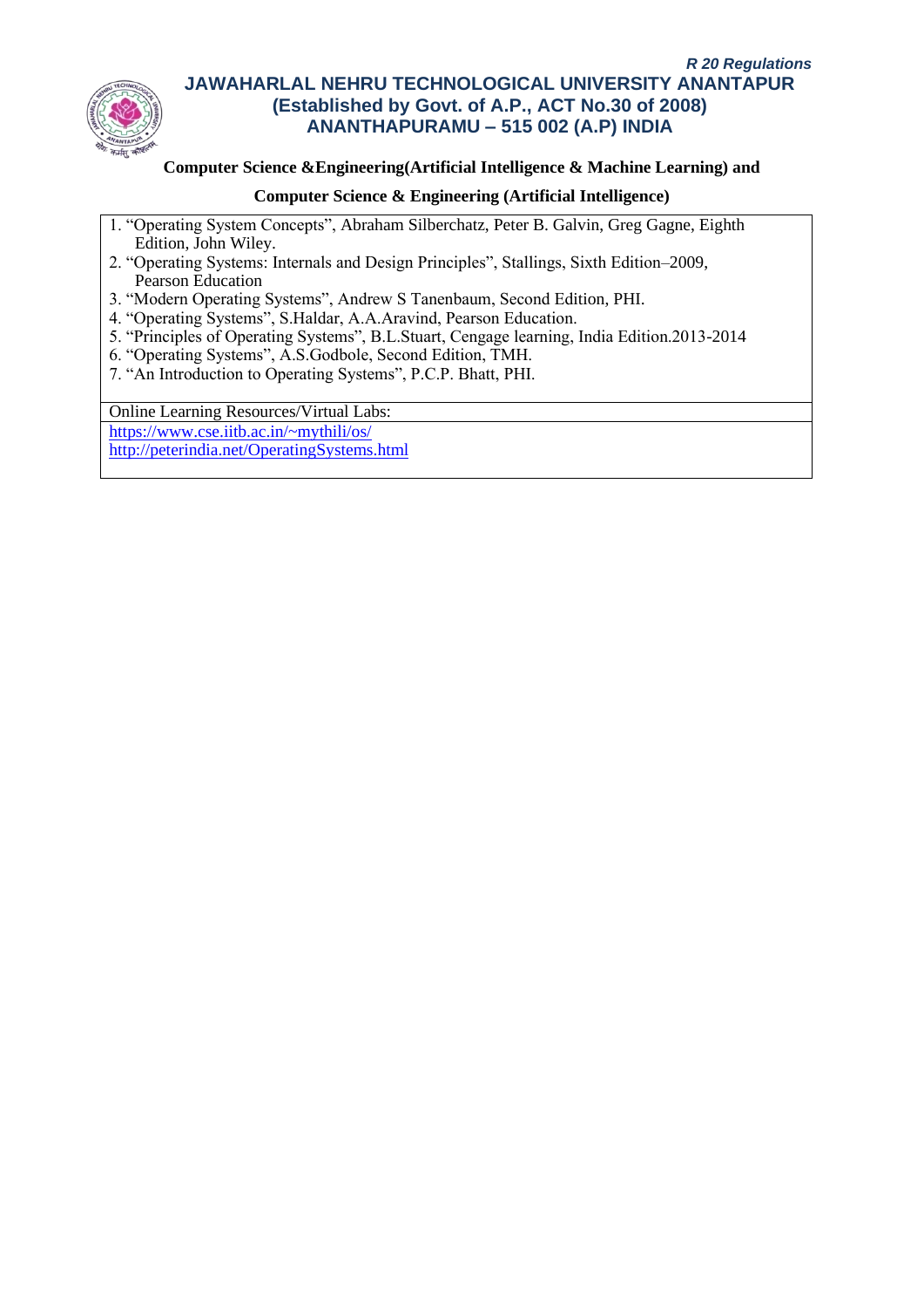**Computer Science &Engineering(Artificial Intelligence & Machine Learning) and**

**Computer Science & Engineering (Artificial Intelligence)**

1. "Operating System Concepts", Abraham Silberchatz, Peter B. Galvin, Greg Gagne, Eighth Edition, John Wiley.
2. "Operating Systems: Internals and Design Principles", Stallings, Sixth Edition–2009, Pearson Education
3. "Modern Operating Systems", Andrew S Tanenbaum, Second Edition, PHI.
4. "Operating Systems", S.Haldar, A.A.Aravind, Pearson Education.
5. "Principles of Operating Systems", B.L.Stuart, Cengage learning, India Edition.2013-2014
6. "Operating Systems", A.S.Godbole, Second Edition, TMH.
7. "An Introduction to Operating Systems", P.C.P. Bhatt, PHI.

Online Learning Resources/Virtual Labs:

https://www.cse.iitb.ac.in/~mythili/os/
http://peterindia.net/OperatingSystems.html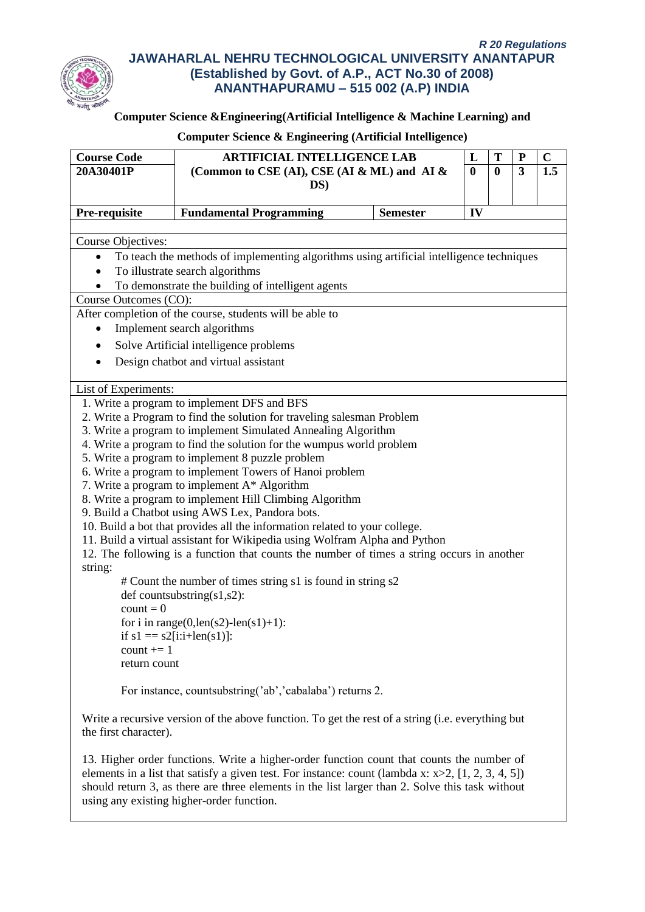*R 20 Regulations*

**JAWAHARLAL NEHRU TECHNOLOGICAL UNIVERSITY ANANTAPUR**
**(Established by Govt. of A.P., ACT No.30 of 2008)**
**ANANTHAPURAMU – 515 002 (A.P) INDIA**

**Computer Science &Engineering(Artificial Intelligence & Machine Learning) and**

**Computer Science & Engineering (Artificial Intelligence)**

| Course Code | ARTIFICIAL INTELLIGENCE LAB | | L | T | P | C |
|---|---|---|---|---|---|---|
| **20A30401P** | **(Common to CSE (AI), CSE (AI & ML) and AI & DS)** | | **0** | **0** | **3** | **1.5** |
| **Pre-requisite** | **Fundamental Programming** | **Semester** | **IV** | | | |

Course Objectives:

- To teach the methods of implementing algorithms using artificial intelligence techniques
- To illustrate search algorithms
- To demonstrate the building of intelligent agents

Course Outcomes (CO):

After completion of the course, students will be able to

- Implement search algorithms
- Solve Artificial intelligence problems
- Design chatbot and virtual assistant

List of Experiments:

1. Write a program to implement DFS and BFS
2. Write a Program to find the solution for traveling salesman Problem
3. Write a program to implement Simulated Annealing Algorithm
4. Write a program to find the solution for the wumpus world problem
5. Write a program to implement 8 puzzle problem
6. Write a program to implement Towers of Hanoi problem
7. Write a program to implement A* Algorithm
8. Write a program to implement Hill Climbing Algorithm
9. Build a Chatbot using AWS Lex, Pandora bots.
10. Build a bot that provides all the information related to your college.
11. Build a virtual assistant for Wikipedia using Wolfram Alpha and Python
12. The following is a function that counts the number of times a string occurs in another string:

```
# Count the number of times string s1 is found in string s2
def countsubstring(s1,s2):
count = 0
for i in range(0,len(s2)-len(s1)+1):
if s1 == s2[i:i+len(s1)]:
count += 1
return count
```

For instance, countsubstring('ab','cabalaba') returns 2.

Write a recursive version of the above function. To get the rest of a string (i.e. everything but the first character).

13. Higher order functions. Write a higher-order function count that counts the number of elements in a list that satisfy a given test. For instance: count (lambda x: x>2, [1, 2, 3, 4, 5]) should return 3, as there are three elements in the list larger than 2. Solve this task without using any existing higher-order function.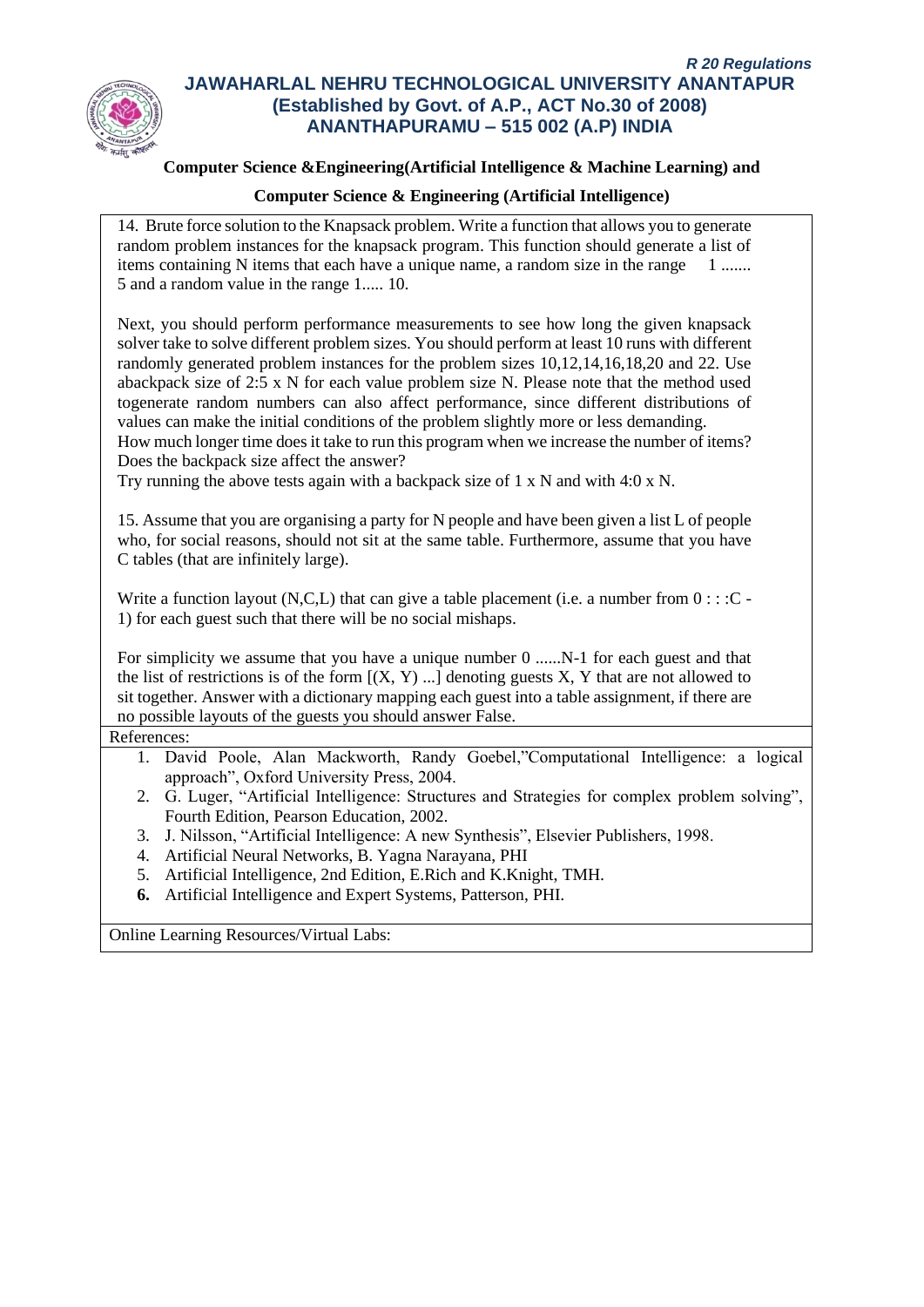**Computer Science &Engineering(Artificial Intelligence & Machine Learning) and**

**Computer Science & Engineering (Artificial Intelligence)**

14. Brute force solution to the Knapsack problem. Write a function that allows you to generate random problem instances for the knapsack program. This function should generate a list of items containing N items that each have a unique name, a random size in the range 1 ....... 5 and a random value in the range 1..... 10.

Next, you should perform performance measurements to see how long the given knapsack solver take to solve different problem sizes. You should perform at least 10 runs with different randomly generated problem instances for the problem sizes 10,12,14,16,18,20 and 22. Use abackpack size of 2:5 x N for each value problem size N. Please note that the method used togenerate random numbers can also affect performance, since different distributions of values can make the initial conditions of the problem slightly more or less demanding.
How much longer time does it take to run this program when we increase the number of items? Does the backpack size affect the answer?
Try running the above tests again with a backpack size of 1 x N and with 4:0 x N.

15. Assume that you are organising a party for N people and have been given a list L of people who, for social reasons, should not sit at the same table. Furthermore, assume that you have C tables (that are infinitely large).

Write a function layout (N,C,L) that can give a table placement (i.e. a number from 0 : : :C - 1) for each guest such that there will be no social mishaps.

For simplicity we assume that you have a unique number 0 ......N-1 for each guest and that the list of restrictions is of the form [(X, Y) ...] denoting guests X, Y that are not allowed to sit together. Answer with a dictionary mapping each guest into a table assignment, if there are no possible layouts of the guests you should answer False.

References:

1. David Poole, Alan Mackworth, Randy Goebel,"Computational Intelligence: a logical approach", Oxford University Press, 2004.
2. G. Luger, "Artificial Intelligence: Structures and Strategies for complex problem solving", Fourth Edition, Pearson Education, 2002.
3. J. Nilsson, "Artificial Intelligence: A new Synthesis", Elsevier Publishers, 1998.
4. Artificial Neural Networks, B. Yagna Narayana, PHI
5. Artificial Intelligence, 2nd Edition, E.Rich and K.Knight, TMH.
6. Artificial Intelligence and Expert Systems, Patterson, PHI.

Online Learning Resources/Virtual Labs: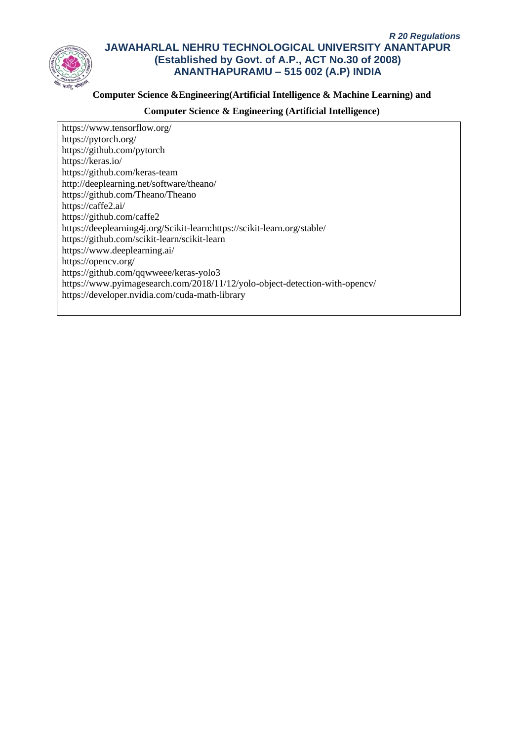**Computer Science &Engineering(Artificial Intelligence & Machine Learning) and**

**Computer Science & Engineering (Artificial Intelligence)**

https://www.tensorflow.org/
https://pytorch.org/
https://github.com/pytorch
https://keras.io/
https://github.com/keras-team
http://deeplearning.net/software/theano/
https://github.com/Theano/Theano
https://caffe2.ai/
https://github.com/caffe2
https://deeplearning4j.org/Scikit-learn:https://scikit-learn.org/stable/
https://github.com/scikit-learn/scikit-learn
https://www.deeplearning.ai/
https://opencv.org/
https://github.com/qqwweee/keras-yolo3
https://www.pyimagesearch.com/2018/11/12/yolo-object-detection-with-opencv/
https://developer.nvidia.com/cuda-math-library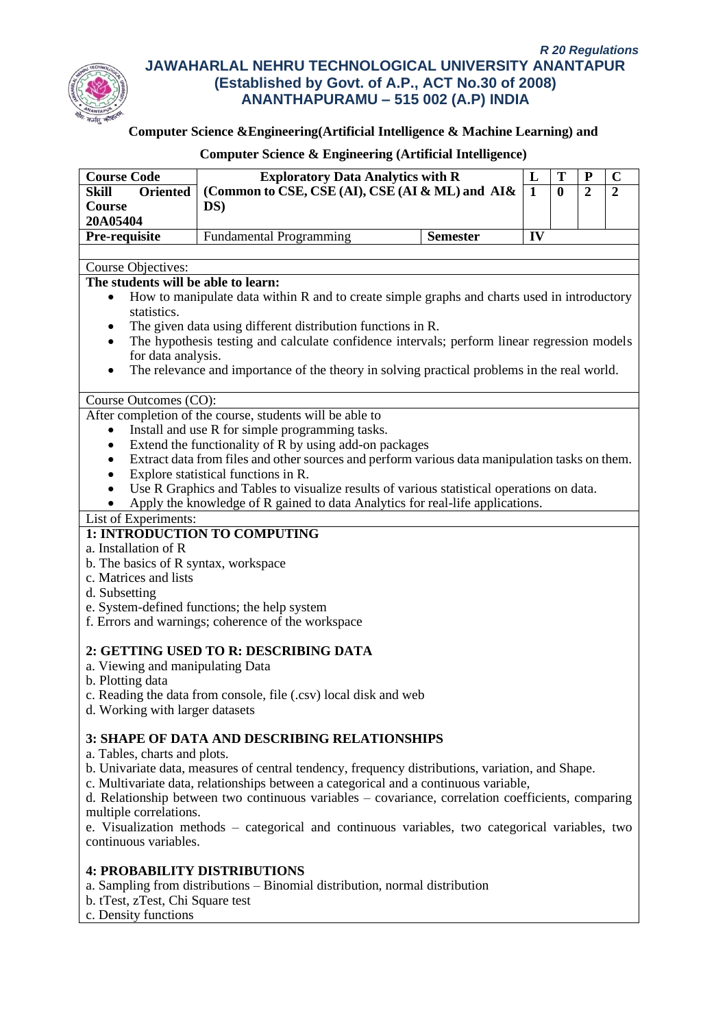*R 20 Regulations*

# JAWAHARLAL NEHRU TECHNOLOGICAL UNIVERSITY ANANTAPUR
## (Established by Govt. of A.P., ACT No.30 of 2008)
## ANANTHAPURAMU – 515 002 (A.P) INDIA

**Computer Science &Engineering(Artificial Intelligence & Machine Learning) and**

**Computer Science & Engineering (Artificial Intelligence)**

| **Course Code** | **Exploratory Data Analytics with R** | | **L** | **T** | **P** | **C** |
|---|---|---|---|---|---|---|
| **Skill Oriented Course 20A05404** | **(Common to CSE, CSE (AI), CSE (AI & ML) and AI& DS)** | | **1** | **0** | **2** | **2** |
| **Pre-requisite** | Fundamental Programming | **Semester** | **IV** | | | |

Course Objectives:

**The students will be able to learn:**

- How to manipulate data within R and to create simple graphs and charts used in introductory statistics.
- The given data using different distribution functions in R.
- The hypothesis testing and calculate confidence intervals; perform linear regression models for data analysis.
- The relevance and importance of the theory in solving practical problems in the real world.

Course Outcomes (CO):

After completion of the course, students will be able to

- Install and use R for simple programming tasks.
- Extend the functionality of R by using add-on packages
- Extract data from files and other sources and perform various data manipulation tasks on them.
- Explore statistical functions in R.
- Use R Graphics and Tables to visualize results of various statistical operations on data.
- Apply the knowledge of R gained to data Analytics for real-life applications.

List of Experiments:

**1: INTRODUCTION TO COMPUTING**

a. Installation of R
b. The basics of R syntax, workspace
c. Matrices and lists
d. Subsetting
e. System-defined functions; the help system
f. Errors and warnings; coherence of the workspace

**2: GETTING USED TO R: DESCRIBING DATA**

a. Viewing and manipulating Data
b. Plotting data
c. Reading the data from console, file (.csv) local disk and web
d. Working with larger datasets

**3: SHAPE OF DATA AND DESCRIBING RELATIONSHIPS**

a. Tables, charts and plots.
b. Univariate data, measures of central tendency, frequency distributions, variation, and Shape.
c. Multivariate data, relationships between a categorical and a continuous variable,
d. Relationship between two continuous variables – covariance, correlation coefficients, comparing multiple correlations.
e. Visualization methods – categorical and continuous variables, two categorical variables, two continuous variables.

**4: PROBABILITY DISTRIBUTIONS**

a. Sampling from distributions – Binomial distribution, normal distribution
b. tTest, zTest, Chi Square test
c. Density functions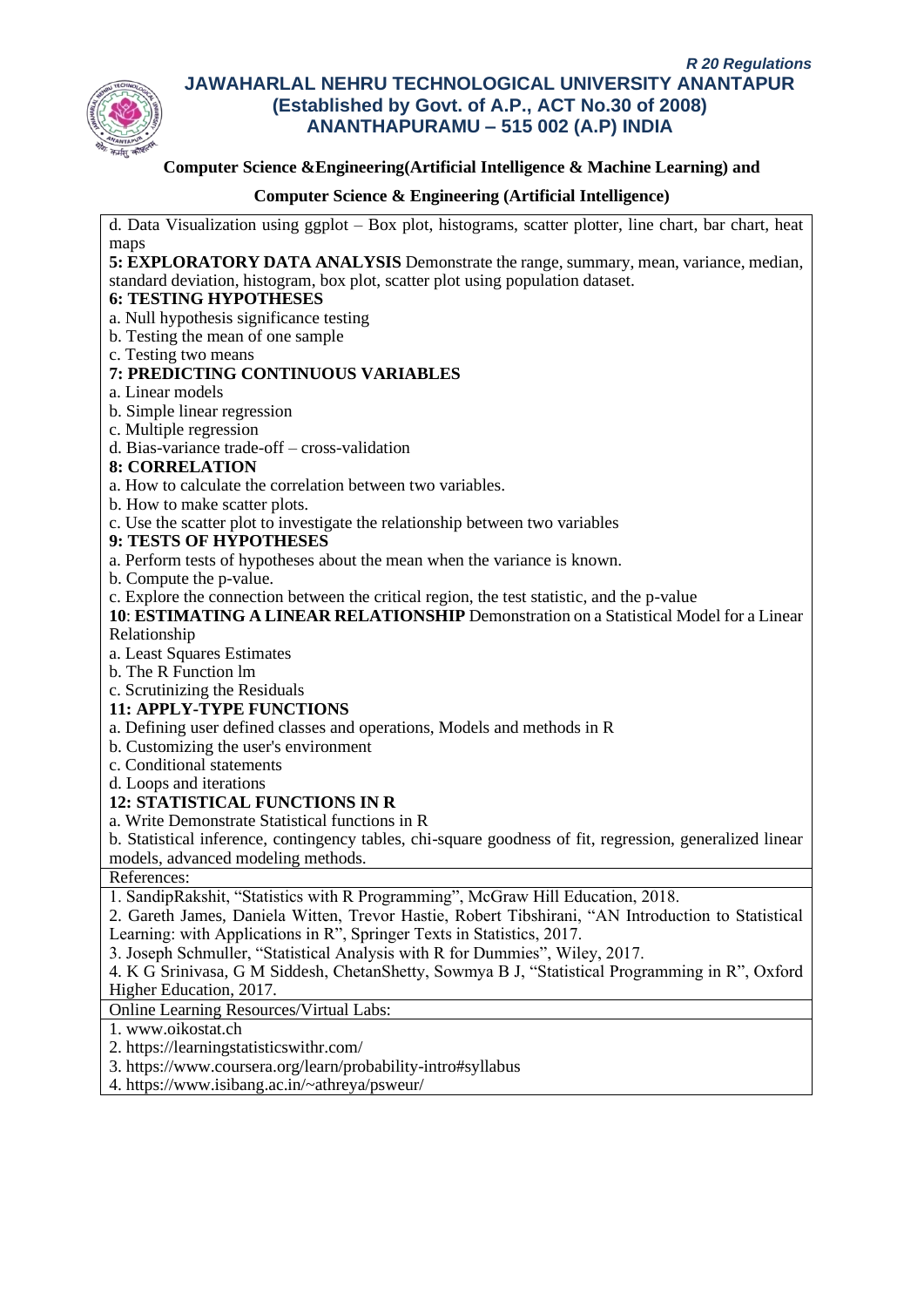**Computer Science &Engineering(Artificial Intelligence & Machine Learning) and**

**Computer Science & Engineering (Artificial Intelligence)**

d. Data Visualization using ggplot – Box plot, histograms, scatter plotter, line chart, bar chart, heat maps

**5: EXPLORATORY DATA ANALYSIS** Demonstrate the range, summary, mean, variance, median, standard deviation, histogram, box plot, scatter plot using population dataset.

**6: TESTING HYPOTHESES**

a. Null hypothesis significance testing
b. Testing the mean of one sample
c. Testing two means

**7: PREDICTING CONTINUOUS VARIABLES**

a. Linear models
b. Simple linear regression
c. Multiple regression
d. Bias-variance trade-off – cross-validation

**8: CORRELATION**

a. How to calculate the correlation between two variables.
b. How to make scatter plots.
c. Use the scatter plot to investigate the relationship between two variables

**9: TESTS OF HYPOTHESES**

a. Perform tests of hypotheses about the mean when the variance is known.
b. Compute the p-value.
c. Explore the connection between the critical region, the test statistic, and the p-value

**10**: **ESTIMATING A LINEAR RELATIONSHIP** Demonstration on a Statistical Model for a Linear Relationship

a. Least Squares Estimates
b. The R Function lm
c. Scrutinizing the Residuals

**11: APPLY-TYPE FUNCTIONS**

a. Defining user defined classes and operations, Models and methods in R
b. Customizing the user's environment
c. Conditional statements
d. Loops and iterations

**12: STATISTICAL FUNCTIONS IN R**

a. Write Demonstrate Statistical functions in R
b. Statistical inference, contingency tables, chi-square goodness of fit, regression, generalized linear models, advanced modeling methods.

References:

1. SandipRakshit, "Statistics with R Programming", McGraw Hill Education, 2018.
2. Gareth James, Daniela Witten, Trevor Hastie, Robert Tibshirani, "AN Introduction to Statistical Learning: with Applications in R", Springer Texts in Statistics, 2017.
3. Joseph Schmuller, "Statistical Analysis with R for Dummies", Wiley, 2017.
4. K G Srinivasa, G M Siddesh, ChetanShetty, Sowmya B J, "Statistical Programming in R", Oxford Higher Education, 2017.

Online Learning Resources/Virtual Labs:

1. www.oikostat.ch
2. https://learningstatisticswithr.com/
3. https://www.coursera.org/learn/probability-intro#syllabus
4. https://www.isibang.ac.in/~athreya/psweur/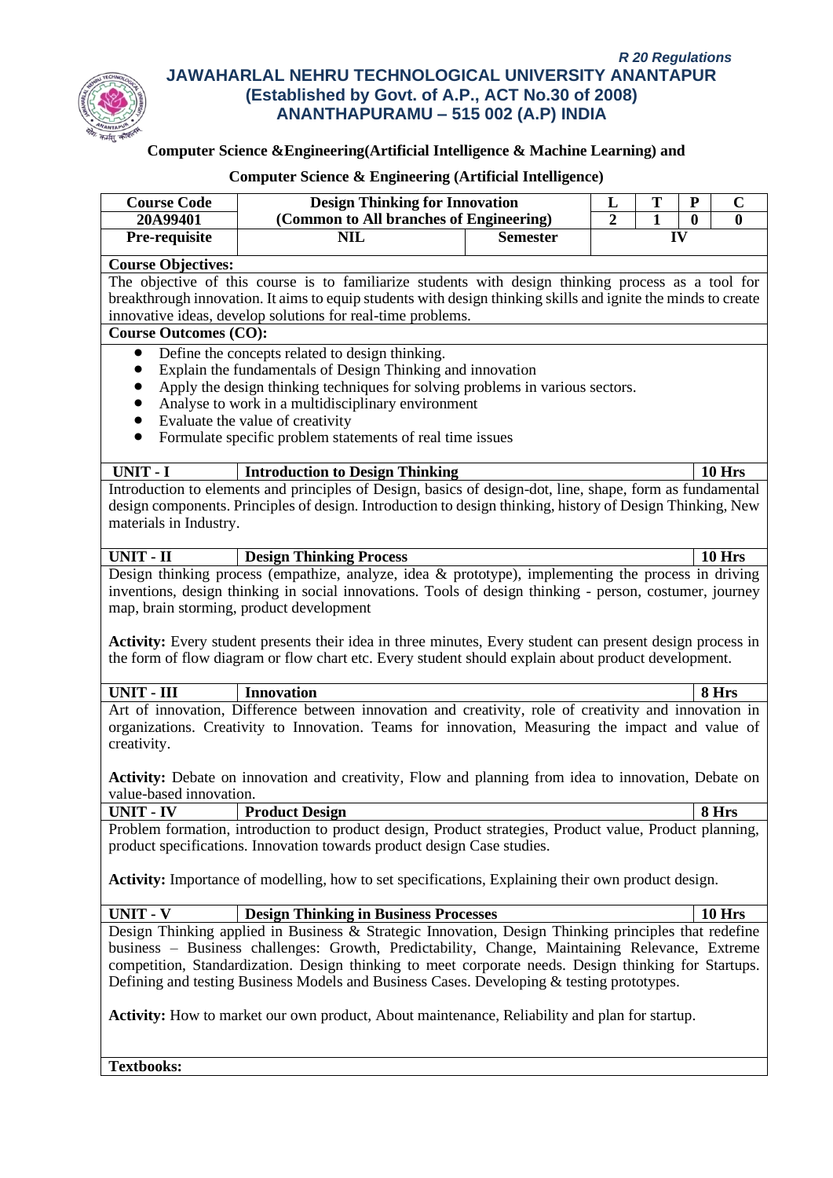*R 20 Regulations*

**JAWAHARLAL NEHRU TECHNOLOGICAL UNIVERSITY ANANTAPUR**
**(Established by Govt. of A.P., ACT No.30 of 2008)**
**ANANTHAPURAMU – 515 002 (A.P) INDIA**

**Computer Science &Engineering(Artificial Intelligence & Machine Learning) and**

**Computer Science & Engineering (Artificial Intelligence)**

| Course Code | Design Thinking for Innovation | | L | T | P | C |
|---|---|---|---|---|---|---|
| 20A99401 | (Common to All branches of Engineering) | | 2 | 1 | 0 | 0 |
| Pre-requisite | NIL | Semester | IV | | | |

**Course Objectives:**

The objective of this course is to familiarize students with design thinking process as a tool for breakthrough innovation. It aims to equip students with design thinking skills and ignite the minds to create innovative ideas, develop solutions for real-time problems.

**Course Outcomes (CO):**

- Define the concepts related to design thinking.
- Explain the fundamentals of Design Thinking and innovation
- Apply the design thinking techniques for solving problems in various sectors.
- Analyse to work in a multidisciplinary environment
- Evaluate the value of creativity
- Formulate specific problem statements of real time issues

| UNIT - I | Introduction to Design Thinking | 10 Hrs |
|---|---|---|

Introduction to elements and principles of Design, basics of design-dot, line, shape, form as fundamental design components. Principles of design. Introduction to design thinking, history of Design Thinking, New materials in Industry.

| UNIT - II | Design Thinking Process | 10 Hrs |
|---|---|---|

Design thinking process (empathize, analyze, idea & prototype), implementing the process in driving inventions, design thinking in social innovations. Tools of design thinking - person, costumer, journey map, brain storming, product development

**Activity:** Every student presents their idea in three minutes, Every student can present design process in the form of flow diagram or flow chart etc. Every student should explain about product development.

| UNIT - III | Innovation | 8 Hrs |
|---|---|---|

Art of innovation, Difference between innovation and creativity, role of creativity and innovation in organizations. Creativity to Innovation. Teams for innovation, Measuring the impact and value of creativity.

**Activity:** Debate on innovation and creativity, Flow and planning from idea to innovation, Debate on value-based innovation.

| UNIT - IV | Product Design | 8 Hrs |
|---|---|---|

Problem formation, introduction to product design, Product strategies, Product value, Product planning, product specifications. Innovation towards product design Case studies.

**Activity:** Importance of modelling, how to set specifications, Explaining their own product design.

| UNIT - V | Design Thinking in Business Processes | 10 Hrs |
|---|---|---|

Design Thinking applied in Business & Strategic Innovation, Design Thinking principles that redefine business – Business challenges: Growth, Predictability, Change, Maintaining Relevance, Extreme competition, Standardization. Design thinking to meet corporate needs. Design thinking for Startups. Defining and testing Business Models and Business Cases. Developing & testing prototypes.

**Activity:** How to market our own product, About maintenance, Reliability and plan for startup.

**Textbooks:**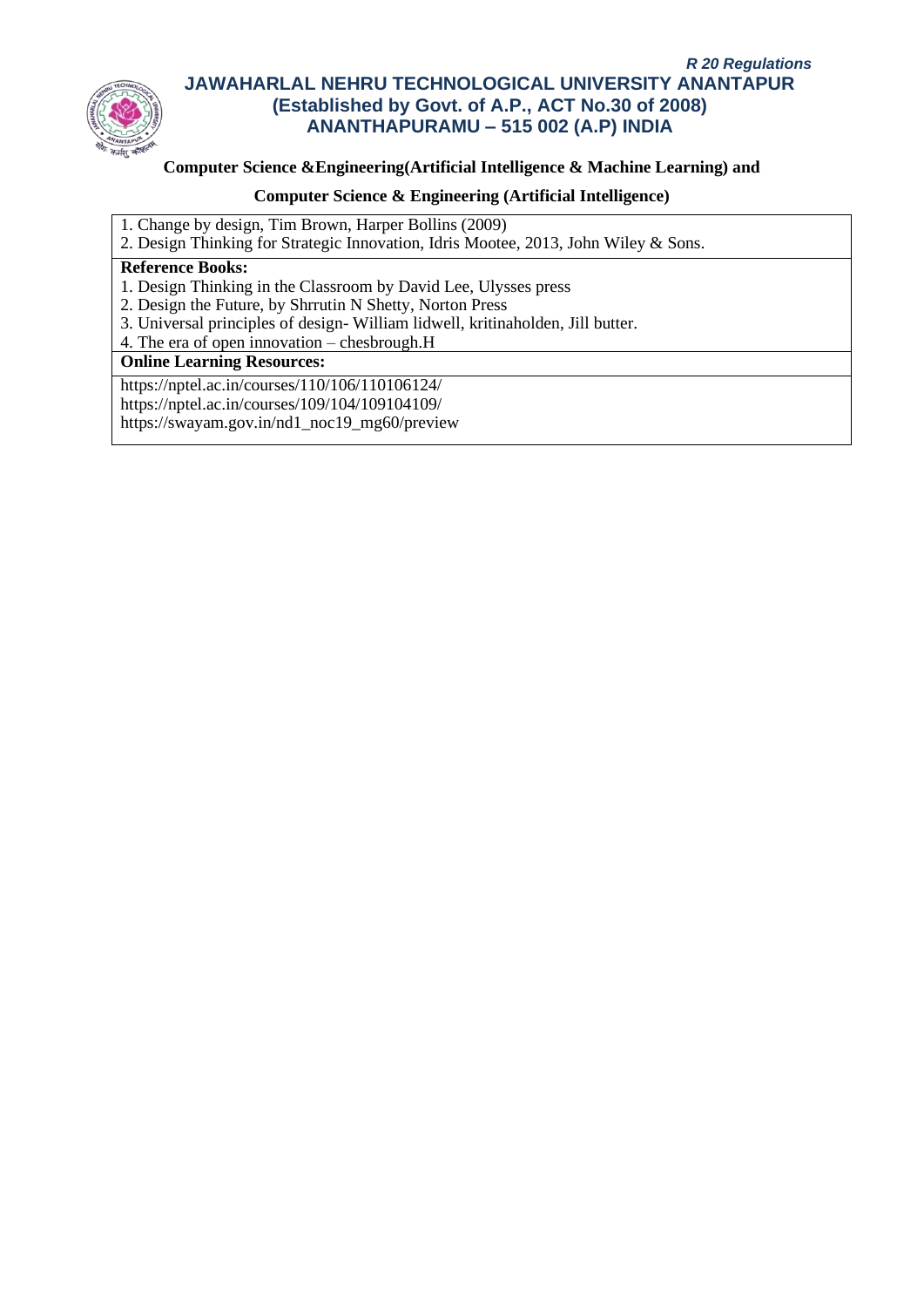**Computer Science &Engineering(Artificial Intelligence & Machine Learning) and**

**Computer Science & Engineering (Artificial Intelligence)**

1. Change by design, Tim Brown, Harper Bollins (2009)
2. Design Thinking for Strategic Innovation, Idris Mootee, 2013, John Wiley & Sons.

**Reference Books:**

1. Design Thinking in the Classroom by David Lee, Ulysses press
2. Design the Future, by Shrrutin N Shetty, Norton Press
3. Universal principles of design- William lidwell, kritinaholden, Jill butter.
4. The era of open innovation – chesbrough.H

**Online Learning Resources:**

https://nptel.ac.in/courses/110/106/110106124/
https://nptel.ac.in/courses/109/104/109104109/
https://swayam.gov.in/nd1_noc19_mg60/preview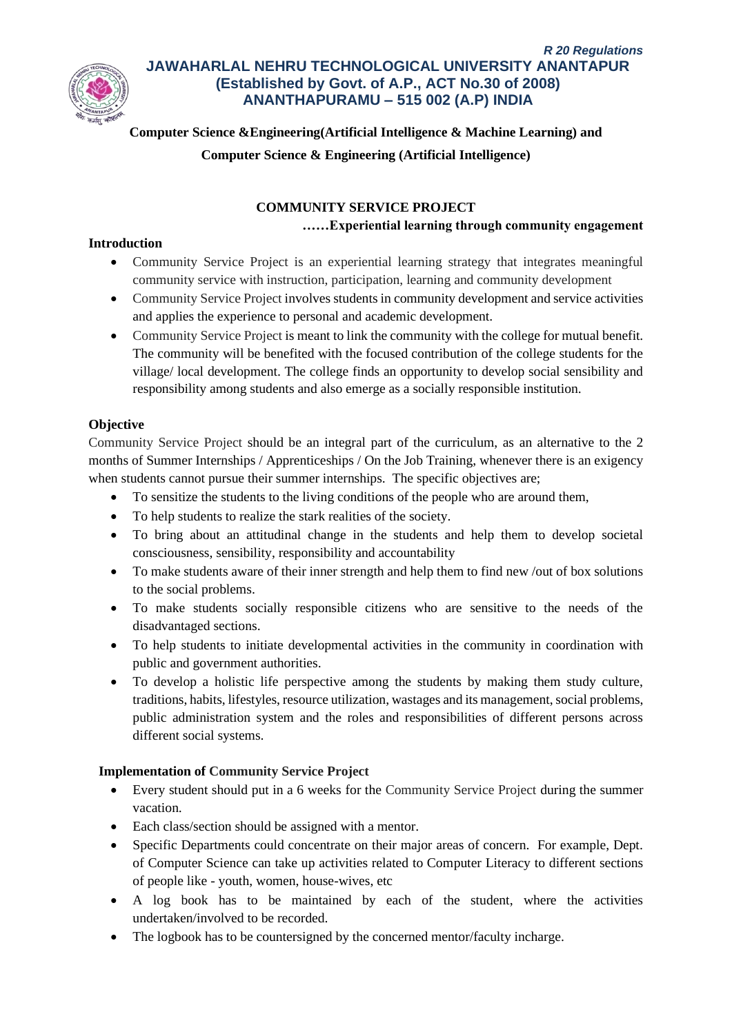**Computer Science &Engineering(Artificial Intelligence & Machine Learning) and**

**Computer Science & Engineering (Artificial Intelligence)**

## COMMUNITY SERVICE PROJECT

**……Experiential learning through community engagement**

### Introduction

- Community Service Project is an experiential learning strategy that integrates meaningful community service with instruction, participation, learning and community development
- Community Service Project involves students in community development and service activities and applies the experience to personal and academic development.
- Community Service Project is meant to link the community with the college for mutual benefit. The community will be benefited with the focused contribution of the college students for the village/ local development. The college finds an opportunity to develop social sensibility and responsibility among students and also emerge as a socially responsible institution.

### Objective

Community Service Project should be an integral part of the curriculum, as an alternative to the 2 months of Summer Internships / Apprenticeships / On the Job Training, whenever there is an exigency when students cannot pursue their summer internships. The specific objectives are;

- To sensitize the students to the living conditions of the people who are around them,
- To help students to realize the stark realities of the society.
- To bring about an attitudinal change in the students and help them to develop societal consciousness, sensibility, responsibility and accountability
- To make students aware of their inner strength and help them to find new /out of box solutions to the social problems.
- To make students socially responsible citizens who are sensitive to the needs of the disadvantaged sections.
- To help students to initiate developmental activities in the community in coordination with public and government authorities.
- To develop a holistic life perspective among the students by making them study culture, traditions, habits, lifestyles, resource utilization, wastages and its management, social problems, public administration system and the roles and responsibilities of different persons across different social systems.

### Implementation of Community Service Project

- Every student should put in a 6 weeks for the Community Service Project during the summer vacation.
- Each class/section should be assigned with a mentor.
- Specific Departments could concentrate on their major areas of concern. For example, Dept. of Computer Science can take up activities related to Computer Literacy to different sections of people like - youth, women, house-wives, etc
- A log book has to be maintained by each of the student, where the activities undertaken/involved to be recorded.
- The logbook has to be countersigned by the concerned mentor/faculty incharge.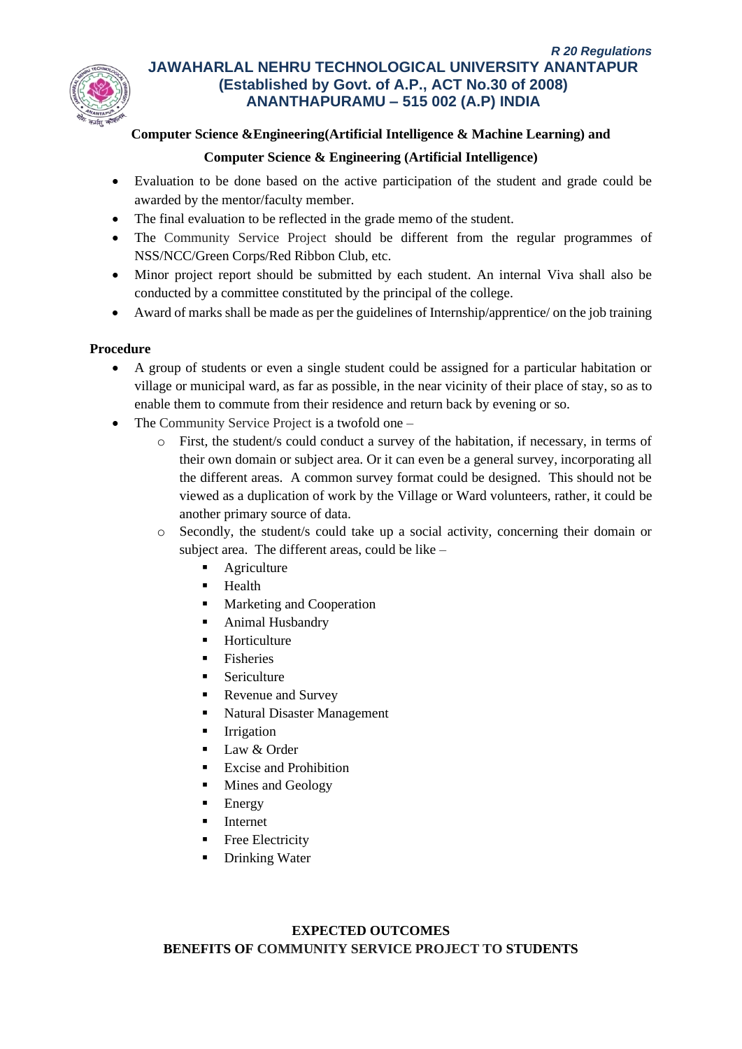**Computer Science &Engineering(Artificial Intelligence & Machine Learning) and**

**Computer Science & Engineering (Artificial Intelligence)**

- Evaluation to be done based on the active participation of the student and grade could be awarded by the mentor/faculty member.
- The final evaluation to be reflected in the grade memo of the student.
- The Community Service Project should be different from the regular programmes of NSS/NCC/Green Corps/Red Ribbon Club, etc.
- Minor project report should be submitted by each student. An internal Viva shall also be conducted by a committee constituted by the principal of the college.
- Award of marks shall be made as per the guidelines of Internship/apprentice/ on the job training

**Procedure**

- A group of students or even a single student could be assigned for a particular habitation or village or municipal ward, as far as possible, in the near vicinity of their place of stay, so as to enable them to commute from their residence and return back by evening or so.
- The Community Service Project is a twofold one –
  - First, the student/s could conduct a survey of the habitation, if necessary, in terms of their own domain or subject area. Or it can even be a general survey, incorporating all the different areas. A common survey format could be designed. This should not be viewed as a duplication of work by the Village or Ward volunteers, rather, it could be another primary source of data.
  - Secondly, the student/s could take up a social activity, concerning their domain or subject area. The different areas, could be like –
    - Agriculture
    - Health
    - Marketing and Cooperation
    - Animal Husbandry
    - Horticulture
    - Fisheries
    - Sericulture
    - Revenue and Survey
    - Natural Disaster Management
    - Irrigation
    - Law & Order
    - Excise and Prohibition
    - Mines and Geology
    - Energy
    - Internet
    - Free Electricity
    - Drinking Water

**EXPECTED OUTCOMES**

**BENEFITS OF COMMUNITY SERVICE PROJECT TO STUDENTS**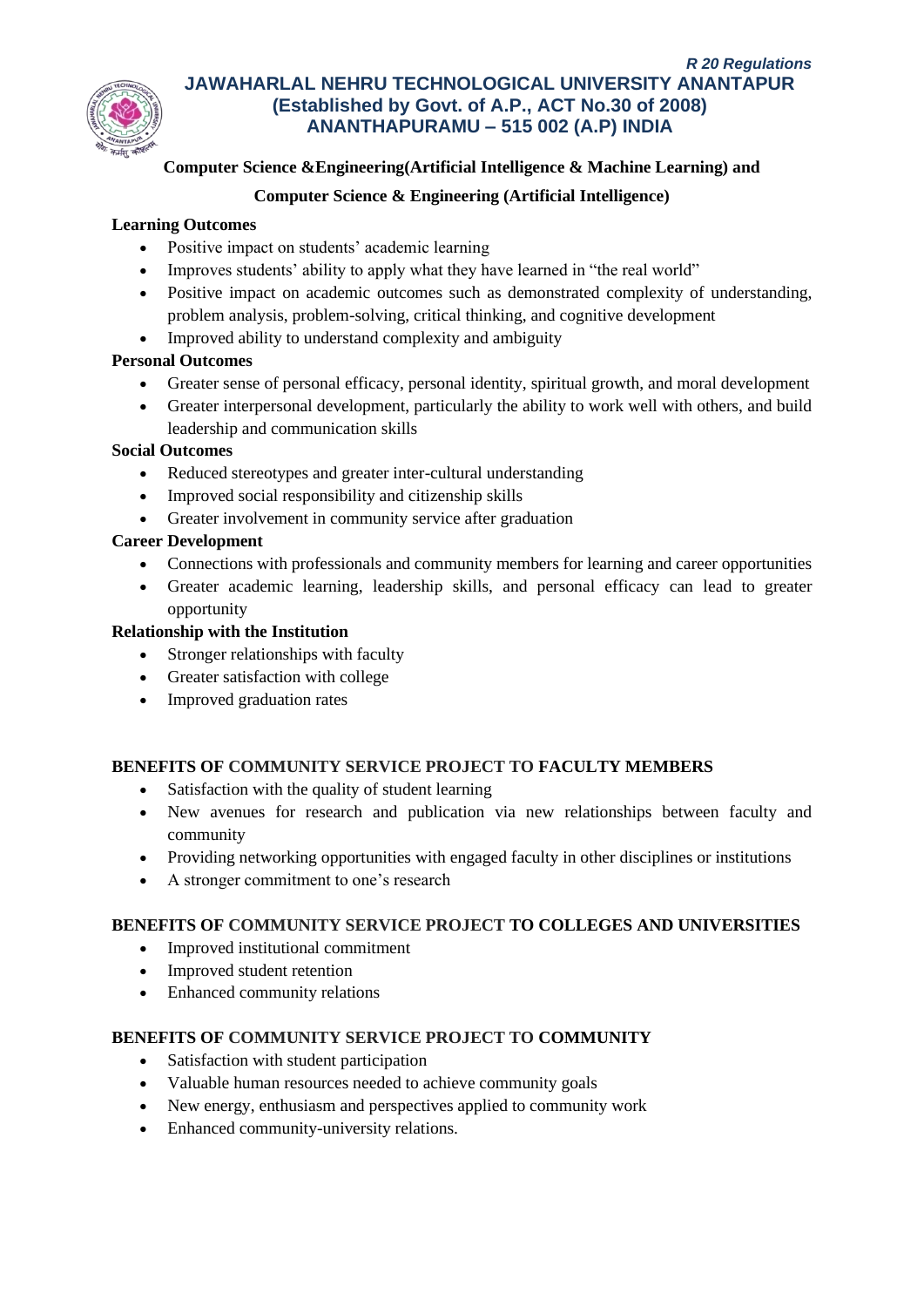**Learning Outcomes**

- Positive impact on students' academic learning
- Improves students' ability to apply what they have learned in "the real world"
- Positive impact on academic outcomes such as demonstrated complexity of understanding, problem analysis, problem-solving, critical thinking, and cognitive development
- Improved ability to understand complexity and ambiguity

**Personal Outcomes**

- Greater sense of personal efficacy, personal identity, spiritual growth, and moral development
- Greater interpersonal development, particularly the ability to work well with others, and build leadership and communication skills

**Social Outcomes**

- Reduced stereotypes and greater inter-cultural understanding
- Improved social responsibility and citizenship skills
- Greater involvement in community service after graduation

**Career Development**

- Connections with professionals and community members for learning and career opportunities
- Greater academic learning, leadership skills, and personal efficacy can lead to greater opportunity

**Relationship with the Institution**

- Stronger relationships with faculty
- Greater satisfaction with college
- Improved graduation rates

## BENEFITS OF COMMUNITY SERVICE PROJECT TO FACULTY MEMBERS

- Satisfaction with the quality of student learning
- New avenues for research and publication via new relationships between faculty and community
- Providing networking opportunities with engaged faculty in other disciplines or institutions
- A stronger commitment to one's research

## BENEFITS OF COMMUNITY SERVICE PROJECT TO COLLEGES AND UNIVERSITIES

- Improved institutional commitment
- Improved student retention
- Enhanced community relations

## BENEFITS OF COMMUNITY SERVICE PROJECT TO COMMUNITY

- Satisfaction with student participation
- Valuable human resources needed to achieve community goals
- New energy, enthusiasm and perspectives applied to community work
- Enhanced community-university relations.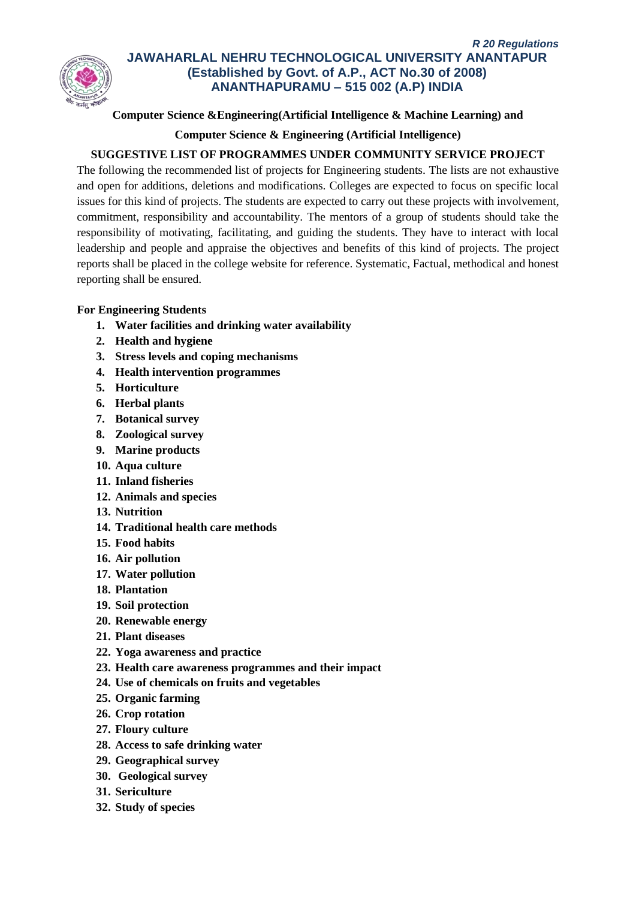*R 20 Regulations*

**JAWAHARLAL NEHRU TECHNOLOGICAL UNIVERSITY ANANTAPUR**
**(Established by Govt. of A.P., ACT No.30 of 2008)**
**ANANTHAPURAMU – 515 002 (A.P) INDIA**

**Computer Science &Engineering(Artificial Intelligence & Machine Learning) and**

**Computer Science & Engineering (Artificial Intelligence)**

## SUGGESTIVE LIST OF PROGRAMMES UNDER COMMUNITY SERVICE PROJECT

The following the recommended list of projects for Engineering students. The lists are not exhaustive and open for additions, deletions and modifications. Colleges are expected to focus on specific local issues for this kind of projects. The students are expected to carry out these projects with involvement, commitment, responsibility and accountability. The mentors of a group of students should take the responsibility of motivating, facilitating, and guiding the students. They have to interact with local leadership and people and appraise the objectives and benefits of this kind of projects. The project reports shall be placed in the college website for reference. Systematic, Factual, methodical and honest reporting shall be ensured.

**For Engineering Students**

1. **Water facilities and drinking water availability**
2. **Health and hygiene**
3. **Stress levels and coping mechanisms**
4. **Health intervention programmes**
5. **Horticulture**
6. **Herbal plants**
7. **Botanical survey**
8. **Zoological survey**
9. **Marine products**
10. **Aqua culture**
11. **Inland fisheries**
12. **Animals and species**
13. **Nutrition**
14. **Traditional health care methods**
15. **Food habits**
16. **Air pollution**
17. **Water pollution**
18. **Plantation**
19. **Soil protection**
20. **Renewable energy**
21. **Plant diseases**
22. **Yoga awareness and practice**
23. **Health care awareness programmes and their impact**
24. **Use of chemicals on fruits and vegetables**
25. **Organic farming**
26. **Crop rotation**
27. **Floury culture**
28. **Access to safe drinking water**
29. **Geographical survey**
30. **Geological survey**
31. **Sericulture**
32. **Study of species**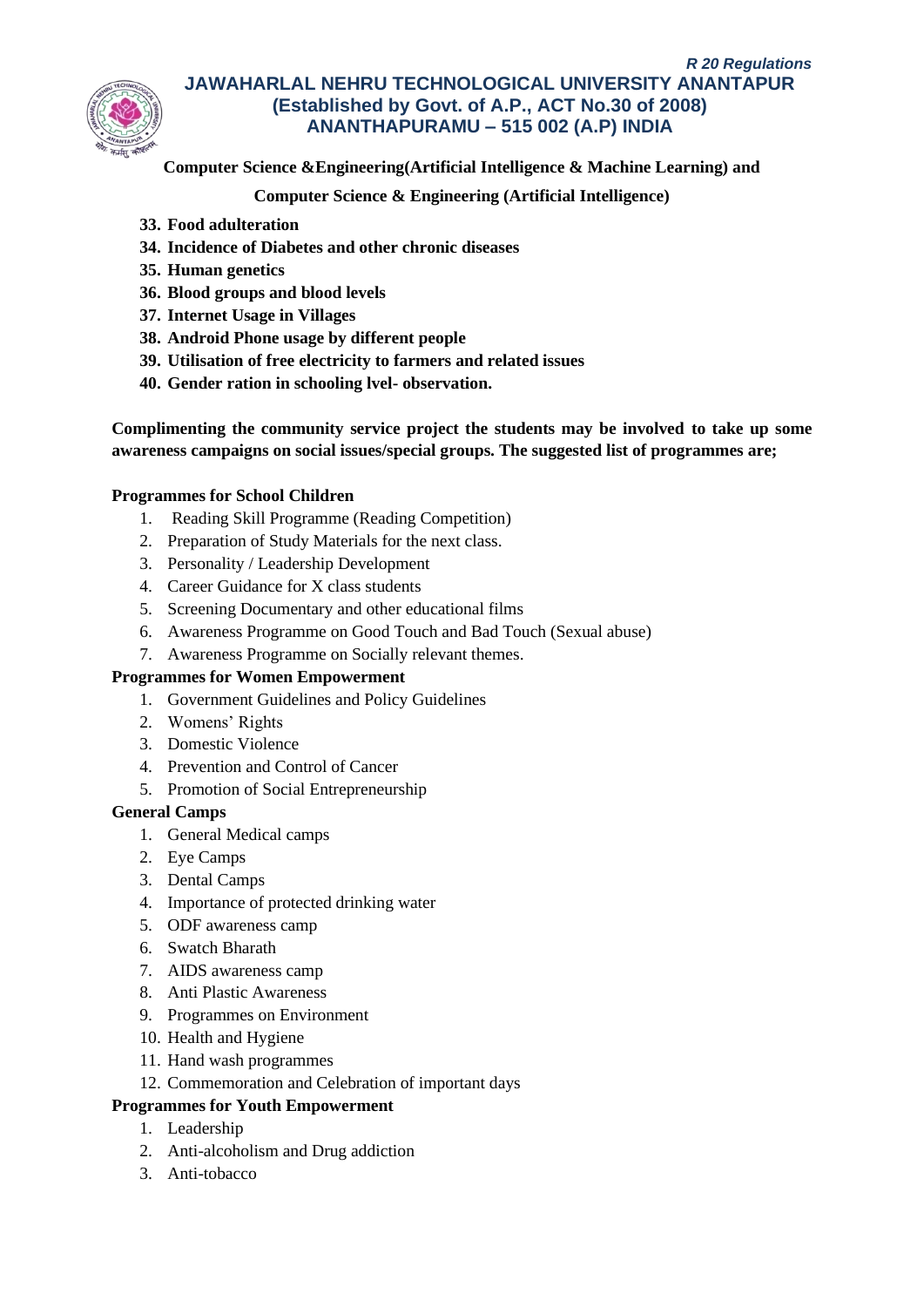**Computer Science &Engineering(Artificial Intelligence & Machine Learning) and**

**Computer Science & Engineering (Artificial Intelligence)**

33. **Food adulteration**
34. **Incidence of Diabetes and other chronic diseases**
35. **Human genetics**
36. **Blood groups and blood levels**
37. **Internet Usage in Villages**
38. **Android Phone usage by different people**
39. **Utilisation of free electricity to farmers and related issues**
40. **Gender ration in schooling lvel- observation.**

**Complimenting the community service project the students may be involved to take up some awareness campaigns on social issues/special groups. The suggested list of programmes are;**

**Programmes for School Children**

1. Reading Skill Programme (Reading Competition)
2. Preparation of Study Materials for the next class.
3. Personality / Leadership Development
4. Career Guidance for X class students
5. Screening Documentary and other educational films
6. Awareness Programme on Good Touch and Bad Touch (Sexual abuse)
7. Awareness Programme on Socially relevant themes.

**Programmes for Women Empowerment**

1. Government Guidelines and Policy Guidelines
2. Womens' Rights
3. Domestic Violence
4. Prevention and Control of Cancer
5. Promotion of Social Entrepreneurship

**General Camps**

1. General Medical camps
2. Eye Camps
3. Dental Camps
4. Importance of protected drinking water
5. ODF awareness camp
6. Swatch Bharath
7. AIDS awareness camp
8. Anti Plastic Awareness
9. Programmes on Environment
10. Health and Hygiene
11. Hand wash programmes
12. Commemoration and Celebration of important days

**Programmes for Youth Empowerment**

1. Leadership
2. Anti-alcoholism and Drug addiction
3. Anti-tobacco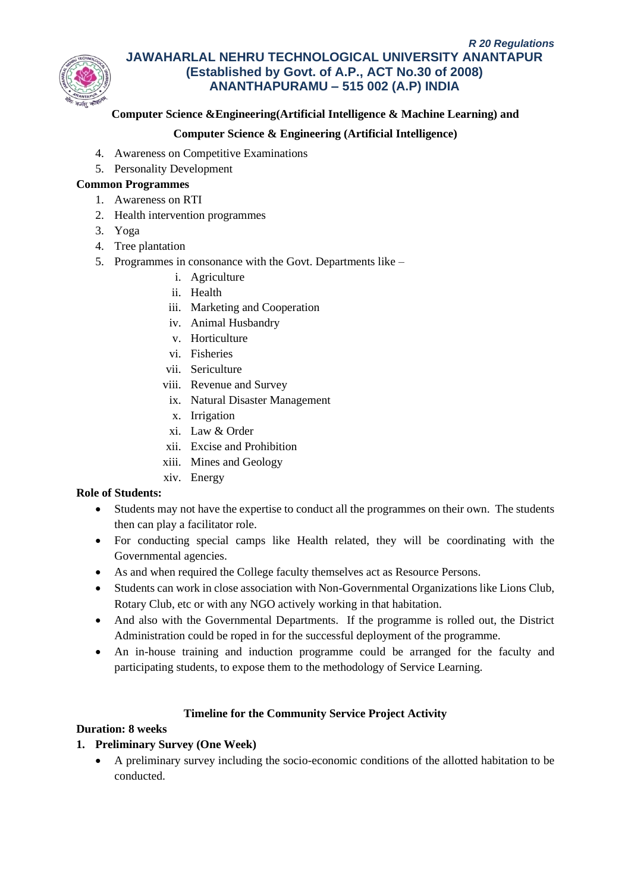4. Awareness on Competitive Examinations
5. Personality Development

**Common Programmes**

1. Awareness on RTI
2. Health intervention programmes
3. Yoga
4. Tree plantation
5. Programmes in consonance with the Govt. Departments like –
   i. Agriculture
   ii. Health
   iii. Marketing and Cooperation
   iv. Animal Husbandry
   v. Horticulture
   vi. Fisheries
   vii. Sericulture
   viii. Revenue and Survey
   ix. Natural Disaster Management
   x. Irrigation
   xi. Law & Order
   xii. Excise and Prohibition
   xiii. Mines and Geology
   xiv. Energy

**Role of Students:**

- Students may not have the expertise to conduct all the programmes on their own. The students then can play a facilitator role.
- For conducting special camps like Health related, they will be coordinating with the Governmental agencies.
- As and when required the College faculty themselves act as Resource Persons.
- Students can work in close association with Non-Governmental Organizations like Lions Club, Rotary Club, etc or with any NGO actively working in that habitation.
- And also with the Governmental Departments. If the programme is rolled out, the District Administration could be roped in for the successful deployment of the programme.
- An in-house training and induction programme could be arranged for the faculty and participating students, to expose them to the methodology of Service Learning.

**Timeline for the Community Service Project Activity**

**Duration: 8 weeks**

**1. Preliminary Survey (One Week)**

- A preliminary survey including the socio-economic conditions of the allotted habitation to be conducted.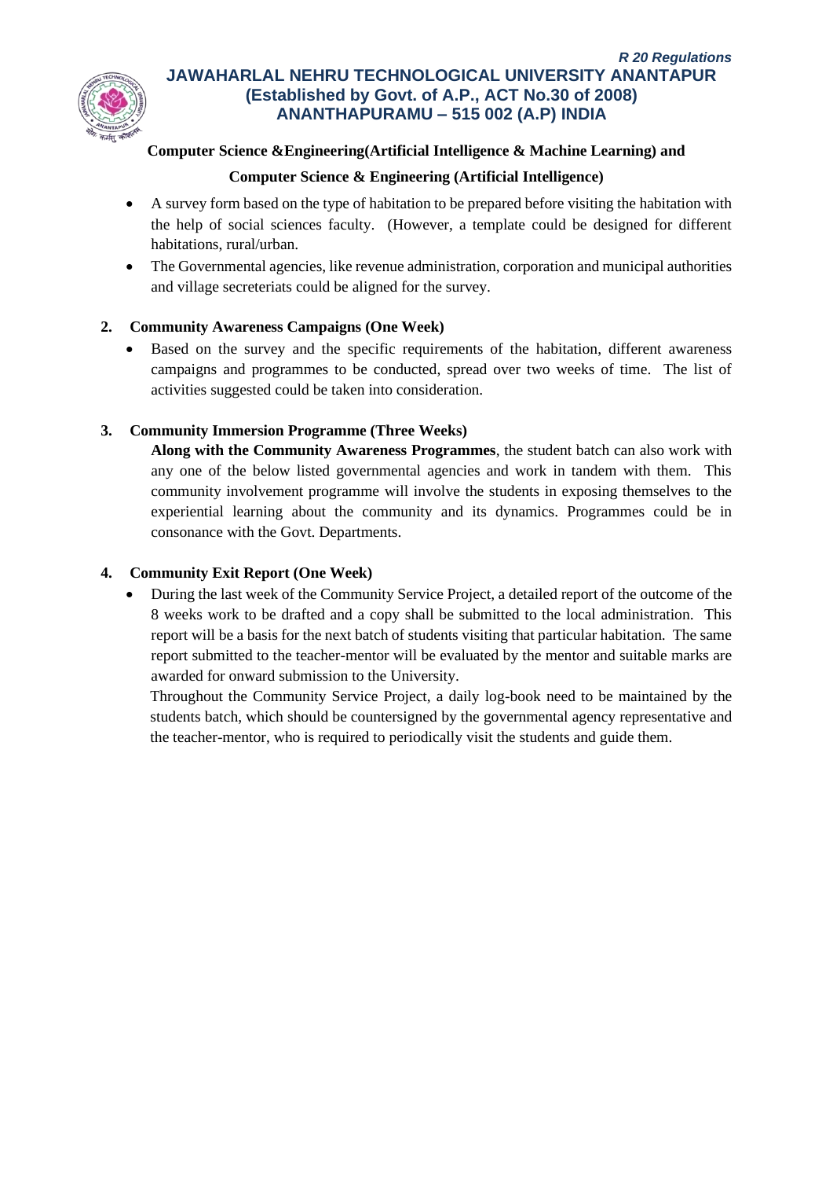**Computer Science &Engineering(Artificial Intelligence & Machine Learning) and**

**Computer Science & Engineering (Artificial Intelligence)**

- A survey form based on the type of habitation to be prepared before visiting the habitation with the help of social sciences faculty. (However, a template could be designed for different habitations, rural/urban.
- The Governmental agencies, like revenue administration, corporation and municipal authorities and village secreteriats could be aligned for the survey.

**2. Community Awareness Campaigns (One Week)**

- Based on the survey and the specific requirements of the habitation, different awareness campaigns and programmes to be conducted, spread over two weeks of time. The list of activities suggested could be taken into consideration.

**3. Community Immersion Programme (Three Weeks)**

**Along with the Community Awareness Programmes**, the student batch can also work with any one of the below listed governmental agencies and work in tandem with them. This community involvement programme will involve the students in exposing themselves to the experiential learning about the community and its dynamics. Programmes could be in consonance with the Govt. Departments.

**4. Community Exit Report (One Week)**

- During the last week of the Community Service Project, a detailed report of the outcome of the 8 weeks work to be drafted and a copy shall be submitted to the local administration. This report will be a basis for the next batch of students visiting that particular habitation. The same report submitted to the teacher-mentor will be evaluated by the mentor and suitable marks are awarded for onward submission to the University.

Throughout the Community Service Project, a daily log-book need to be maintained by the students batch, which should be countersigned by the governmental agency representative and the teacher-mentor, who is required to periodically visit the students and guide them.